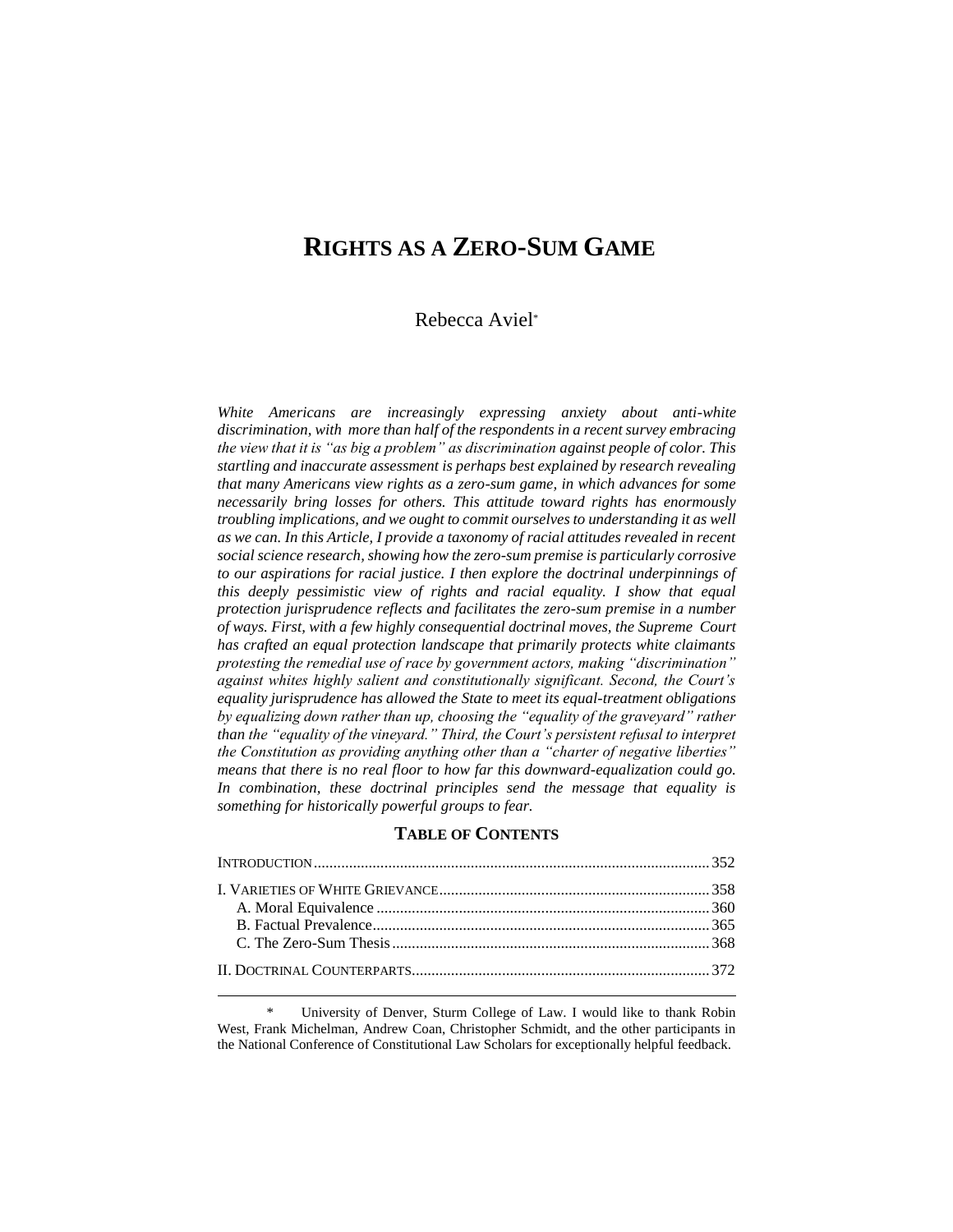# RIGHTS AS A ZERO-SUM GAME

Rebecca Aviel*

*White Americans are increasingly expressing anxiety about anti-white discrimination, with more than half of the respondents in a recent survey embracing the view that it is "as big a problem" as discrimination against people of color. This startling and inaccurate assessment is perhaps best explained by research revealing that many Americans view rights as a zero-sum game, in which advances for some necessarily bring losses for others. This attitude toward rights has enormously troubling implications, and we ought to commit ourselves to understanding it as well as we can. In this Article, I provide a taxonomy of racial attitudes revealed in recent social science research, showing how the zero-sum premise is particularly corrosive to our aspirations for racial justice. I then explore the doctrinal underpinnings of this deeply pessimistic view of rights and racial equality. I show that equal protection jurisprudence reflects and facilitates the zero-sum premise in a number of ways. First, with a few highly consequential doctrinal moves, the Supreme Court has crafted an equal protection landscape that primarily protects white claimants protesting the remedial use of race by government actors, making "discrimination" against whites highly salient and constitutionally significant. Second, the Court's equality jurisprudence has allowed the State to meet its equal-treatment obligations by equalizing down rather than up, choosing the "equality of the graveyard" rather than the "equality of the vineyard." Third, the Court's persistent refusal to interpret the Constitution as providing anything other than a "charter of negative liberties" means that there is no real floor to how far this downward-equalization could go. In combination, these doctrinal principles send the message that equality is something for historically powerful groups to fear.*

## TABLE OF CONTENTS

| | |
|---|---|
| INTRODUCTION | 352 |
| I. VARIETIES OF WHITE GRIEVANCE | 358 |
| A. Moral Equivalence | 360 |
| B. Factual Prevalence | 365 |
| C. The Zero-Sum Thesis | 368 |
| II. DOCTRINAL COUNTERPARTS | 372 |

\* University of Denver, Sturm College of Law. I would like to thank Robin West, Frank Michelman, Andrew Coan, Christopher Schmidt, and the other participants in the National Conference of Constitutional Law Scholars for exceptionally helpful feedback.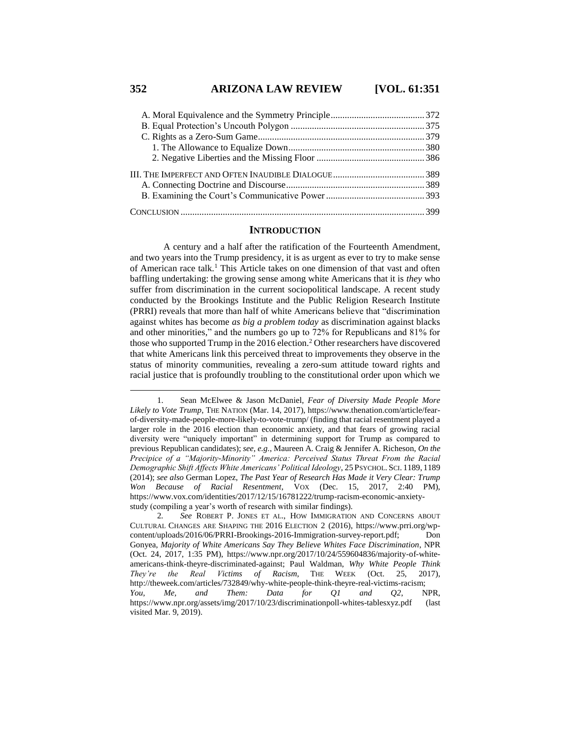A. Moral Equivalence and the Symmetry Principle........................................372
B. Equal Protection's Uncouth Polygon .........................................................375
C. Rights as a Zero-Sum Game......................................................................379
1. The Allowance to Equalize Down..........................................................380
2. Negative Liberties and the Missing Floor .............................................386

III. THE IMPERFECT AND OFTEN INAUDIBLE DIALOGUE.......................................389
A. Connecting Doctrine and Discourse..........................................................389
B. Examining the Court's Communicative Power..........................................393

CONCLUSION.......................................................................................................399

## INTRODUCTION

A century and a half after the ratification of the Fourteenth Amendment, and two years into the Trump presidency, it is as urgent as ever to try to make sense of American race talk.[1] This Article takes on one dimension of that vast and often baffling undertaking: the growing sense among white Americans that it is *they* who suffer from discrimination in the current sociopolitical landscape. A recent study conducted by the Brookings Institute and the Public Religion Research Institute (PRRI) reveals that more than half of white Americans believe that "discrimination against whites has become *as big a problem today* as discrimination against blacks and other minorities," and the numbers go up to 72% for Republicans and 81% for those who supported Trump in the 2016 election.[2] Other researchers have discovered that white Americans link this perceived threat to improvements they observe in the status of minority communities, revealing a zero-sum attitude toward rights and racial justice that is profoundly troubling to the constitutional order upon which we

---

1. Sean McElwee & Jason McDaniel, *Fear of Diversity Made People More Likely to Vote Trump*, THE NATION (Mar. 14, 2017), https://www.thenation.com/article/fear-of-diversity-made-people-more-likely-to-vote-trump/ (finding that racial resentment played a larger role in the 2016 election than economic anxiety, and that fears of growing racial diversity were "uniquely important" in determining support for Trump as compared to previous Republican candidates); *see, e.g.*, Maureen A. Craig & Jennifer A. Richeson, *On the Precipice of a "Majority-Minority" America: Perceived Status Threat From the Racial Demographic Shift Affects White Americans' Political Ideology*, 25 PSYCHOL. SCI. 1189, 1189 (2014); *see also* German Lopez, *The Past Year of Research Has Made it Very Clear: Trump Won Because of Racial Resentment*, VOX (Dec. 15, 2017, 2:40 PM), https://www.vox.com/identities/2017/12/15/16781222/trump-racism-economic-anxiety-study (compiling a year's worth of research with similar findings).

2. *See* ROBERT P. JONES ET AL., HOW IMMIGRATION AND CONCERNS ABOUT CULTURAL CHANGES ARE SHAPING THE 2016 ELECTION 2 (2016), https://www.prri.org/wp-content/uploads/2016/06/PRRI-Brookings-2016-Immigration-survey-report.pdf; Don Gonyea, *Majority of White Americans Say They Believe Whites Face Discrimination*, NPR (Oct. 24, 2017, 1:35 PM), https://www.npr.org/2017/10/24/559604836/majority-of-white-americans-think-theyre-discriminated-against; Paul Waldman, *Why White People Think They're the Real Victims of Racism*, THE WEEK (Oct. 25, 2017), http://theweek.com/articles/732849/why-white-people-think-theyre-real-victims-racism; *You, Me, and Them: Data for Q1 and Q2*, NPR, https://www.npr.org/assets/img/2017/10/23/discriminationpoll-whites-tablesxyz.pdf (last visited Mar. 9, 2019).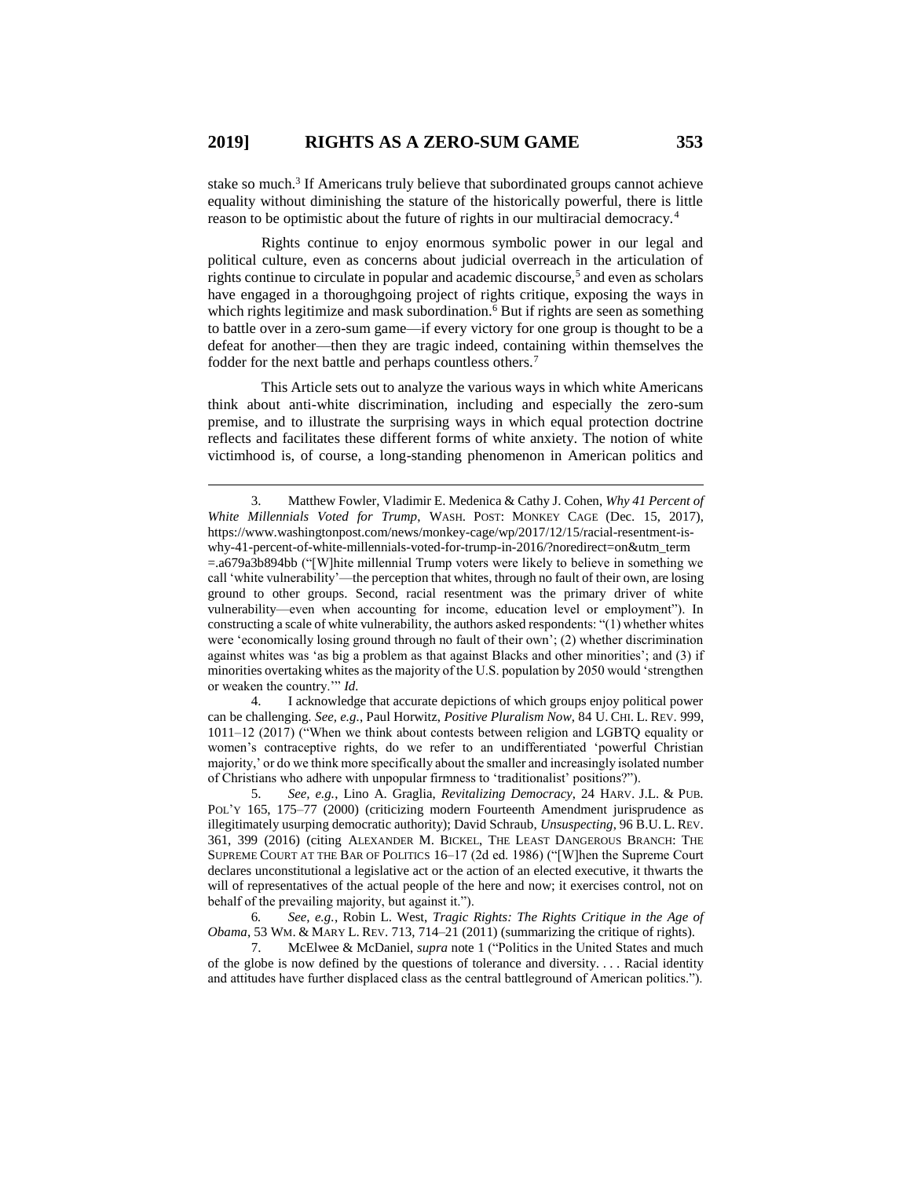stake so much.[3] If Americans truly believe that subordinated groups cannot achieve equality without diminishing the stature of the historically powerful, there is little reason to be optimistic about the future of rights in our multiracial democracy.[4]

Rights continue to enjoy enormous symbolic power in our legal and political culture, even as concerns about judicial overreach in the articulation of rights continue to circulate in popular and academic discourse,[5] and even as scholars have engaged in a thoroughgoing project of rights critique, exposing the ways in which rights legitimize and mask subordination.[6] But if rights are seen as something to battle over in a zero-sum game—if every victory for one group is thought to be a defeat for another—then they are tragic indeed, containing within themselves the fodder for the next battle and perhaps countless others.[7]

This Article sets out to analyze the various ways in which white Americans think about anti-white discrimination, including and especially the zero-sum premise, and to illustrate the surprising ways in which equal protection doctrine reflects and facilitates these different forms of white anxiety. The notion of white victimhood is, of course, a long-standing phenomenon in American politics and

---

3. Matthew Fowler, Vladimir E. Medenica & Cathy J. Cohen, *Why 41 Percent of White Millennials Voted for Trump*, WASH. POST: MONKEY CAGE (Dec. 15, 2017), https://www.washingtonpost.com/news/monkey-cage/wp/2017/12/15/racial-resentment-is-why-41-percent-of-white-millennials-voted-for-trump-in-2016/?noredirect=on&utm_term=.a679a3b894bb ("[W]hite millennial Trump voters were likely to believe in something we call 'white vulnerability'—the perception that whites, through no fault of their own, are losing ground to other groups. Second, racial resentment was the primary driver of white vulnerability—even when accounting for income, education level or employment"). In constructing a scale of white vulnerability, the authors asked respondents: "(1) whether whites were 'economically losing ground through no fault of their own'; (2) whether discrimination against whites was 'as big a problem as that against Blacks and other minorities'; and (3) if minorities overtaking whites as the majority of the U.S. population by 2050 would 'strengthen or weaken the country.'" *Id.*

4. I acknowledge that accurate depictions of which groups enjoy political power can be challenging. *See, e.g.*, Paul Horwitz, *Positive Pluralism Now*, 84 U. CHI. L. REV. 999, 1011–12 (2017) ("When we think about contests between religion and LGBTQ equality or women's contraceptive rights, do we refer to an undifferentiated 'powerful Christian majority,' or do we think more specifically about the smaller and increasingly isolated number of Christians who adhere with unpopular firmness to 'traditionalist' positions?").

5. *See, e.g.*, Lino A. Graglia, *Revitalizing Democracy*, 24 HARV. J.L. & PUB. POL'Y 165, 175–77 (2000) (criticizing modern Fourteenth Amendment jurisprudence as illegitimately usurping democratic authority); David Schraub, *Unsuspecting*, 96 B.U. L. REV. 361, 399 (2016) (citing ALEXANDER M. BICKEL, THE LEAST DANGEROUS BRANCH: THE SUPREME COURT AT THE BAR OF POLITICS 16–17 (2d ed. 1986) ("[W]hen the Supreme Court declares unconstitutional a legislative act or the action of an elected executive, it thwarts the will of representatives of the actual people of the here and now; it exercises control, not on behalf of the prevailing majority, but against it.").

6. *See, e.g.*, Robin L. West, *Tragic Rights: The Rights Critique in the Age of Obama*, 53 WM. & MARY L. REV. 713, 714–21 (2011) (summarizing the critique of rights).

7. McElwee & McDaniel, *supra* note 1 ("Politics in the United States and much of the globe is now defined by the questions of tolerance and diversity. . . . Racial identity and attitudes have further displaced class as the central battleground of American politics.").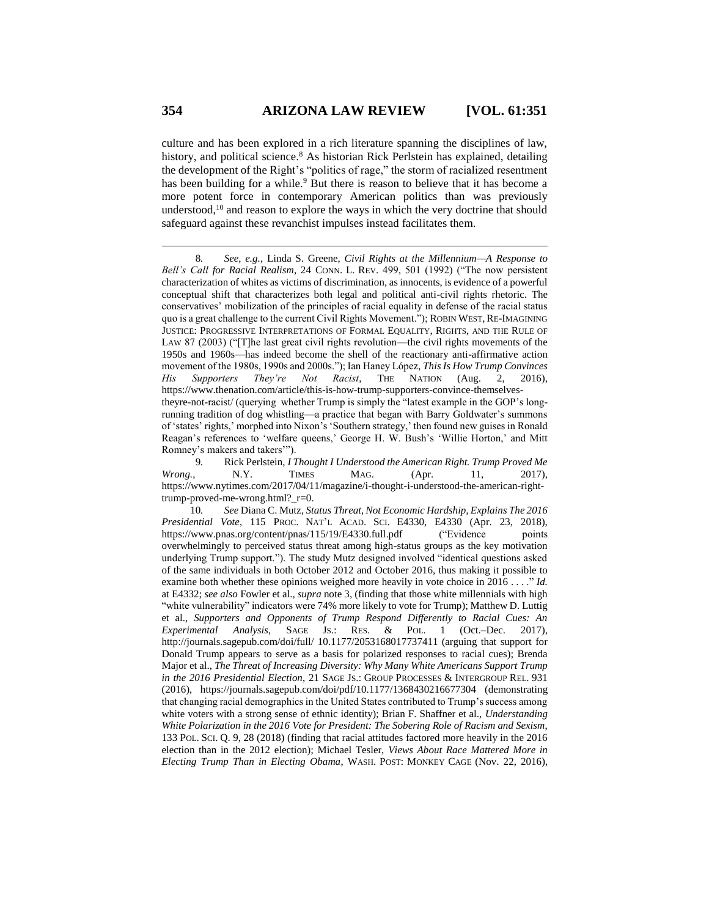culture and has been explored in a rich literature spanning the disciplines of law, history, and political science.[8] As historian Rick Perlstein has explained, detailing the development of the Right's "politics of rage," the storm of racialized resentment has been building for a while.[9] But there is reason to believe that it has become a more potent force in contemporary American politics than was previously understood,[10] and reason to explore the ways in which the very doctrine that should safeguard against these revanchist impulses instead facilitates them.

---

8. *See, e.g.*, Linda S. Greene, *Civil Rights at the Millennium—A Response to Bell's Call for Racial Realism*, 24 CONN. L. REV. 499, 501 (1992) ("The now persistent characterization of whites as victims of discrimination, as innocents, is evidence of a powerful conceptual shift that characterizes both legal and political anti-civil rights rhetoric. The conservatives' mobilization of the principles of racial equality in defense of the racial status quo is a great challenge to the current Civil Rights Movement."); ROBIN WEST, RE-IMAGINING JUSTICE: PROGRESSIVE INTERPRETATIONS OF FORMAL EQUALITY, RIGHTS, AND THE RULE OF LAW 87 (2003) ("[T]he last great civil rights revolution—the civil rights movements of the 1950s and 1960s—has indeed become the shell of the reactionary anti-affirmative action movement of the 1980s, 1990s and 2000s."); Ian Haney López, *This Is How Trump Convinces His Supporters They're Not Racist*, THE NATION (Aug. 2, 2016), https://www.thenation.com/article/this-is-how-trump-supporters-convince-themselves-theyre-not-racist/ (querying whether Trump is simply the "latest example in the GOP's long-running tradition of dog whistling—a practice that began with Barry Goldwater's summons of 'states' rights,' morphed into Nixon's 'Southern strategy,' then found new guises in Ronald Reagan's references to 'welfare queens,' George H. W. Bush's 'Willie Horton,' and Mitt Romney's makers and takers'").

9. Rick Perlstein, *I Thought I Understood the American Right. Trump Proved Me Wrong.*, N.Y. TIMES MAG. (Apr. 11, 2017), https://www.nytimes.com/2017/04/11/magazine/i-thought-i-understood-the-american-right-trump-proved-me-wrong.html?_r=0.

10. *See* Diana C. Mutz, *Status Threat, Not Economic Hardship, Explains The 2016 Presidential Vote*, 115 PROC. NAT'L ACAD. SCI. E4330, E4330 (Apr. 23, 2018), https://www.pnas.org/content/pnas/115/19/E4330.full.pdf ("Evidence points overwhelmingly to perceived status threat among high-status groups as the key motivation underlying Trump support."). The study Mutz designed involved "identical questions asked of the same individuals in both October 2012 and October 2016, thus making it possible to examine both whether these opinions weighed more heavily in vote choice in 2016 . . . ." *Id.* at E4332; *see also* Fowler et al., *supra* note 3, (finding that those white millennials with high "white vulnerability" indicators were 74% more likely to vote for Trump); Matthew D. Luttig et al., *Supporters and Opponents of Trump Respond Differently to Racial Cues: An Experimental Analysis*, SAGE JS.: RES. & POL. 1 (Oct.–Dec. 2017), http://journals.sagepub.com/doi/full/ 10.1177/2053168017737411 (arguing that support for Donald Trump appears to serve as a basis for polarized responses to racial cues); Brenda Major et al., *The Threat of Increasing Diversity: Why Many White Americans Support Trump in the 2016 Presidential Election*, 21 SAGE JS.: GROUP PROCESSES & INTERGROUP REL. 931 (2016), https://journals.sagepub.com/doi/pdf/10.1177/1368430216677304 (demonstrating that changing racial demographics in the United States contributed to Trump's success among white voters with a strong sense of ethnic identity); Brian F. Shaffner et al., *Understanding White Polarization in the 2016 Vote for President: The Sobering Role of Racism and Sexism*, 133 POL. SCI. Q. 9, 28 (2018) (finding that racial attitudes factored more heavily in the 2016 election than in the 2012 election); Michael Tesler, *Views About Race Mattered More in Electing Trump Than in Electing Obama*, WASH. POST: MONKEY CAGE (Nov. 22, 2016),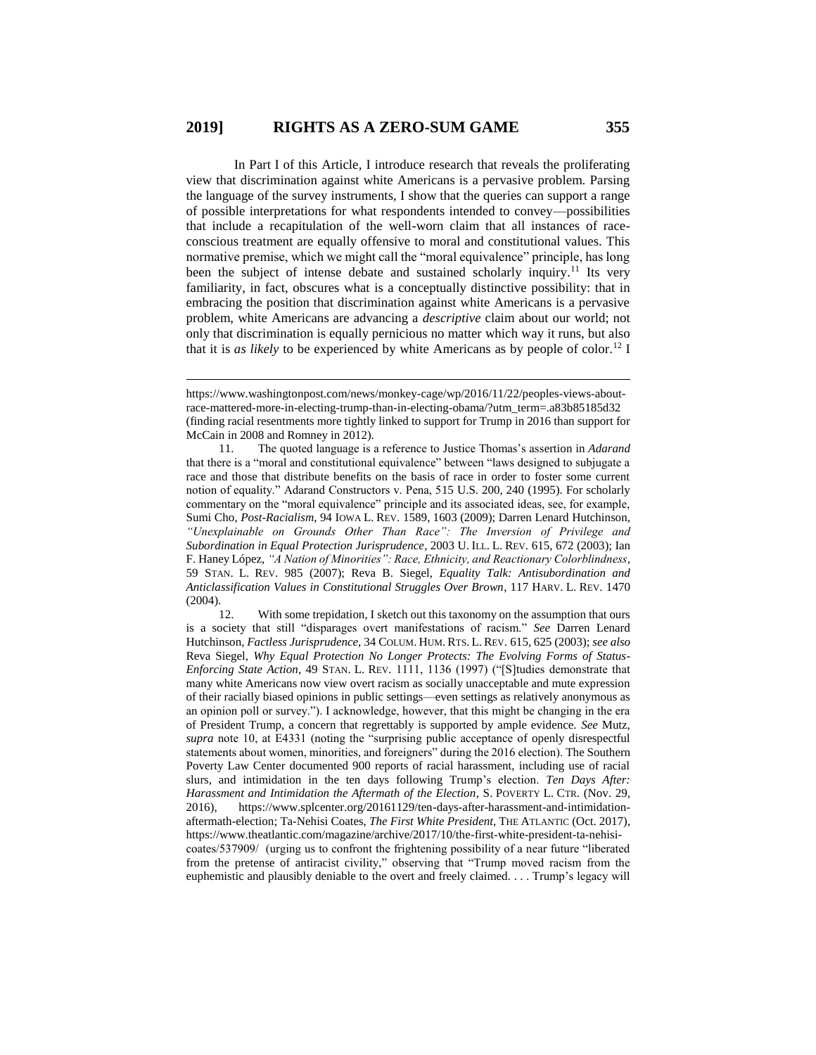In Part I of this Article, I introduce research that reveals the proliferating view that discrimination against white Americans is a pervasive problem. Parsing the language of the survey instruments, I show that the queries can support a range of possible interpretations for what respondents intended to convey—possibilities that include a recapitulation of the well-worn claim that all instances of race-conscious treatment are equally offensive to moral and constitutional values. This normative premise, which we might call the "moral equivalence" principle, has long been the subject of intense debate and sustained scholarly inquiry.[11] Its very familiarity, in fact, obscures what is a conceptually distinctive possibility: that in embracing the position that discrimination against white Americans is a pervasive problem, white Americans are advancing a *descriptive* claim about our world; not only that discrimination is equally pernicious no matter which way it runs, but also that it is *as likely* to be experienced by white Americans as by people of color.[12] I

---

https://www.washingtonpost.com/news/monkey-cage/wp/2016/11/22/peoples-views-about-race-mattered-more-in-electing-trump-than-in-electing-obama/?utm_term=.a83b85185d32 (finding racial resentments more tightly linked to support for Trump in 2016 than support for McCain in 2008 and Romney in 2012).

11. The quoted language is a reference to Justice Thomas's assertion in *Adarand* that there is a "moral and constitutional equivalence" between "laws designed to subjugate a race and those that distribute benefits on the basis of race in order to foster some current notion of equality." Adarand Constructors v. Pena, 515 U.S. 200, 240 (1995). For scholarly commentary on the "moral equivalence" principle and its associated ideas, see, for example, Sumi Cho, *Post-Racialism*, 94 IOWA L. REV. 1589, 1603 (2009); Darren Lenard Hutchinson, *"Unexplainable on Grounds Other Than Race": The Inversion of Privilege and Subordination in Equal Protection Jurisprudence*, 2003 U. ILL. L. REV. 615, 672 (2003); Ian F. Haney López, *"A Nation of Minorities": Race, Ethnicity, and Reactionary Colorblindness*, 59 STAN. L. REV. 985 (2007); Reva B. Siegel, *Equality Talk: Antisubordination and Anticlassification Values in Constitutional Struggles Over Brown*, 117 HARV. L. REV. 1470 (2004).

12. With some trepidation, I sketch out this taxonomy on the assumption that ours is a society that still "disparages overt manifestations of racism." *See* Darren Lenard Hutchinson, *Factless Jurisprudence*, 34 COLUM. HUM. RTS. L. REV. 615, 625 (2003); *see also* Reva Siegel, *Why Equal Protection No Longer Protects: The Evolving Forms of Status-Enforcing State Action*, 49 STAN. L. REV. 1111, 1136 (1997) ("[S]tudies demonstrate that many white Americans now view overt racism as socially unacceptable and mute expression of their racially biased opinions in public settings—even settings as relatively anonymous as an opinion poll or survey."). I acknowledge, however, that this might be changing in the era of President Trump, a concern that regrettably is supported by ample evidence. *See* Mutz, *supra* note 10, at E4331 (noting the "surprising public acceptance of openly disrespectful statements about women, minorities, and foreigners" during the 2016 election). The Southern Poverty Law Center documented 900 reports of racial harassment, including use of racial slurs, and intimidation in the ten days following Trump's election. *Ten Days After: Harassment and Intimidation the Aftermath of the Election*, S. POVERTY L. CTR. (Nov. 29, 2016), https://www.splcenter.org/20161129/ten-days-after-harassment-and-intimidation-aftermath-election; Ta-Nehisi Coates, *The First White President*, THE ATLANTIC (Oct. 2017), https://www.theatlantic.com/magazine/archive/2017/10/the-first-white-president-ta-nehisi-coates/537909/ (urging us to confront the frightening possibility of a near future "liberated from the pretense of antiracist civility," observing that "Trump moved racism from the euphemistic and plausibly deniable to the overt and freely claimed. . . . Trump's legacy will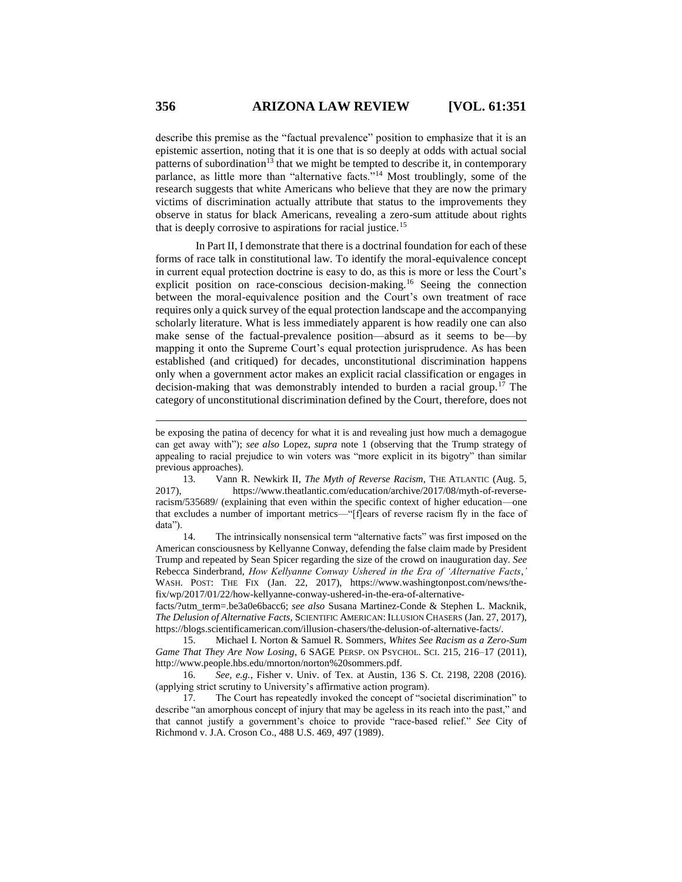describe this premise as the "factual prevalence" position to emphasize that it is an epistemic assertion, noting that it is one that is so deeply at odds with actual social patterns of subordination[13] that we might be tempted to describe it, in contemporary parlance, as little more than "alternative facts."[14] Most troublingly, some of the research suggests that white Americans who believe that they are now the primary victims of discrimination actually attribute that status to the improvements they observe in status for black Americans, revealing a zero-sum attitude about rights that is deeply corrosive to aspirations for racial justice.[15]

In Part II, I demonstrate that there is a doctrinal foundation for each of these forms of race talk in constitutional law. To identify the moral-equivalence concept in current equal protection doctrine is easy to do, as this is more or less the Court's explicit position on race-conscious decision-making.[16] Seeing the connection between the moral-equivalence position and the Court's own treatment of race requires only a quick survey of the equal protection landscape and the accompanying scholarly literature. What is less immediately apparent is how readily one can also make sense of the factual-prevalence position—absurd as it seems to be—by mapping it onto the Supreme Court's equal protection jurisprudence. As has been established (and critiqued) for decades, unconstitutional discrimination happens only when a government actor makes an explicit racial classification or engages in decision-making that was demonstrably intended to burden a racial group.[17] The category of unconstitutional discrimination defined by the Court, therefore, does not

---

be exposing the patina of decency for what it is and revealing just how much a demagogue can get away with"); *see also* Lopez, *supra* note 1 (observing that the Trump strategy of appealing to racial prejudice to win voters was "more explicit in its bigotry" than similar previous approaches).

13. Vann R. Newkirk II, *The Myth of Reverse Racism*, THE ATLANTIC (Aug. 5, 2017), https://www.theatlantic.com/education/archive/2017/08/myth-of-reverse-racism/535689/ (explaining that even within the specific context of higher education—one that excludes a number of important metrics—"[f]ears of reverse racism fly in the face of data").

14. The intrinsically nonsensical term "alternative facts" was first imposed on the American consciousness by Kellyanne Conway, defending the false claim made by President Trump and repeated by Sean Spicer regarding the size of the crowd on inauguration day. *See* Rebecca Sinderbrand, *How Kellyanne Conway Ushered in the Era of 'Alternative Facts*,*'* WASH. POST: THE FIX (Jan. 22, 2017), https://www.washingtonpost.com/news/the-fix/wp/2017/01/22/how-kellyanne-conway-ushered-in-the-era-of-alternative-facts/?utm_term=.be3a0e6bacc6; *see also* Susana Martinez-Conde & Stephen L. Macknik, *The Delusion of Alternative Facts*, SCIENTIFIC AMERICAN: ILLUSION CHASERS (Jan. 27, 2017), https://blogs.scientificamerican.com/illusion-chasers/the-delusion-of-alternative-facts/.

15. Michael I. Norton & Samuel R. Sommers, *Whites See Racism as a Zero-Sum Game That They Are Now Losing*, 6 SAGE PERSP. ON PSYCHOL. SCI. 215, 216–17 (2011), http://www.people.hbs.edu/mnorton/norton%20sommers.pdf.

16. *See, e.g.*, Fisher v. Univ. of Tex. at Austin, 136 S. Ct. 2198, 2208 (2016). (applying strict scrutiny to University's affirmative action program).

17. The Court has repeatedly invoked the concept of "societal discrimination" to describe "an amorphous concept of injury that may be ageless in its reach into the past," and that cannot justify a government's choice to provide "race-based relief." *See* City of Richmond v. J.A. Croson Co., 488 U.S. 469, 497 (1989).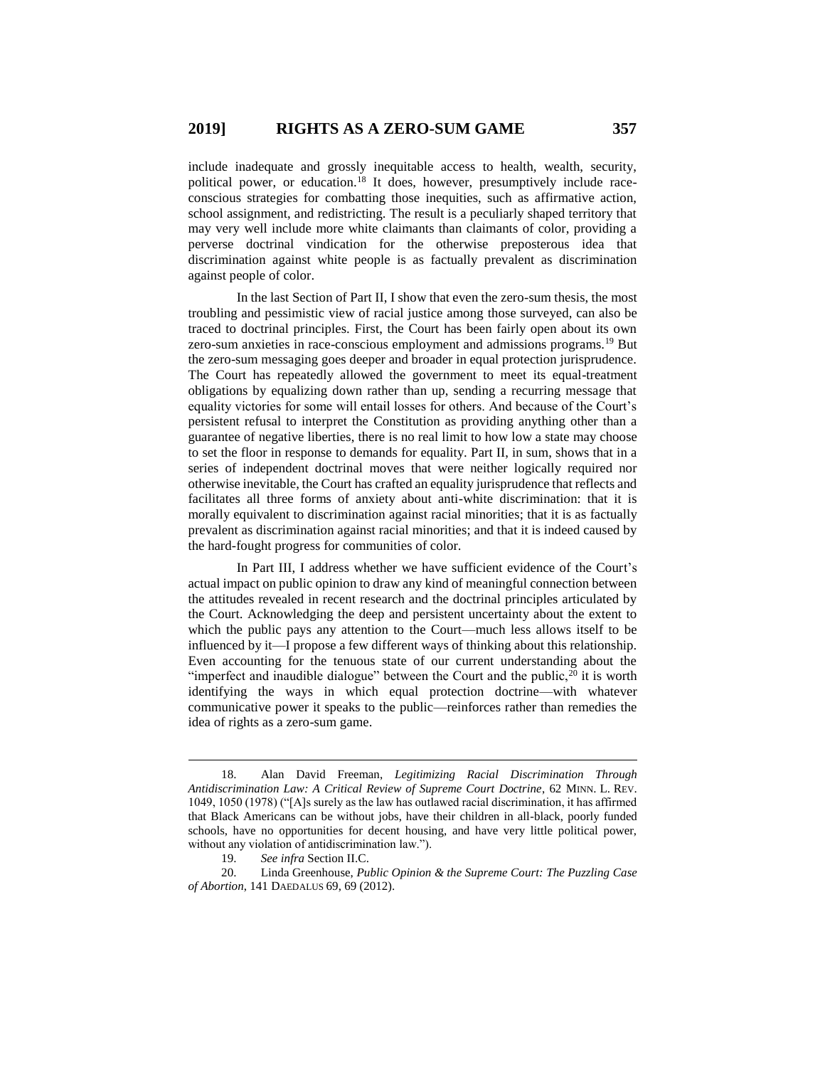include inadequate and grossly inequitable access to health, wealth, security, political power, or education.[18] It does, however, presumptively include race-conscious strategies for combatting those inequities, such as affirmative action, school assignment, and redistricting. The result is a peculiarly shaped territory that may very well include more white claimants than claimants of color, providing a perverse doctrinal vindication for the otherwise preposterous idea that discrimination against white people is as factually prevalent as discrimination against people of color.

In the last Section of Part II, I show that even the zero-sum thesis, the most troubling and pessimistic view of racial justice among those surveyed, can also be traced to doctrinal principles. First, the Court has been fairly open about its own zero-sum anxieties in race-conscious employment and admissions programs.[19] But the zero-sum messaging goes deeper and broader in equal protection jurisprudence. The Court has repeatedly allowed the government to meet its equal-treatment obligations by equalizing down rather than up, sending a recurring message that equality victories for some will entail losses for others. And because of the Court's persistent refusal to interpret the Constitution as providing anything other than a guarantee of negative liberties, there is no real limit to how low a state may choose to set the floor in response to demands for equality. Part II, in sum, shows that in a series of independent doctrinal moves that were neither logically required nor otherwise inevitable, the Court has crafted an equality jurisprudence that reflects and facilitates all three forms of anxiety about anti-white discrimination: that it is morally equivalent to discrimination against racial minorities; that it is as factually prevalent as discrimination against racial minorities; and that it is indeed caused by the hard-fought progress for communities of color.

In Part III, I address whether we have sufficient evidence of the Court's actual impact on public opinion to draw any kind of meaningful connection between the attitudes revealed in recent research and the doctrinal principles articulated by the Court. Acknowledging the deep and persistent uncertainty about the extent to which the public pays any attention to the Court—much less allows itself to be influenced by it—I propose a few different ways of thinking about this relationship. Even accounting for the tenuous state of our current understanding about the "imperfect and inaudible dialogue" between the Court and the public,[20] it is worth identifying the ways in which equal protection doctrine—with whatever communicative power it speaks to the public—reinforces rather than remedies the idea of rights as a zero-sum game.

---

18. Alan David Freeman, *Legitimizing Racial Discrimination Through Antidiscrimination Law: A Critical Review of Supreme Court Doctrine*, 62 MINN. L. REV. 1049, 1050 (1978) ("[A]s surely as the law has outlawed racial discrimination, it has affirmed that Black Americans can be without jobs, have their children in all-black, poorly funded schools, have no opportunities for decent housing, and have very little political power, without any violation of antidiscrimination law.").

19. *See infra* Section II.C.

20. Linda Greenhouse, *Public Opinion & the Supreme Court: The Puzzling Case of Abortion*, 141 DAEDALUS 69, 69 (2012).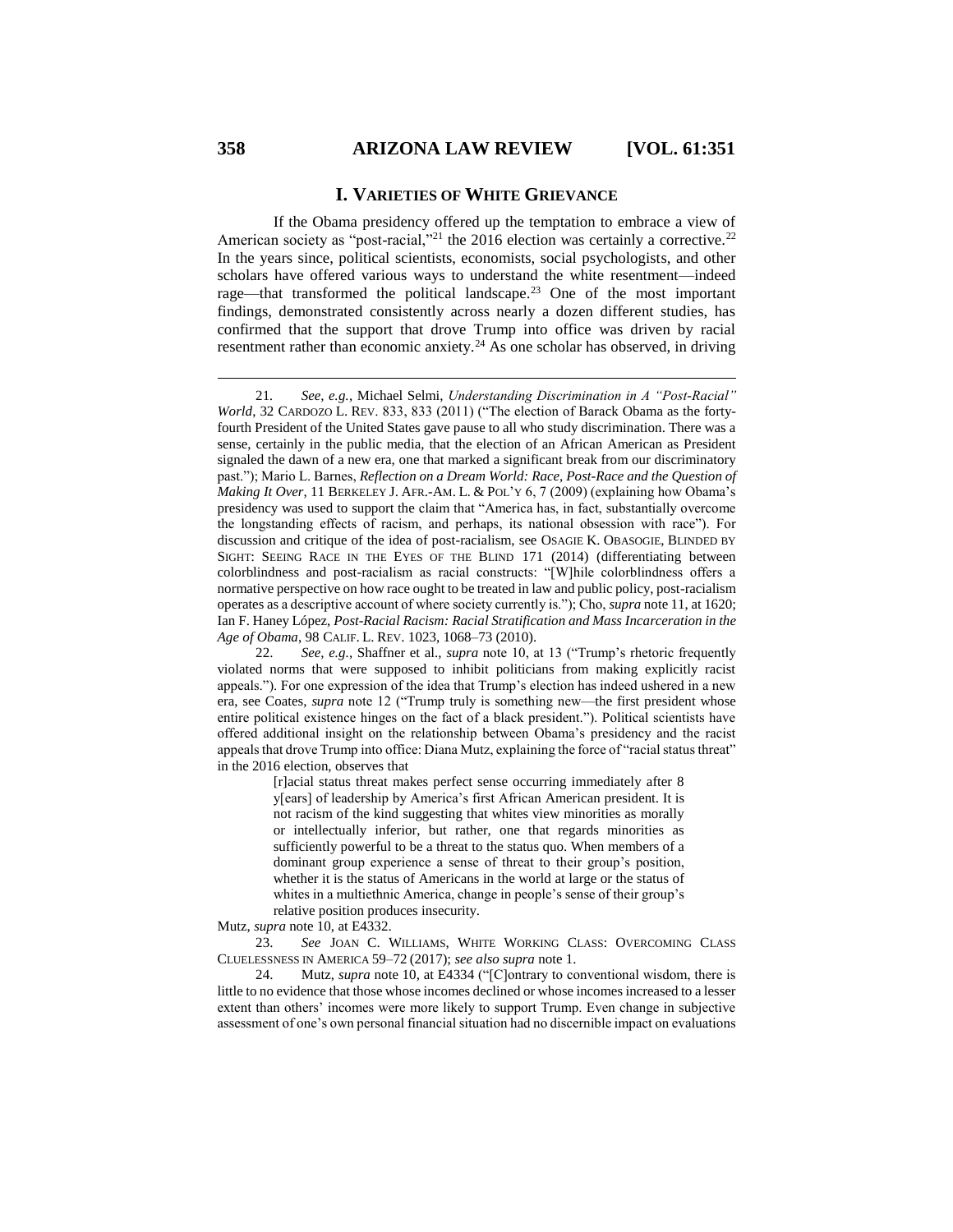## I. VARIETIES OF WHITE GRIEVANCE

If the Obama presidency offered up the temptation to embrace a view of American society as "post-racial,"[21] the 2016 election was certainly a corrective.[22] In the years since, political scientists, economists, social psychologists, and other scholars have offered various ways to understand the white resentment—indeed rage—that transformed the political landscape.[23] One of the most important findings, demonstrated consistently across nearly a dozen different studies, has confirmed that the support that drove Trump into office was driven by racial resentment rather than economic anxiety.[24] As one scholar has observed, in driving

---

21. *See, e.g.*, Michael Selmi, *Understanding Discrimination in A "Post-Racial" World*, 32 CARDOZO L. REV. 833, 833 (2011) ("The election of Barack Obama as the forty-fourth President of the United States gave pause to all who study discrimination. There was a sense, certainly in the public media, that the election of an African American as President signaled the dawn of a new era, one that marked a significant break from our discriminatory past."); Mario L. Barnes, *Reflection on a Dream World: Race, Post-Race and the Question of Making It Over*, 11 BERKELEY J. AFR.-AM. L. & POL'Y 6, 7 (2009) (explaining how Obama's presidency was used to support the claim that "America has, in fact, substantially overcome the longstanding effects of racism, and perhaps, its national obsession with race"). For discussion and critique of the idea of post-racialism, see OSAGIE K. OBASOGIE, BLINDED BY SIGHT: SEEING RACE IN THE EYES OF THE BLIND 171 (2014) (differentiating between colorblindness and post-racialism as racial constructs: "[W]hile colorblindness offers a normative perspective on how race ought to be treated in law and public policy, post-racialism operates as a descriptive account of where society currently is."); Cho, *supra* note 11, at 1620; Ian F. Haney López, *Post-Racial Racism: Racial Stratification and Mass Incarceration in the Age of Obama*, 98 CALIF. L. REV. 1023, 1068–73 (2010).

22. *See, e.g.*, Shaffner et al., *supra* note 10, at 13 ("Trump's rhetoric frequently violated norms that were supposed to inhibit politicians from making explicitly racist appeals."). For one expression of the idea that Trump's election has indeed ushered in a new era, see Coates, *supra* note 12 ("Trump truly is something new—the first president whose entire political existence hinges on the fact of a black president."). Political scientists have offered additional insight on the relationship between Obama's presidency and the racist appeals that drove Trump into office: Diana Mutz, explaining the force of "racial status threat" in the 2016 election, observes that

> [r]acial status threat makes perfect sense occurring immediately after 8 y[ears] of leadership by America's first African American president. It is not racism of the kind suggesting that whites view minorities as morally or intellectually inferior, but rather, one that regards minorities as sufficiently powerful to be a threat to the status quo. When members of a dominant group experience a sense of threat to their group's position, whether it is the status of Americans in the world at large or the status of whites in a multiethnic America, change in people's sense of their group's relative position produces insecurity.

Mutz, *supra* note 10, at E4332.

23. *See* JOAN C. WILLIAMS, WHITE WORKING CLASS: OVERCOMING CLASS CLUELESSNESS IN AMERICA 59–72 (2017); *see also supra* note 1.

24. Mutz, *supra* note 10, at E4334 ("[C]ontrary to conventional wisdom, there is little to no evidence that those whose incomes declined or whose incomes increased to a lesser extent than others' incomes were more likely to support Trump. Even change in subjective assessment of one's own personal financial situation had no discernible impact on evaluations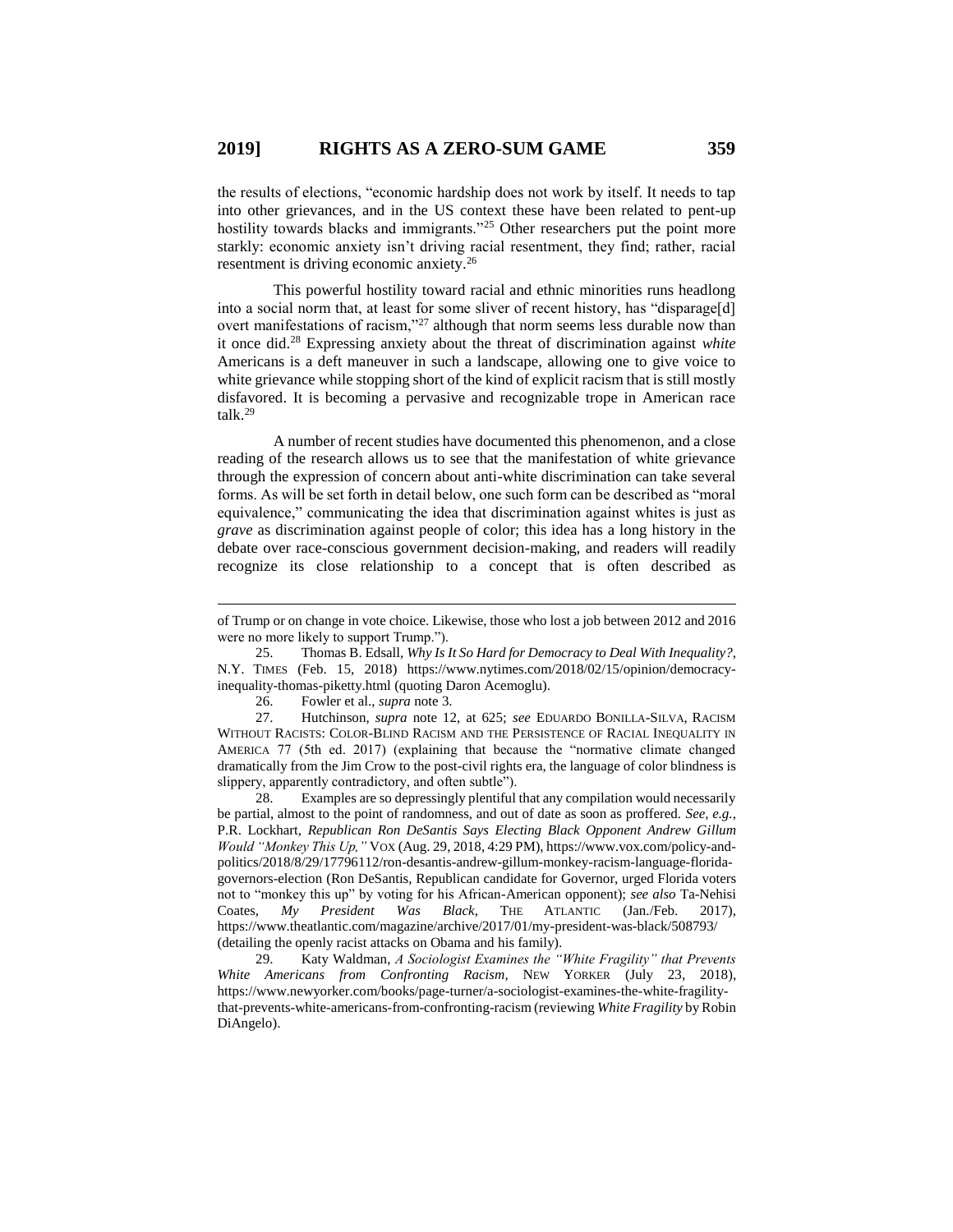the results of elections, "economic hardship does not work by itself. It needs to tap into other grievances, and in the US context these have been related to pent-up hostility towards blacks and immigrants."[25] Other researchers put the point more starkly: economic anxiety isn't driving racial resentment, they find; rather, racial resentment is driving economic anxiety.[26]

This powerful hostility toward racial and ethnic minorities runs headlong into a social norm that, at least for some sliver of recent history, has "disparage[d] overt manifestations of racism,"[27] although that norm seems less durable now than it once did.[28] Expressing anxiety about the threat of discrimination against *white* Americans is a deft maneuver in such a landscape, allowing one to give voice to white grievance while stopping short of the kind of explicit racism that is still mostly disfavored. It is becoming a pervasive and recognizable trope in American race talk.[29]

A number of recent studies have documented this phenomenon, and a close reading of the research allows us to see that the manifestation of white grievance through the expression of concern about anti-white discrimination can take several forms. As will be set forth in detail below, one such form can be described as "moral equivalence," communicating the idea that discrimination against whites is just as *grave* as discrimination against people of color; this idea has a long history in the debate over race-conscious government decision-making, and readers will readily recognize its close relationship to a concept that is often described as

---

of Trump or on change in vote choice. Likewise, those who lost a job between 2012 and 2016 were no more likely to support Trump.").

25. Thomas B. Edsall, *Why Is It So Hard for Democracy to Deal With Inequality?*, N.Y. TIMES (Feb. 15, 2018) https://www.nytimes.com/2018/02/15/opinion/democracy-inequality-thomas-piketty.html (quoting Daron Acemoglu).

26. Fowler et al., *supra* note 3.

27. Hutchinson, *supra* note 12, at 625; *see* EDUARDO BONILLA-SILVA, RACISM WITHOUT RACISTS: COLOR-BLIND RACISM AND THE PERSISTENCE OF RACIAL INEQUALITY IN AMERICA 77 (5th ed. 2017) (explaining that because the "normative climate changed dramatically from the Jim Crow to the post-civil rights era, the language of color blindness is slippery, apparently contradictory, and often subtle").

28. Examples are so depressingly plentiful that any compilation would necessarily be partial, almost to the point of randomness, and out of date as soon as proffered. *See, e.g.*, P.R. Lockhart, *Republican Ron DeSantis Says Electing Black Opponent Andrew Gillum Would "Monkey This Up,"* VOX (Aug. 29, 2018, 4:29 PM), https://www.vox.com/policy-and-politics/2018/8/29/17796112/ron-desantis-andrew-gillum-monkey-racism-language-florida-governors-election (Ron DeSantis, Republican candidate for Governor, urged Florida voters not to "monkey this up" by voting for his African-American opponent); *see also* Ta-Nehisi Coates, *My President Was Black*, THE ATLANTIC (Jan./Feb. 2017), https://www.theatlantic.com/magazine/archive/2017/01/my-president-was-black/508793/ (detailing the openly racist attacks on Obama and his family).

29. Katy Waldman, *A Sociologist Examines the "White Fragility" that Prevents White Americans from Confronting Racism*, NEW YORKER (July 23, 2018), https://www.newyorker.com/books/page-turner/a-sociologist-examines-the-white-fragility-that-prevents-white-americans-from-confronting-racism (reviewing *White Fragility* by Robin DiAngelo).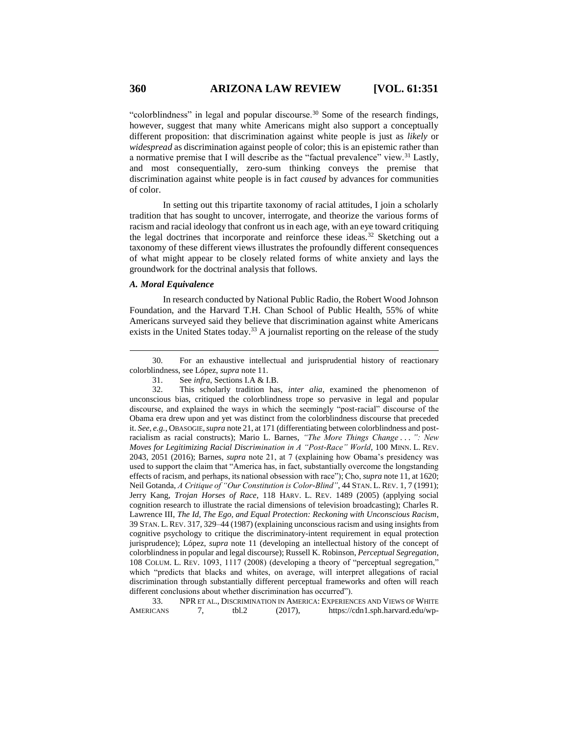"colorblindness" in legal and popular discourse.[30] Some of the research findings, however, suggest that many white Americans might also support a conceptually different proposition: that discrimination against white people is just as *likely* or *widespread* as discrimination against people of color; this is an epistemic rather than a normative premise that I will describe as the "factual prevalence" view.[31] Lastly, and most consequentially, zero-sum thinking conveys the premise that discrimination against white people is in fact *caused* by advances for communities of color.

In setting out this tripartite taxonomy of racial attitudes, I join a scholarly tradition that has sought to uncover, interrogate, and theorize the various forms of racism and racial ideology that confront us in each age, with an eye toward critiquing the legal doctrines that incorporate and reinforce these ideas.[32] Sketching out a taxonomy of these different views illustrates the profoundly different consequences of what might appear to be closely related forms of white anxiety and lays the groundwork for the doctrinal analysis that follows.

### *A. Moral Equivalence*

In research conducted by National Public Radio, the Robert Wood Johnson Foundation, and the Harvard T.H. Chan School of Public Health, 55% of white Americans surveyed said they believe that discrimination against white Americans exists in the United States today.[33] A journalist reporting on the release of the study

---

30. For an exhaustive intellectual and jurisprudential history of reactionary colorblindness, see López, *supra* note 11.

31. See *infra*, Sections I.A & I.B.

32. This scholarly tradition has, *inter alia*, examined the phenomenon of unconscious bias, critiqued the colorblindness trope so pervasive in legal and popular discourse, and explained the ways in which the seemingly "post-racial" discourse of the Obama era drew upon and yet was distinct from the colorblindness discourse that preceded it. *See, e.g.*, OBASOGIE, *supra* note 21, at 171 (differentiating between colorblindness and post-racialism as racial constructs); Mario L. Barnes, *"The More Things Change . . . ": New Moves for Legitimizing Racial Discrimination in A "Post-Race" World*, 100 MINN. L. REV. 2043, 2051 (2016); Barnes, *supra* note 21, at 7 (explaining how Obama's presidency was used to support the claim that "America has, in fact, substantially overcome the longstanding effects of racism, and perhaps, its national obsession with race"); Cho, *supra* note 11, at 1620; Neil Gotanda, *A Critique of "Our Constitution is Color-Blind"*, 44 STAN. L. REV. 1, 7 (1991); Jerry Kang, *Trojan Horses of Race*, 118 HARV. L. REV. 1489 (2005) (applying social cognition research to illustrate the racial dimensions of television broadcasting); Charles R. Lawrence III, *The Id, The Ego, and Equal Protection: Reckoning with Unconscious Racism*, 39 STAN. L. REV. 317, 329–44 (1987) (explaining unconscious racism and using insights from cognitive psychology to critique the discriminatory-intent requirement in equal protection jurisprudence); López, *supra* note 11 (developing an intellectual history of the concept of colorblindness in popular and legal discourse); Russell K. Robinson, *Perceptual Segregation*, 108 COLUM. L. REV. 1093, 1117 (2008) (developing a theory of "perceptual segregation," which "predicts that blacks and whites, on average, will interpret allegations of racial discrimination through substantially different perceptual frameworks and often will reach different conclusions about whether discrimination has occurred").

33. NPR ET AL., DISCRIMINATION IN AMERICA: EXPERIENCES AND VIEWS OF WHITE AMERICANS 7, tbl.2 (2017), https://cdn1.sph.harvard.edu/wp-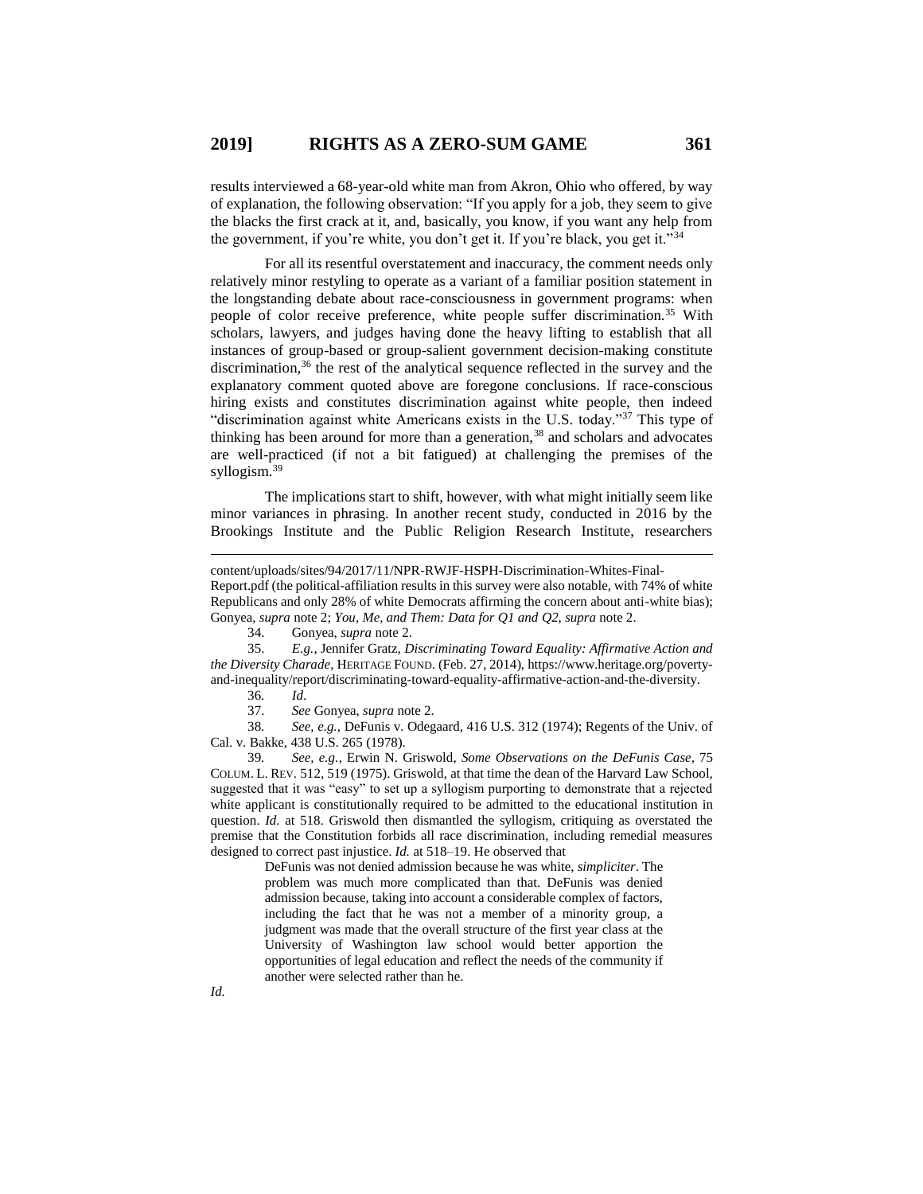results interviewed a 68-year-old white man from Akron, Ohio who offered, by way of explanation, the following observation: "If you apply for a job, they seem to give the blacks the first crack at it, and, basically, you know, if you want any help from the government, if you're white, you don't get it. If you're black, you get it."[34]

For all its resentful overstatement and inaccuracy, the comment needs only relatively minor restyling to operate as a variant of a familiar position statement in the longstanding debate about race-consciousness in government programs: when people of color receive preference, white people suffer discrimination.[35] With scholars, lawyers, and judges having done the heavy lifting to establish that all instances of group-based or group-salient government decision-making constitute discrimination,[36] the rest of the analytical sequence reflected in the survey and the explanatory comment quoted above are foregone conclusions. If race-conscious hiring exists and constitutes discrimination against white people, then indeed "discrimination against white Americans exists in the U.S. today."[37] This type of thinking has been around for more than a generation,[38] and scholars and advocates are well-practiced (if not a bit fatigued) at challenging the premises of the syllogism.[39]

The implications start to shift, however, with what might initially seem like minor variances in phrasing. In another recent study, conducted in 2016 by the Brookings Institute and the Public Religion Research Institute, researchers

---

content/uploads/sites/94/2017/11/NPR-RWJF-HSPH-Discrimination-Whites-Final-Report.pdf (the political-affiliation results in this survey were also notable, with 74% of white Republicans and only 28% of white Democrats affirming the concern about anti-white bias); Gonyea, *supra* note 2; *You, Me, and Them: Data for Q1 and Q2*, *supra* note 2.

34. Gonyea, *supra* note 2.

35. *E.g.*, Jennifer Gratz, *Discriminating Toward Equality: Affirmative Action and the Diversity Charade*, HERITAGE FOUND. (Feb. 27, 2014), https://www.heritage.org/poverty-and-inequality/report/discriminating-toward-equality-affirmative-action-and-the-diversity.

36. *Id.*

37. *See* Gonyea, *supra* note 2.

38. *See, e.g.*, DeFunis v. Odegaard, 416 U.S. 312 (1974); Regents of the Univ. of Cal. v. Bakke, 438 U.S. 265 (1978).

39. *See, e.g.*, Erwin N. Griswold, *Some Observations on the DeFunis Case*, 75 COLUM. L. REV. 512, 519 (1975). Griswold, at that time the dean of the Harvard Law School, suggested that it was "easy" to set up a syllogism purporting to demonstrate that a rejected white applicant is constitutionally required to be admitted to the educational institution in question. *Id.* at 518. Griswold then dismantled the syllogism, critiquing as overstated the premise that the Constitution forbids all race discrimination, including remedial measures designed to correct past injustice. *Id.* at 518–19. He observed that

> DeFunis was not denied admission because he was white, *simpliciter*. The problem was much more complicated than that. DeFunis was denied admission because, taking into account a considerable complex of factors, including the fact that he was not a member of a minority group, a judgment was made that the overall structure of the first year class at the University of Washington law school would better apportion the opportunities of legal education and reflect the needs of the community if another were selected rather than he.

*Id.*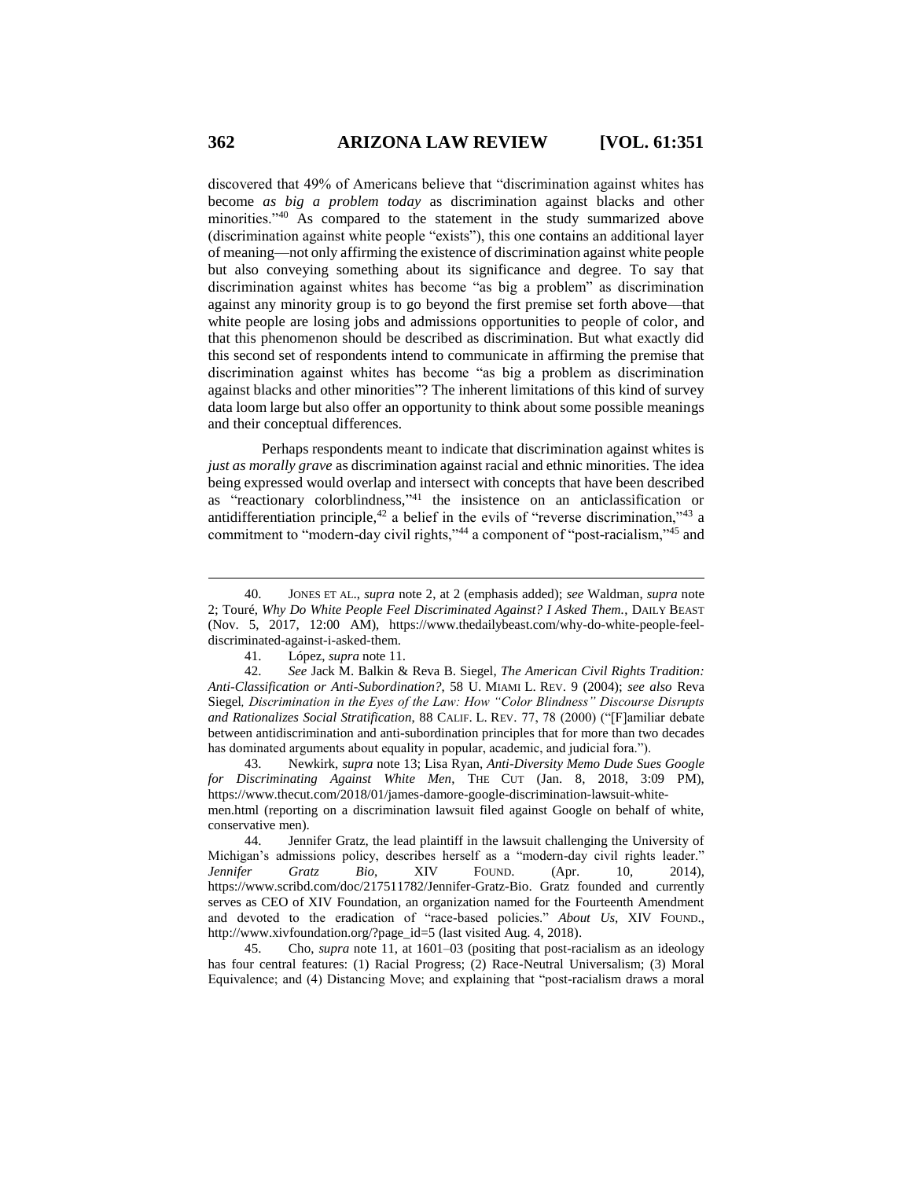discovered that 49% of Americans believe that "discrimination against whites has become *as big a problem today* as discrimination against blacks and other minorities."[40] As compared to the statement in the study summarized above (discrimination against white people "exists"), this one contains an additional layer of meaning—not only affirming the existence of discrimination against white people but also conveying something about its significance and degree. To say that discrimination against whites has become "as big a problem" as discrimination against any minority group is to go beyond the first premise set forth above—that white people are losing jobs and admissions opportunities to people of color, and that this phenomenon should be described as discrimination. But what exactly did this second set of respondents intend to communicate in affirming the premise that discrimination against whites has become "as big a problem as discrimination against blacks and other minorities"? The inherent limitations of this kind of survey data loom large but also offer an opportunity to think about some possible meanings and their conceptual differences.

Perhaps respondents meant to indicate that discrimination against whites is *just as morally grave* as discrimination against racial and ethnic minorities. The idea being expressed would overlap and intersect with concepts that have been described as "reactionary colorblindness,"[41] the insistence on an anticlassification or antidifferentiation principle,[42] a belief in the evils of "reverse discrimination,"[43] a commitment to "modern-day civil rights,"[44] a component of "post-racialism,"[45] and

---

40. JONES ET AL., *supra* note 2, at 2 (emphasis added); *see* Waldman, *supra* note 2; Touré, *Why Do White People Feel Discriminated Against? I Asked Them.*, DAILY BEAST (Nov. 5, 2017, 12:00 AM), https://www.thedailybeast.com/why-do-white-people-feel-discriminated-against-i-asked-them.

41. López, *supra* note 11.

42. *See* Jack M. Balkin & Reva B. Siegel, *The American Civil Rights Tradition: Anti-Classification or Anti-Subordination?*, 58 U. MIAMI L. REV. 9 (2004); *see also* Reva Siegel, *Discrimination in the Eyes of the Law: How "Color Blindness" Discourse Disrupts and Rationalizes Social Stratification*, 88 CALIF. L. REV. 77, 78 (2000) ("[F]amiliar debate between antidiscrimination and anti-subordination principles that for more than two decades has dominated arguments about equality in popular, academic, and judicial fora.").

43. Newkirk, *supra* note 13; Lisa Ryan, *Anti-Diversity Memo Dude Sues Google for Discriminating Against White Men*, THE CUT (Jan. 8, 2018, 3:09 PM), https://www.thecut.com/2018/01/james-damore-google-discrimination-lawsuit-white-men.html (reporting on a discrimination lawsuit filed against Google on behalf of white, conservative men).

44. Jennifer Gratz, the lead plaintiff in the lawsuit challenging the University of Michigan's admissions policy, describes herself as a "modern-day civil rights leader." *Jennifer Gratz Bio*, XIV FOUND. (Apr. 10, 2014), https://www.scribd.com/doc/217511782/Jennifer-Gratz-Bio. Gratz founded and currently serves as CEO of XIV Foundation, an organization named for the Fourteenth Amendment and devoted to the eradication of "race-based policies." *About Us*, XIV FOUND., http://www.xivfoundation.org/?page_id=5 (last visited Aug. 4, 2018).

45. Cho, *supra* note 11, at 1601–03 (positing that post-racialism as an ideology has four central features: (1) Racial Progress; (2) Race-Neutral Universalism; (3) Moral Equivalence; and (4) Distancing Move; and explaining that "post-racialism draws a moral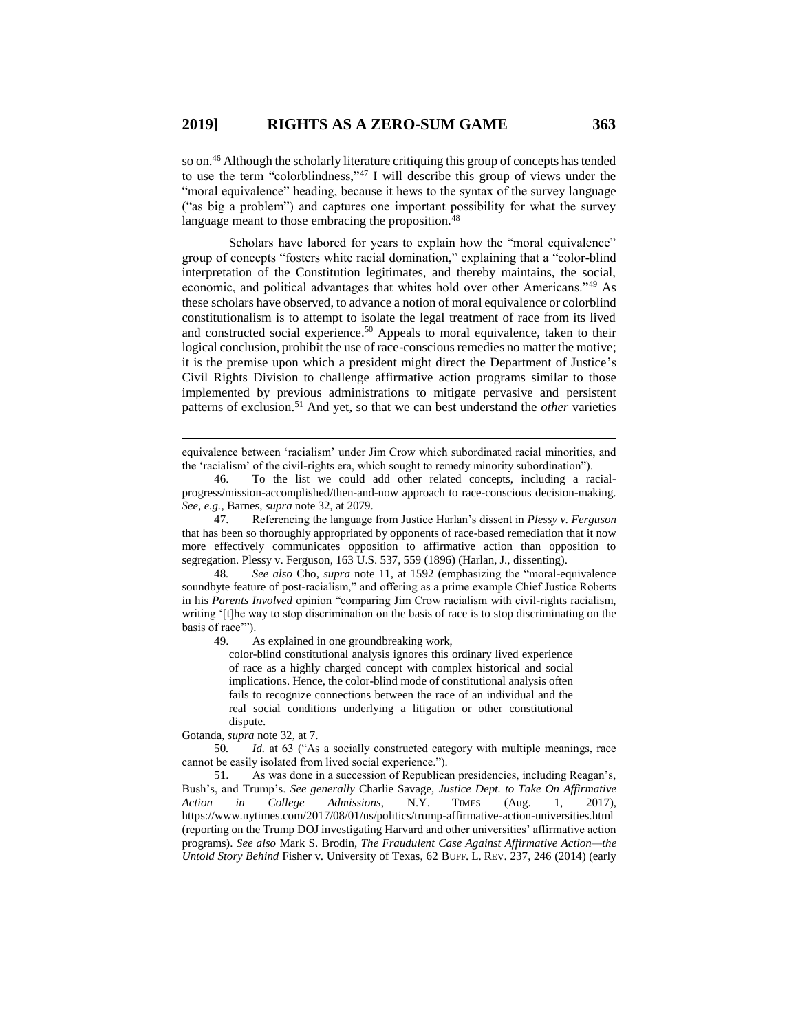so on.[46] Although the scholarly literature critiquing this group of concepts has tended to use the term "colorblindness,"[47] I will describe this group of views under the "moral equivalence" heading, because it hews to the syntax of the survey language ("as big a problem") and captures one important possibility for what the survey language meant to those embracing the proposition.[48]

Scholars have labored for years to explain how the "moral equivalence" group of concepts "fosters white racial domination," explaining that a "color-blind interpretation of the Constitution legitimates, and thereby maintains, the social, economic, and political advantages that whites hold over other Americans."[49] As these scholars have observed, to advance a notion of moral equivalence or colorblind constitutionalism is to attempt to isolate the legal treatment of race from its lived and constructed social experience.[50] Appeals to moral equivalence, taken to their logical conclusion, prohibit the use of race-conscious remedies no matter the motive; it is the premise upon which a president might direct the Department of Justice's Civil Rights Division to challenge affirmative action programs similar to those implemented by previous administrations to mitigate pervasive and persistent patterns of exclusion.[51] And yet, so that we can best understand the *other* varieties

---

equivalence between 'racialism' under Jim Crow which subordinated racial minorities, and the 'racialism' of the civil-rights era, which sought to remedy minority subordination").

46. To the list we could add other related concepts, including a racial-progress/mission-accomplished/then-and-now approach to race-conscious decision-making. *See, e.g.*, Barnes, *supra* note 32, at 2079.

47. Referencing the language from Justice Harlan's dissent in *Plessy v. Ferguson* that has been so thoroughly appropriated by opponents of race-based remediation that it now more effectively communicates opposition to affirmative action than opposition to segregation. Plessy v. Ferguson, 163 U.S. 537, 559 (1896) (Harlan, J., dissenting).

48. *See also* Cho, *supra* note 11, at 1592 (emphasizing the "moral-equivalence soundbyte feature of post-racialism," and offering as a prime example Chief Justice Roberts in his *Parents Involved* opinion "comparing Jim Crow racialism with civil-rights racialism, writing '[t]he way to stop discrimination on the basis of race is to stop discriminating on the basis of race'").

49. As explained in one groundbreaking work,

> color-blind constitutional analysis ignores this ordinary lived experience of race as a highly charged concept with complex historical and social implications. Hence, the color-blind mode of constitutional analysis often fails to recognize connections between the race of an individual and the real social conditions underlying a litigation or other constitutional dispute.

Gotanda, *supra* note 32, at 7.

50. *Id.* at 63 ("As a socially constructed category with multiple meanings, race cannot be easily isolated from lived social experience.").

51. As was done in a succession of Republican presidencies, including Reagan's, Bush's, and Trump's. *See generally* Charlie Savage, *Justice Dept. to Take On Affirmative Action in College Admissions*, N.Y. TIMES (Aug. 1, 2017), https://www.nytimes.com/2017/08/01/us/politics/trump-affirmative-action-universities.html (reporting on the Trump DOJ investigating Harvard and other universities' affirmative action programs). *See also* Mark S. Brodin, *The Fraudulent Case Against Affirmative Action—the Untold Story Behind* Fisher v. University of Texas, 62 BUFF. L. REV. 237, 246 (2014) (early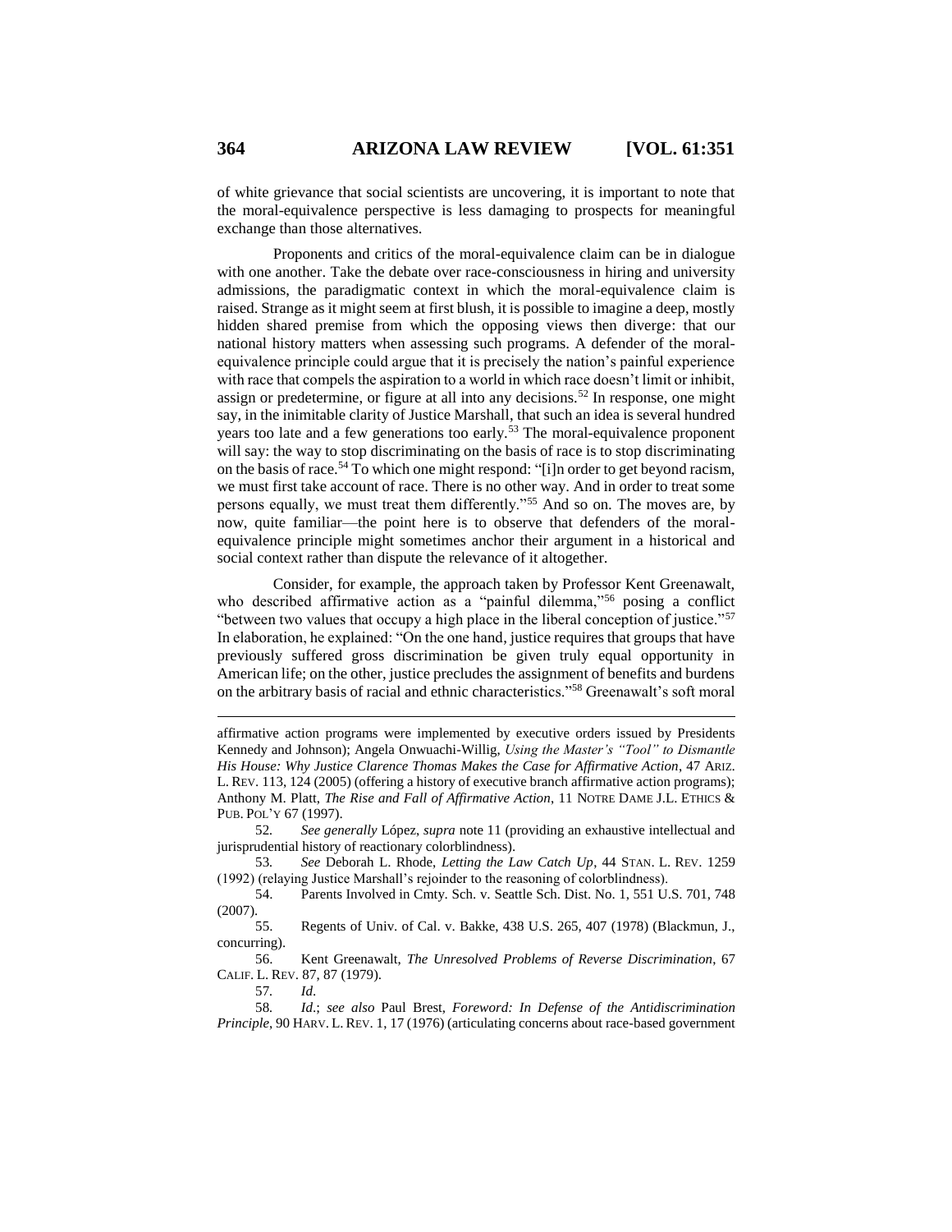of white grievance that social scientists are uncovering, it is important to note that the moral-equivalence perspective is less damaging to prospects for meaningful exchange than those alternatives.

Proponents and critics of the moral-equivalence claim can be in dialogue with one another. Take the debate over race-consciousness in hiring and university admissions, the paradigmatic context in which the moral-equivalence claim is raised. Strange as it might seem at first blush, it is possible to imagine a deep, mostly hidden shared premise from which the opposing views then diverge: that our national history matters when assessing such programs. A defender of the moral-equivalence principle could argue that it is precisely the nation's painful experience with race that compels the aspiration to a world in which race doesn't limit or inhibit, assign or predetermine, or figure at all into any decisions.[52] In response, one might say, in the inimitable clarity of Justice Marshall, that such an idea is several hundred years too late and a few generations too early.[53] The moral-equivalence proponent will say: the way to stop discriminating on the basis of race is to stop discriminating on the basis of race.[54] To which one might respond: "[i]n order to get beyond racism, we must first take account of race. There is no other way. And in order to treat some persons equally, we must treat them differently."[55] And so on. The moves are, by now, quite familiar—the point here is to observe that defenders of the moral-equivalence principle might sometimes anchor their argument in a historical and social context rather than dispute the relevance of it altogether.

Consider, for example, the approach taken by Professor Kent Greenawalt, who described affirmative action as a "painful dilemma,"[56] posing a conflict "between two values that occupy a high place in the liberal conception of justice."[57] In elaboration, he explained: "On the one hand, justice requires that groups that have previously suffered gross discrimination be given truly equal opportunity in American life; on the other, justice precludes the assignment of benefits and burdens on the arbitrary basis of racial and ethnic characteristics."[58] Greenawalt's soft moral

---

affirmative action programs were implemented by executive orders issued by Presidents Kennedy and Johnson); Angela Onwuachi-Willig, *Using the Master's "Tool" to Dismantle His House: Why Justice Clarence Thomas Makes the Case for Affirmative Action*, 47 ARIZ. L. REV. 113, 124 (2005) (offering a history of executive branch affirmative action programs); Anthony M. Platt, *The Rise and Fall of Affirmative Action*, 11 NOTRE DAME J.L. ETHICS & PUB. POL'Y 67 (1997).

52. *See generally* López, *supra* note 11 (providing an exhaustive intellectual and jurisprudential history of reactionary colorblindness).

53. *See* Deborah L. Rhode, *Letting the Law Catch Up*, 44 STAN. L. REV. 1259 (1992) (relaying Justice Marshall's rejoinder to the reasoning of colorblindness).

54. Parents Involved in Cmty. Sch. v. Seattle Sch. Dist. No. 1, 551 U.S. 701, 748 (2007).

55. Regents of Univ. of Cal. v. Bakke, 438 U.S. 265, 407 (1978) (Blackmun, J., concurring).

56. Kent Greenawalt, *The Unresolved Problems of Reverse Discrimination*, 67 CALIF. L. REV. 87, 87 (1979).

57. *Id.*

58. *Id.*; *see also* Paul Brest, *Foreword: In Defense of the Antidiscrimination Principle*, 90 HARV. L. REV. 1, 17 (1976) (articulating concerns about race-based government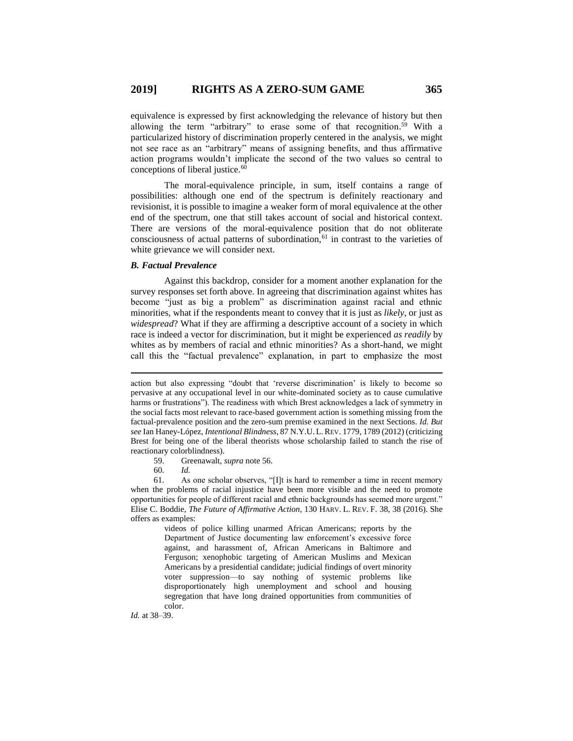equivalence is expressed by first acknowledging the relevance of history but then allowing the term "arbitrary" to erase some of that recognition.[59] With a particularized history of discrimination properly centered in the analysis, we might not see race as an "arbitrary" means of assigning benefits, and thus affirmative action programs wouldn't implicate the second of the two values so central to conceptions of liberal justice.[60]

The moral-equivalence principle, in sum, itself contains a range of possibilities: although one end of the spectrum is definitely reactionary and revisionist, it is possible to imagine a weaker form of moral equivalence at the other end of the spectrum, one that still takes account of social and historical context. There are versions of the moral-equivalence position that do not obliterate consciousness of actual patterns of subordination,[61] in contrast to the varieties of white grievance we will consider next.

### *B. Factual Prevalence*

Against this backdrop, consider for a moment another explanation for the survey responses set forth above. In agreeing that discrimination against whites has become "just as big a problem" as discrimination against racial and ethnic minorities, what if the respondents meant to convey that it is just as *likely*, or just as *widespread*? What if they are affirming a descriptive account of a society in which race is indeed a vector for discrimination, but it might be experienced *as readily* by whites as by members of racial and ethnic minorities? As a short-hand, we might call this the "factual prevalence" explanation, in part to emphasize the most

---

action but also expressing "doubt that 'reverse discrimination' is likely to become so pervasive at any occupational level in our white-dominated society as to cause cumulative harms or frustrations"). The readiness with which Brest acknowledges a lack of symmetry in the social facts most relevant to race-based government action is something missing from the factual-prevalence position and the zero-sum premise examined in the next Sections. *Id. But see* Ian Haney-López, *Intentional Blindness*, 87 N.Y.U. L. REV. 1779, 1789 (2012) (criticizing Brest for being one of the liberal theorists whose scholarship failed to stanch the rise of reactionary colorblindness).

59. Greenawalt, *supra* note 56.

60. *Id.*

61. As one scholar observes, "[I]t is hard to remember a time in recent memory when the problems of racial injustice have been more visible and the need to promote opportunities for people of different racial and ethnic backgrounds has seemed more urgent." Elise C. Boddie, *The Future of Affirmative Action*, 130 HARV. L. REV. F. 38, 38 (2016). She offers as examples:

> videos of police killing unarmed African Americans; reports by the Department of Justice documenting law enforcement's excessive force against, and harassment of, African Americans in Baltimore and Ferguson; xenophobic targeting of American Muslims and Mexican Americans by a presidential candidate; judicial findings of overt minority voter suppression—to say nothing of systemic problems like disproportionately high unemployment and school and housing segregation that have long drained opportunities from communities of color.

*Id.* at 38–39.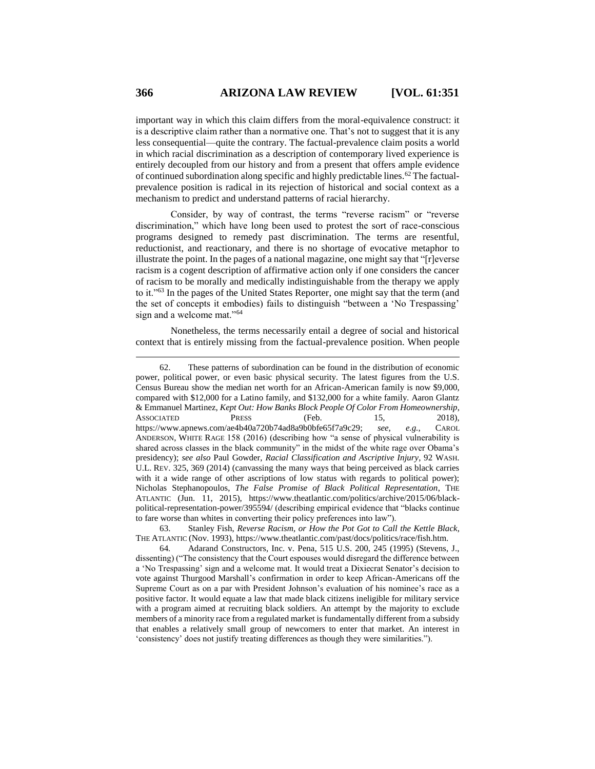important way in which this claim differs from the moral-equivalence construct: it is a descriptive claim rather than a normative one. That's not to suggest that it is any less consequential—quite the contrary. The factual-prevalence claim posits a world in which racial discrimination as a description of contemporary lived experience is entirely decoupled from our history and from a present that offers ample evidence of continued subordination along specific and highly predictable lines.[62] The factual-prevalence position is radical in its rejection of historical and social context as a mechanism to predict and understand patterns of racial hierarchy.

Consider, by way of contrast, the terms "reverse racism" or "reverse discrimination," which have long been used to protest the sort of race-conscious programs designed to remedy past discrimination. The terms are resentful, reductionist, and reactionary, and there is no shortage of evocative metaphor to illustrate the point. In the pages of a national magazine, one might say that "[r]everse racism is a cogent description of affirmative action only if one considers the cancer of racism to be morally and medically indistinguishable from the therapy we apply to it."[63] In the pages of the United States Reporter, one might say that the term (and the set of concepts it embodies) fails to distinguish "between a 'No Trespassing' sign and a welcome mat."[64]

Nonetheless, the terms necessarily entail a degree of social and historical context that is entirely missing from the factual-prevalence position. When people

---

62. These patterns of subordination can be found in the distribution of economic power, political power, or even basic physical security. The latest figures from the U.S. Census Bureau show the median net worth for an African-American family is now $9,000, compared with $12,000 for a Latino family, and $132,000 for a white family. Aaron Glantz & Emmanuel Martinez, *Kept Out: How Banks Block People Of Color From Homeownership*, ASSOCIATED PRESS (Feb. 15, 2018), https://www.apnews.com/ae4b40a720b74ad8a9b0bfe65f7a9c29; *see, e.g.*, CAROL ANDERSON, WHITE RAGE 158 (2016) (describing how "a sense of physical vulnerability is shared across classes in the black community" in the midst of the white rage over Obama's presidency); *see also* Paul Gowder, *Racial Classification and Ascriptive Injury*, 92 WASH. U.L. REV. 325, 369 (2014) (canvassing the many ways that being perceived as black carries with it a wide range of other ascriptions of low status with regards to political power); Nicholas Stephanopoulos, *The False Promise of Black Political Representation*, THE ATLANTIC (Jun. 11, 2015), https://www.theatlantic.com/politics/archive/2015/06/black-political-representation-power/395594/ (describing empirical evidence that "blacks continue to fare worse than whites in converting their policy preferences into law").

63. Stanley Fish, *Reverse Racism, or How the Pot Got to Call the Kettle Black*, THE ATLANTIC (Nov. 1993), https://www.theatlantic.com/past/docs/politics/race/fish.htm.

64. Adarand Constructors, Inc. v. Pena, 515 U.S. 200, 245 (1995) (Stevens, J., dissenting) ("The consistency that the Court espouses would disregard the difference between a 'No Trespassing' sign and a welcome mat. It would treat a Dixiecrat Senator's decision to vote against Thurgood Marshall's confirmation in order to keep African-Americans off the Supreme Court as on a par with President Johnson's evaluation of his nominee's race as a positive factor. It would equate a law that made black citizens ineligible for military service with a program aimed at recruiting black soldiers. An attempt by the majority to exclude members of a minority race from a regulated market is fundamentally different from a subsidy that enables a relatively small group of newcomers to enter that market. An interest in 'consistency' does not justify treating differences as though they were similarities.").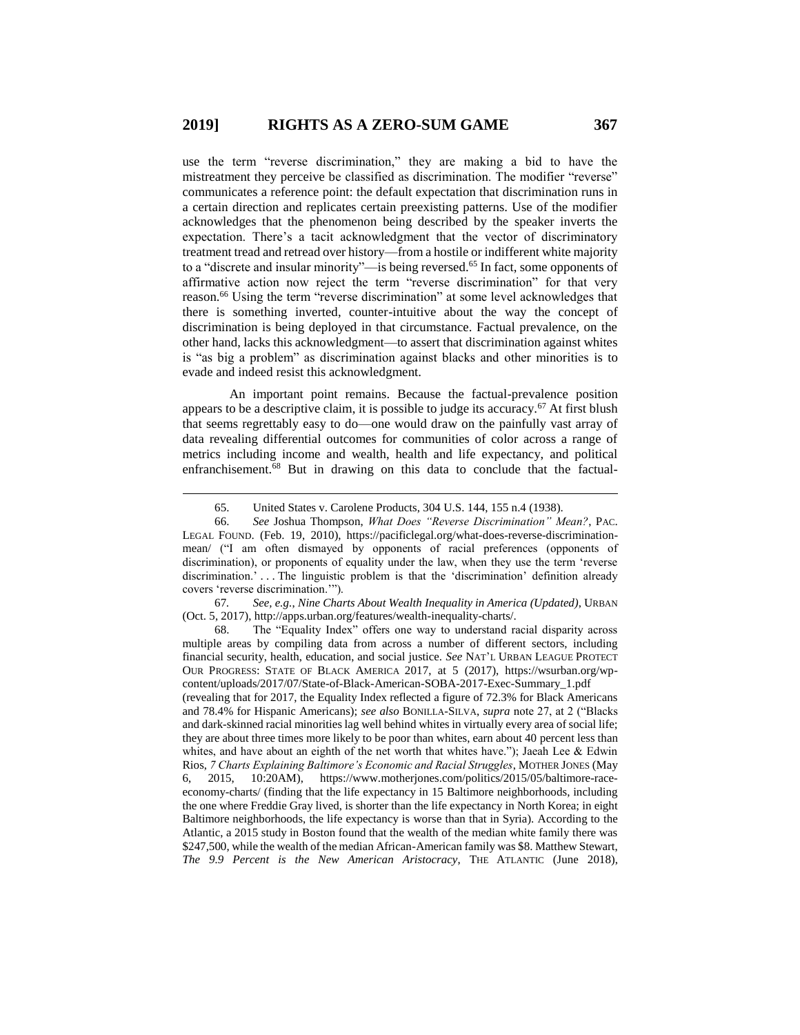use the term "reverse discrimination," they are making a bid to have the mistreatment they perceive be classified as discrimination. The modifier "reverse" communicates a reference point: the default expectation that discrimination runs in a certain direction and replicates certain preexisting patterns. Use of the modifier acknowledges that the phenomenon being described by the speaker inverts the expectation. There's a tacit acknowledgment that the vector of discriminatory treatment tread and retread over history—from a hostile or indifferent white majority to a "discrete and insular minority"—is being reversed.[65] In fact, some opponents of affirmative action now reject the term "reverse discrimination" for that very reason.[66] Using the term "reverse discrimination" at some level acknowledges that there is something inverted, counter-intuitive about the way the concept of discrimination is being deployed in that circumstance. Factual prevalence, on the other hand, lacks this acknowledgment—to assert that discrimination against whites is "as big a problem" as discrimination against blacks and other minorities is to evade and indeed resist this acknowledgment.

An important point remains. Because the factual-prevalence position appears to be a descriptive claim, it is possible to judge its accuracy.[67] At first blush that seems regrettably easy to do—one would draw on the painfully vast array of data revealing differential outcomes for communities of color across a range of metrics including income and wealth, health and life expectancy, and political enfranchisement.[68] But in drawing on this data to conclude that the factual-

---

65. United States v. Carolene Products, 304 U.S. 144, 155 n.4 (1938).

66. *See* Joshua Thompson, *What Does "Reverse Discrimination" Mean?*, PAC. LEGAL FOUND. (Feb. 19, 2010), https://pacificlegal.org/what-does-reverse-discrimination-mean/ ("I am often dismayed by opponents of racial preferences (opponents of discrimination), or proponents of equality under the law, when they use the term 'reverse discrimination.' . . . The linguistic problem is that the 'discrimination' definition already covers 'reverse discrimination.'").

67. *See, e.g.*, *Nine Charts About Wealth Inequality in America (Updated)*, URBAN (Oct. 5, 2017), http://apps.urban.org/features/wealth-inequality-charts/.

68. The "Equality Index" offers one way to understand racial disparity across multiple areas by compiling data from across a number of different sectors, including financial security, health, education, and social justice. *See* NAT'L URBAN LEAGUE PROTECT OUR PROGRESS: STATE OF BLACK AMERICA 2017, at 5 (2017), https://wsurban.org/wp-content/uploads/2017/07/State-of-Black-American-SOBA-2017-Exec-Summary_1.pdf (revealing that for 2017, the Equality Index reflected a figure of 72.3% for Black Americans and 78.4% for Hispanic Americans); *see also* BONILLA-SILVA, *supra* note 27, at 2 ("Blacks and dark-skinned racial minorities lag well behind whites in virtually every area of social life; they are about three times more likely to be poor than whites, earn about 40 percent less than whites, and have about an eighth of the net worth that whites have."); Jaeah Lee & Edwin Rios, *7 Charts Explaining Baltimore's Economic and Racial Struggles*, MOTHER JONES (May 6, 2015, 10:20AM), https://www.motherjones.com/politics/2015/05/baltimore-race-economy-charts/ (finding that the life expectancy in 15 Baltimore neighborhoods, including the one where Freddie Gray lived, is shorter than the life expectancy in North Korea; in eight Baltimore neighborhoods, the life expectancy is worse than that in Syria). According to the Atlantic, a 2015 study in Boston found that the wealth of the median white family there was $247,500, while the wealth of the median African-American family was $8. Matthew Stewart, *The 9.9 Percent is the New American Aristocracy*, THE ATLANTIC (June 2018),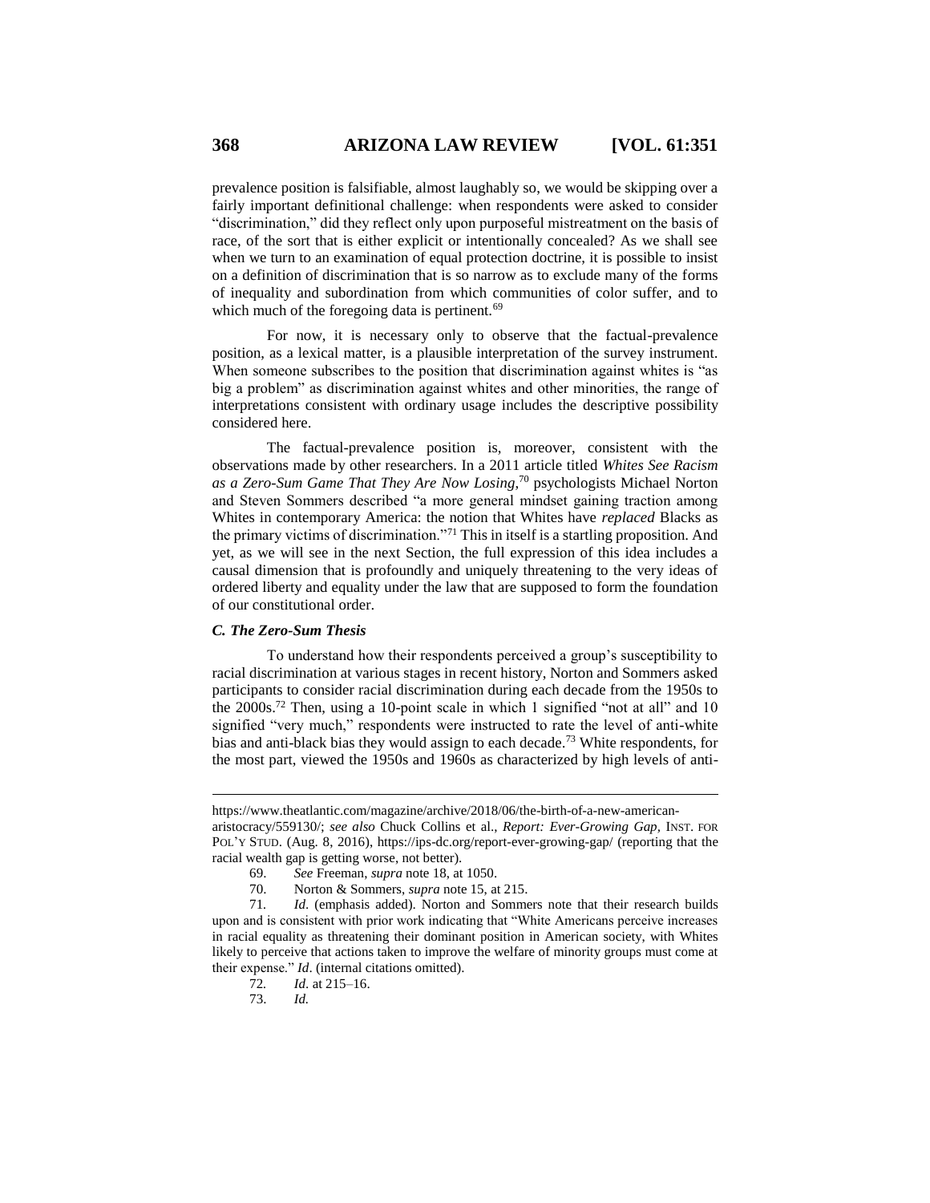prevalence position is falsifiable, almost laughably so, we would be skipping over a fairly important definitional challenge: when respondents were asked to consider "discrimination," did they reflect only upon purposeful mistreatment on the basis of race, of the sort that is either explicit or intentionally concealed? As we shall see when we turn to an examination of equal protection doctrine, it is possible to insist on a definition of discrimination that is so narrow as to exclude many of the forms of inequality and subordination from which communities of color suffer, and to which much of the foregoing data is pertinent.[69]

For now, it is necessary only to observe that the factual-prevalence position, as a lexical matter, is a plausible interpretation of the survey instrument. When someone subscribes to the position that discrimination against whites is "as big a problem" as discrimination against whites and other minorities, the range of interpretations consistent with ordinary usage includes the descriptive possibility considered here.

The factual-prevalence position is, moreover, consistent with the observations made by other researchers. In a 2011 article titled *Whites See Racism as a Zero-Sum Game That They Are Now Losing*,[70] psychologists Michael Norton and Steven Sommers described "a more general mindset gaining traction among Whites in contemporary America: the notion that Whites have *replaced* Blacks as the primary victims of discrimination."[71] This in itself is a startling proposition. And yet, as we will see in the next Section, the full expression of this idea includes a causal dimension that is profoundly and uniquely threatening to the very ideas of ordered liberty and equality under the law that are supposed to form the foundation of our constitutional order.

### *C. The Zero-Sum Thesis*

To understand how their respondents perceived a group's susceptibility to racial discrimination at various stages in recent history, Norton and Sommers asked participants to consider racial discrimination during each decade from the 1950s to the 2000s.[72] Then, using a 10-point scale in which 1 signified "not at all" and 10 signified "very much," respondents were instructed to rate the level of anti-white bias and anti-black bias they would assign to each decade.[73] White respondents, for the most part, viewed the 1950s and 1960s as characterized by high levels of anti-

---

https://www.theatlantic.com/magazine/archive/2018/06/the-birth-of-a-new-american-aristocracy/559130/; *see also* Chuck Collins et al., *Report: Ever-Growing Gap*, INST. FOR POL'Y STUD. (Aug. 8, 2016), https://ips-dc.org/report-ever-growing-gap/ (reporting that the racial wealth gap is getting worse, not better).

69. *See* Freeman, *supra* note 18, at 1050.

70. Norton & Sommers, *supra* note 15, at 215.

71. *Id.* (emphasis added). Norton and Sommers note that their research builds upon and is consistent with prior work indicating that "White Americans perceive increases in racial equality as threatening their dominant position in American society, with Whites likely to perceive that actions taken to improve the welfare of minority groups must come at their expense." *Id*. (internal citations omitted).

72. *Id.* at 215–16.

73. *Id.*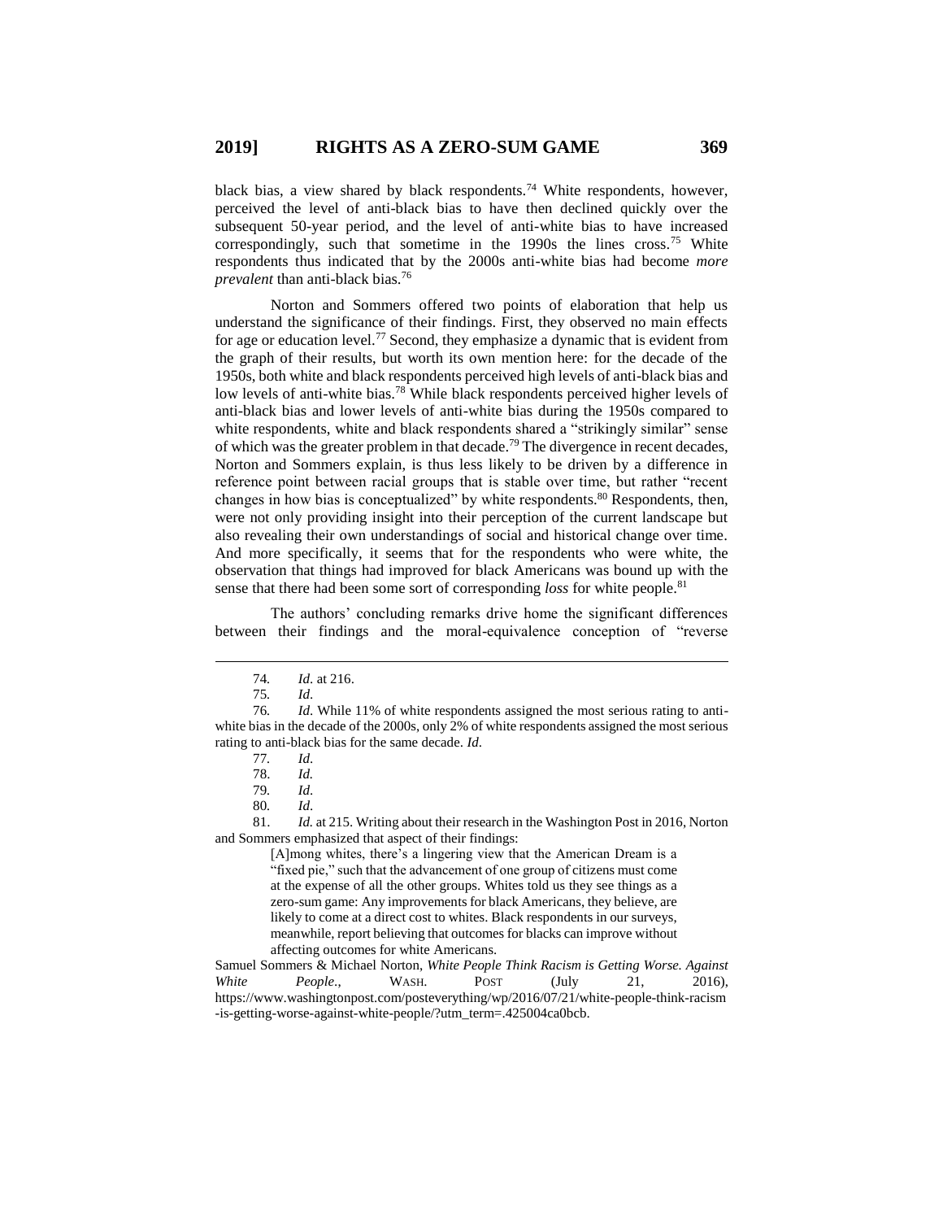black bias, a view shared by black respondents.[74] White respondents, however, perceived the level of anti-black bias to have then declined quickly over the subsequent 50-year period, and the level of anti-white bias to have increased correspondingly, such that sometime in the 1990s the lines cross.[75] White respondents thus indicated that by the 2000s anti-white bias had become *more prevalent* than anti-black bias.[76]

Norton and Sommers offered two points of elaboration that help us understand the significance of their findings. First, they observed no main effects for age or education level.[77] Second, they emphasize a dynamic that is evident from the graph of their results, but worth its own mention here: for the decade of the 1950s, both white and black respondents perceived high levels of anti-black bias and low levels of anti-white bias.[78] While black respondents perceived higher levels of anti-black bias and lower levels of anti-white bias during the 1950s compared to white respondents, white and black respondents shared a "strikingly similar" sense of which was the greater problem in that decade.[79] The divergence in recent decades, Norton and Sommers explain, is thus less likely to be driven by a difference in reference point between racial groups that is stable over time, but rather "recent changes in how bias is conceptualized" by white respondents.[80] Respondents, then, were not only providing insight into their perception of the current landscape but also revealing their own understandings of social and historical change over time. And more specifically, it seems that for the respondents who were white, the observation that things had improved for black Americans was bound up with the sense that there had been some sort of corresponding *loss* for white people.[81]

The authors' concluding remarks drive home the significant differences between their findings and the moral-equivalence conception of "reverse

---

74. *Id.* at 216.

75. *Id.*

76. *Id*. While 11% of white respondents assigned the most serious rating to anti-white bias in the decade of the 2000s, only 2% of white respondents assigned the most serious rating to anti-black bias for the same decade. *Id.*

77. *Id.*

78. *Id.*

79. *Id.*

80. *Id.*

81. *Id.* at 215. Writing about their research in the Washington Post in 2016, Norton and Sommers emphasized that aspect of their findings:

> [A]mong whites, there's a lingering view that the American Dream is a "fixed pie," such that the advancement of one group of citizens must come at the expense of all the other groups. Whites told us they see things as a zero-sum game: Any improvements for black Americans, they believe, are likely to come at a direct cost to whites. Black respondents in our surveys, meanwhile, report believing that outcomes for blacks can improve without affecting outcomes for white Americans.

Samuel Sommers & Michael Norton, *White People Think Racism is Getting Worse. Against White People.*, WASH. POST (July 21, 2016), https://www.washingtonpost.com/posteverything/wp/2016/07/21/white-people-think-racism-is-getting-worse-against-white-people/?utm_term=.425004ca0bcb.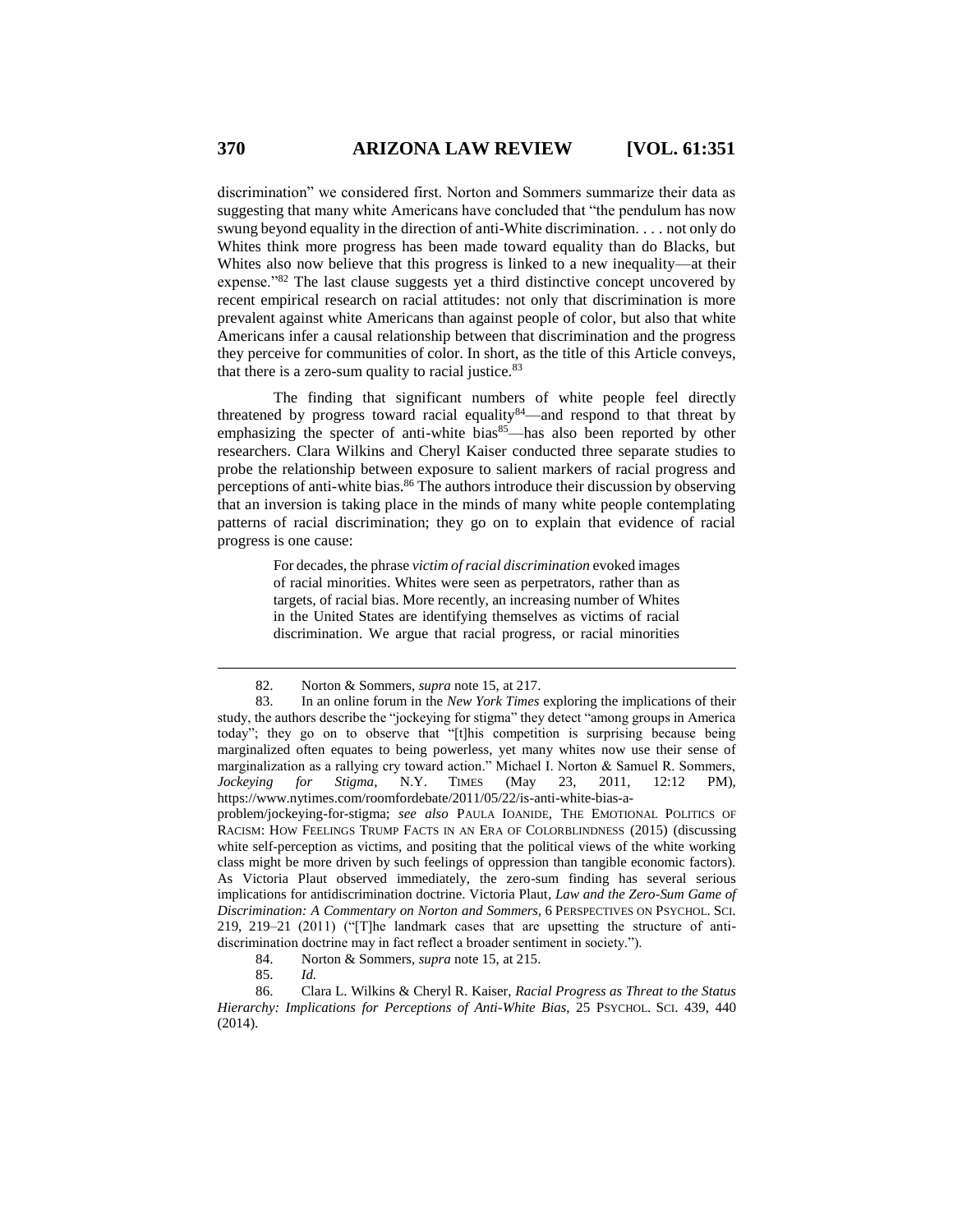discrimination" we considered first. Norton and Sommers summarize their data as suggesting that many white Americans have concluded that "the pendulum has now swung beyond equality in the direction of anti-White discrimination. . . . not only do Whites think more progress has been made toward equality than do Blacks, but Whites also now believe that this progress is linked to a new inequality—at their expense."[82] The last clause suggests yet a third distinctive concept uncovered by recent empirical research on racial attitudes: not only that discrimination is more prevalent against white Americans than against people of color, but also that white Americans infer a causal relationship between that discrimination and the progress they perceive for communities of color. In short, as the title of this Article conveys, that there is a zero-sum quality to racial justice.[83]

The finding that significant numbers of white people feel directly threatened by progress toward racial equality[84]—and respond to that threat by emphasizing the specter of anti-white bias[85]—has also been reported by other researchers. Clara Wilkins and Cheryl Kaiser conducted three separate studies to probe the relationship between exposure to salient markers of racial progress and perceptions of anti-white bias.[86] The authors introduce their discussion by observing that an inversion is taking place in the minds of many white people contemplating patterns of racial discrimination; they go on to explain that evidence of racial progress is one cause:

> For decades, the phrase *victim of racial discrimination* evoked images of racial minorities. Whites were seen as perpetrators, rather than as targets, of racial bias. More recently, an increasing number of Whites in the United States are identifying themselves as victims of racial discrimination. We argue that racial progress, or racial minorities

---

82. Norton & Sommers, *supra* note 15, at 217.

83. In an online forum in the *New York Times* exploring the implications of their study, the authors describe the "jockeying for stigma" they detect "among groups in America today"; they go on to observe that "[t]his competition is surprising because being marginalized often equates to being powerless, yet many whites now use their sense of marginalization as a rallying cry toward action." Michael I. Norton & Samuel R. Sommers, *Jockeying for Stigma*, N.Y. TIMES (May 23, 2011, 12:12 PM), https://www.nytimes.com/roomfordebate/2011/05/22/is-anti-white-bias-a-problem/jockeying-for-stigma; *see also* PAULA IOANIDE, THE EMOTIONAL POLITICS OF RACISM: HOW FEELINGS TRUMP FACTS IN AN ERA OF COLORBLINDNESS (2015) (discussing white self-perception as victims, and positing that the political views of the white working class might be more driven by such feelings of oppression than tangible economic factors). As Victoria Plaut observed immediately, the zero-sum finding has several serious implications for antidiscrimination doctrine. Victoria Plaut, *Law and the Zero-Sum Game of Discrimination: A Commentary on Norton and Sommers*, 6 PERSPECTIVES ON PSYCHOL. SCI. 219, 219–21 (2011) ("[T]he landmark cases that are upsetting the structure of anti-discrimination doctrine may in fact reflect a broader sentiment in society.").

84. Norton & Sommers, *supra* note 15, at 215.

85. *Id.*

86. Clara L. Wilkins & Cheryl R. Kaiser, *Racial Progress as Threat to the Status Hierarchy: Implications for Perceptions of Anti-White Bias*, 25 PSYCHOL. SCI. 439, 440 (2014).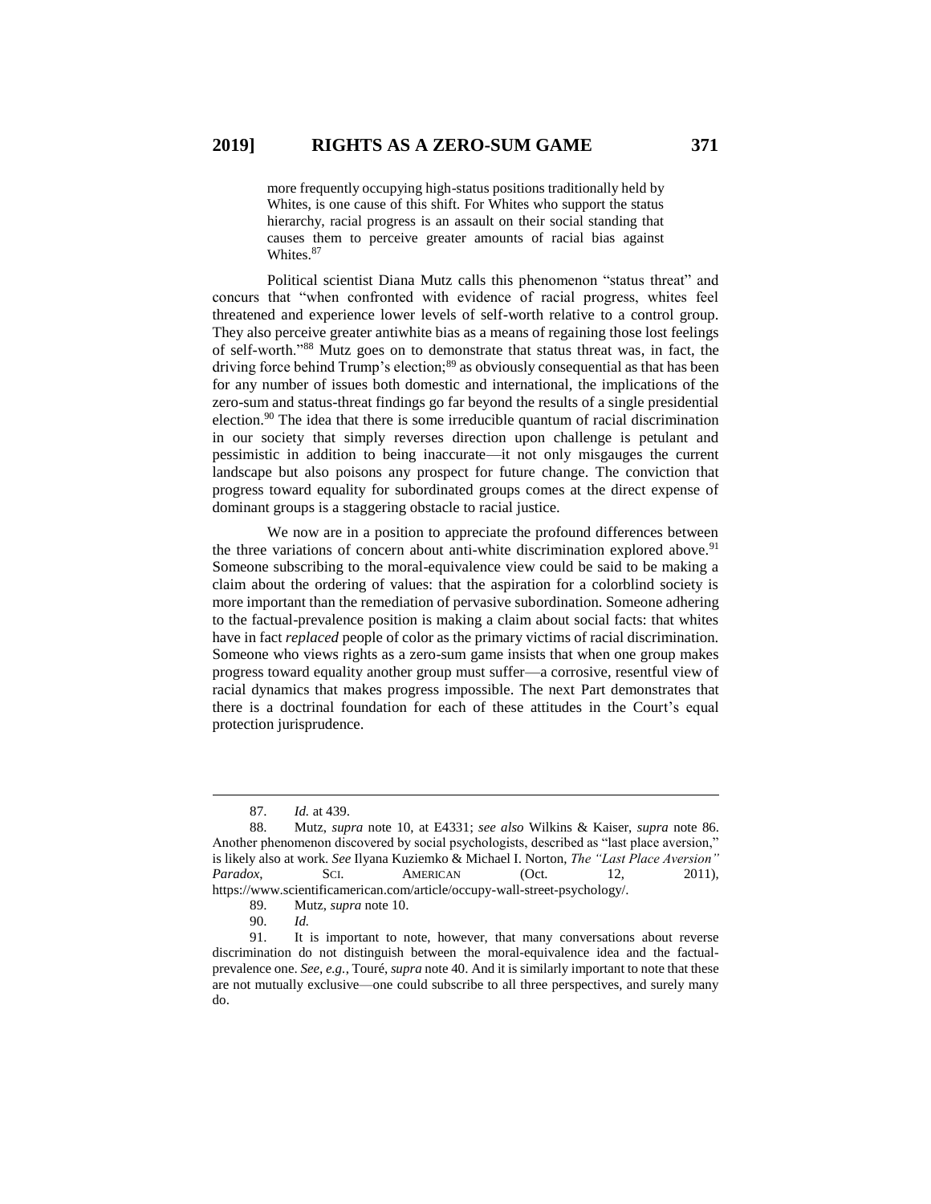> more frequently occupying high-status positions traditionally held by Whites, is one cause of this shift. For Whites who support the status hierarchy, racial progress is an assault on their social standing that causes them to perceive greater amounts of racial bias against Whites.[87]

Political scientist Diana Mutz calls this phenomenon "status threat" and concurs that "when confronted with evidence of racial progress, whites feel threatened and experience lower levels of self-worth relative to a control group. They also perceive greater antiwhite bias as a means of regaining those lost feelings of self-worth."[88] Mutz goes on to demonstrate that status threat was, in fact, the driving force behind Trump's election;[89] as obviously consequential as that has been for any number of issues both domestic and international, the implications of the zero-sum and status-threat findings go far beyond the results of a single presidential election.[90] The idea that there is some irreducible quantum of racial discrimination in our society that simply reverses direction upon challenge is petulant and pessimistic in addition to being inaccurate—it not only misgauges the current landscape but also poisons any prospect for future change. The conviction that progress toward equality for subordinated groups comes at the direct expense of dominant groups is a staggering obstacle to racial justice.

We now are in a position to appreciate the profound differences between the three variations of concern about anti-white discrimination explored above.[91] Someone subscribing to the moral-equivalence view could be said to be making a claim about the ordering of values: that the aspiration for a colorblind society is more important than the remediation of pervasive subordination. Someone adhering to the factual-prevalence position is making a claim about social facts: that whites have in fact *replaced* people of color as the primary victims of racial discrimination. Someone who views rights as a zero-sum game insists that when one group makes progress toward equality another group must suffer—a corrosive, resentful view of racial dynamics that makes progress impossible. The next Part demonstrates that there is a doctrinal foundation for each of these attitudes in the Court's equal protection jurisprudence.

---

87. *Id.* at 439.

88. Mutz, *supra* note 10, at E4331; *see also* Wilkins & Kaiser, *supra* note 86. Another phenomenon discovered by social psychologists, described as "last place aversion," is likely also at work. *See* Ilyana Kuziemko & Michael I. Norton, *The "Last Place Aversion" Paradox*, SCI. AMERICAN (Oct. 12, 2011), https://www.scientificamerican.com/article/occupy-wall-street-psychology/.

89. Mutz, *supra* note 10.

90. *Id.*

91. It is important to note, however, that many conversations about reverse discrimination do not distinguish between the moral-equivalence idea and the factual-prevalence one. *See, e.g.*, Touré, *supra* note 40. And it is similarly important to note that these are not mutually exclusive—one could subscribe to all three perspectives, and surely many do.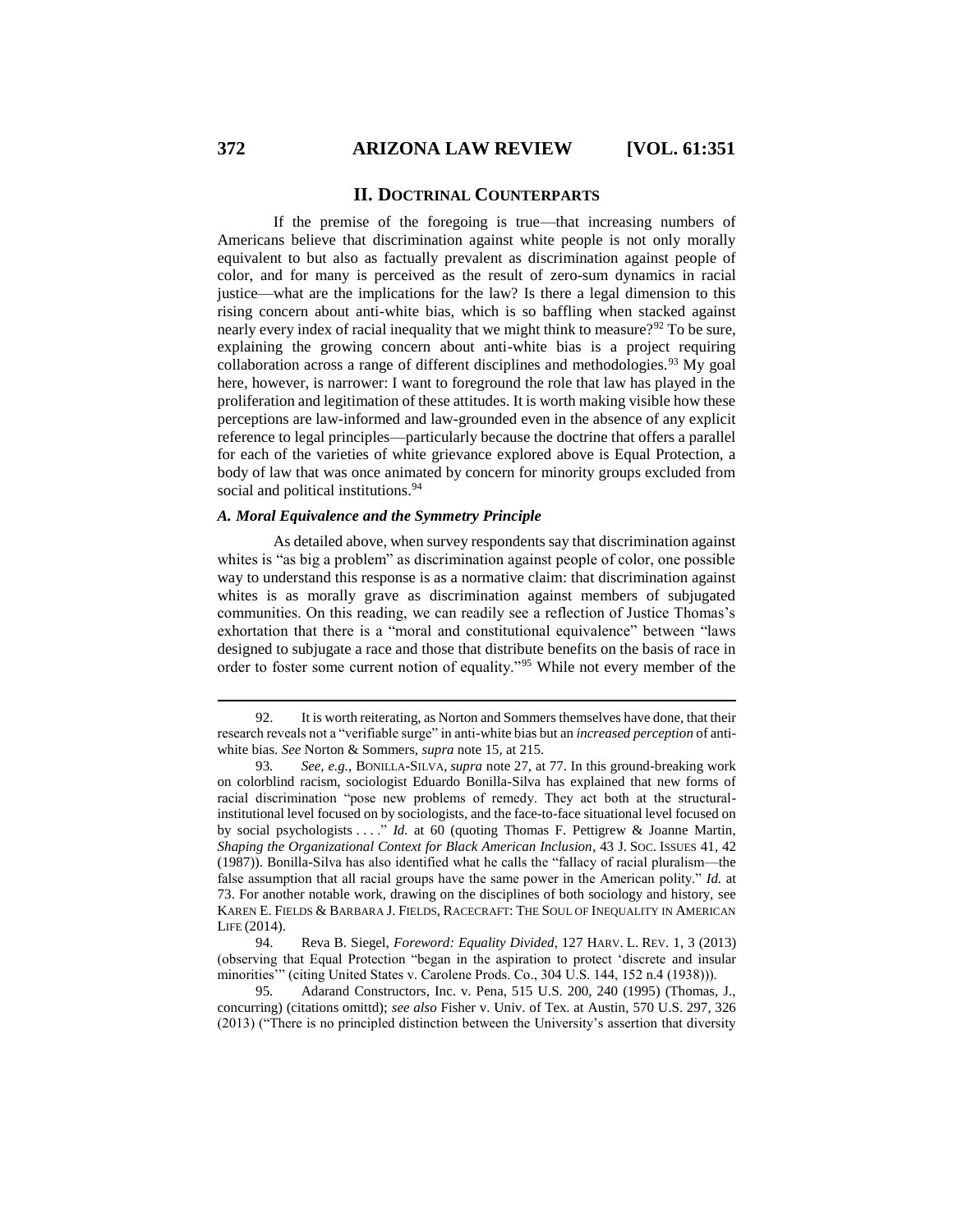## II. DOCTRINAL COUNTERPARTS

If the premise of the foregoing is true—that increasing numbers of Americans believe that discrimination against white people is not only morally equivalent to but also as factually prevalent as discrimination against people of color, and for many is perceived as the result of zero-sum dynamics in racial justice—what are the implications for the law? Is there a legal dimension to this rising concern about anti-white bias, which is so baffling when stacked against nearly every index of racial inequality that we might think to measure?[92] To be sure, explaining the growing concern about anti-white bias is a project requiring collaboration across a range of different disciplines and methodologies.[93] My goal here, however, is narrower: I want to foreground the role that law has played in the proliferation and legitimation of these attitudes. It is worth making visible how these perceptions are law-informed and law-grounded even in the absence of any explicit reference to legal principles—particularly because the doctrine that offers a parallel for each of the varieties of white grievance explored above is Equal Protection, a body of law that was once animated by concern for minority groups excluded from social and political institutions.[94]

### *A. Moral Equivalence and the Symmetry Principle*

As detailed above, when survey respondents say that discrimination against whites is "as big a problem" as discrimination against people of color, one possible way to understand this response is as a normative claim: that discrimination against whites is as morally grave as discrimination against members of subjugated communities. On this reading, we can readily see a reflection of Justice Thomas's exhortation that there is a "moral and constitutional equivalence" between "laws designed to subjugate a race and those that distribute benefits on the basis of race in order to foster some current notion of equality."[95] While not every member of the

---

92. It is worth reiterating, as Norton and Sommers themselves have done, that their research reveals not a "verifiable surge" in anti-white bias but an *increased perception* of anti-white bias. *See* Norton & Sommers, *supra* note 15, at 215.

93. *See, e.g.*, BONILLA-SILVA, *supra* note 27, at 77. In this ground-breaking work on colorblind racism, sociologist Eduardo Bonilla-Silva has explained that new forms of racial discrimination "pose new problems of remedy. They act both at the structural-institutional level focused on by sociologists, and the face-to-face situational level focused on by social psychologists . . . ." *Id.* at 60 (quoting Thomas F. Pettigrew & Joanne Martin, *Shaping the Organizational Context for Black American Inclusion*, 43 J. SOC. ISSUES 41, 42 (1987)). Bonilla-Silva has also identified what he calls the "fallacy of racial pluralism—the false assumption that all racial groups have the same power in the American polity." *Id.* at 73. For another notable work, drawing on the disciplines of both sociology and history, see KAREN E. FIELDS & BARBARA J. FIELDS, RACECRAFT: THE SOUL OF INEQUALITY IN AMERICAN LIFE (2014).

94. Reva B. Siegel, *Foreword: Equality Divided*, 127 HARV. L. REV. 1, 3 (2013) (observing that Equal Protection "began in the aspiration to protect 'discrete and insular minorities'" (citing United States v. Carolene Prods. Co., 304 U.S. 144, 152 n.4 (1938))).

95. Adarand Constructors, Inc. v. Pena, 515 U.S. 200, 240 (1995) (Thomas, J., concurring) (citations omittd); *see also* Fisher v. Univ. of Tex. at Austin, 570 U.S. 297, 326 (2013) ("There is no principled distinction between the University's assertion that diversity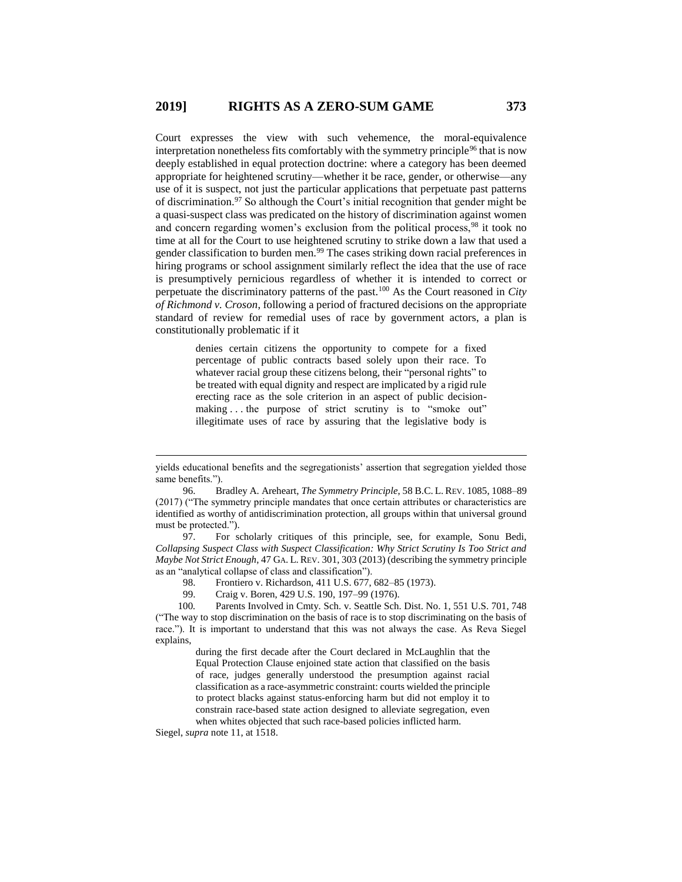Court expresses the view with such vehemence, the moral-equivalence interpretation nonetheless fits comfortably with the symmetry principle[96] that is now deeply established in equal protection doctrine: where a category has been deemed appropriate for heightened scrutiny—whether it be race, gender, or otherwise—any use of it is suspect, not just the particular applications that perpetuate past patterns of discrimination.[97] So although the Court's initial recognition that gender might be a quasi-suspect class was predicated on the history of discrimination against women and concern regarding women's exclusion from the political process,[98] it took no time at all for the Court to use heightened scrutiny to strike down a law that used a gender classification to burden men.[99] The cases striking down racial preferences in hiring programs or school assignment similarly reflect the idea that the use of race is presumptively pernicious regardless of whether it is intended to correct or perpetuate the discriminatory patterns of the past.[100] As the Court reasoned in *City of Richmond v. Croson*, following a period of fractured decisions on the appropriate standard of review for remedial uses of race by government actors, a plan is constitutionally problematic if it

> denies certain citizens the opportunity to compete for a fixed percentage of public contracts based solely upon their race. To whatever racial group these citizens belong, their "personal rights" to be treated with equal dignity and respect are implicated by a rigid rule erecting race as the sole criterion in an aspect of public decision-making . . . the purpose of strict scrutiny is to "smoke out" illegitimate uses of race by assuring that the legislative body is

---

yields educational benefits and the segregationists' assertion that segregation yielded those same benefits.").

96. Bradley A. Areheart, *The Symmetry Principle*, 58 B.C. L. REV. 1085, 1088–89 (2017) ("The symmetry principle mandates that once certain attributes or characteristics are identified as worthy of antidiscrimination protection, all groups within that universal ground must be protected.").

97. For scholarly critiques of this principle, see, for example, Sonu Bedi, *Collapsing Suspect Class with Suspect Classification: Why Strict Scrutiny Is Too Strict and Maybe Not Strict Enough*, 47 GA. L. REV. 301, 303 (2013) (describing the symmetry principle as an "analytical collapse of class and classification").

98. Frontiero v. Richardson, 411 U.S. 677, 682–85 (1973).

99. Craig v. Boren, 429 U.S. 190, 197–99 (1976).

100. Parents Involved in Cmty. Sch. v. Seattle Sch. Dist. No. 1, 551 U.S. 701, 748 ("The way to stop discrimination on the basis of race is to stop discriminating on the basis of race."). It is important to understand that this was not always the case. As Reva Siegel explains,

> during the first decade after the Court declared in McLaughlin that the Equal Protection Clause enjoined state action that classified on the basis of race, judges generally understood the presumption against racial classification as a race-asymmetric constraint: courts wielded the principle to protect blacks against status-enforcing harm but did not employ it to constrain race-based state action designed to alleviate segregation, even when whites objected that such race-based policies inflicted harm.

Siegel, *supra* note 11, at 1518.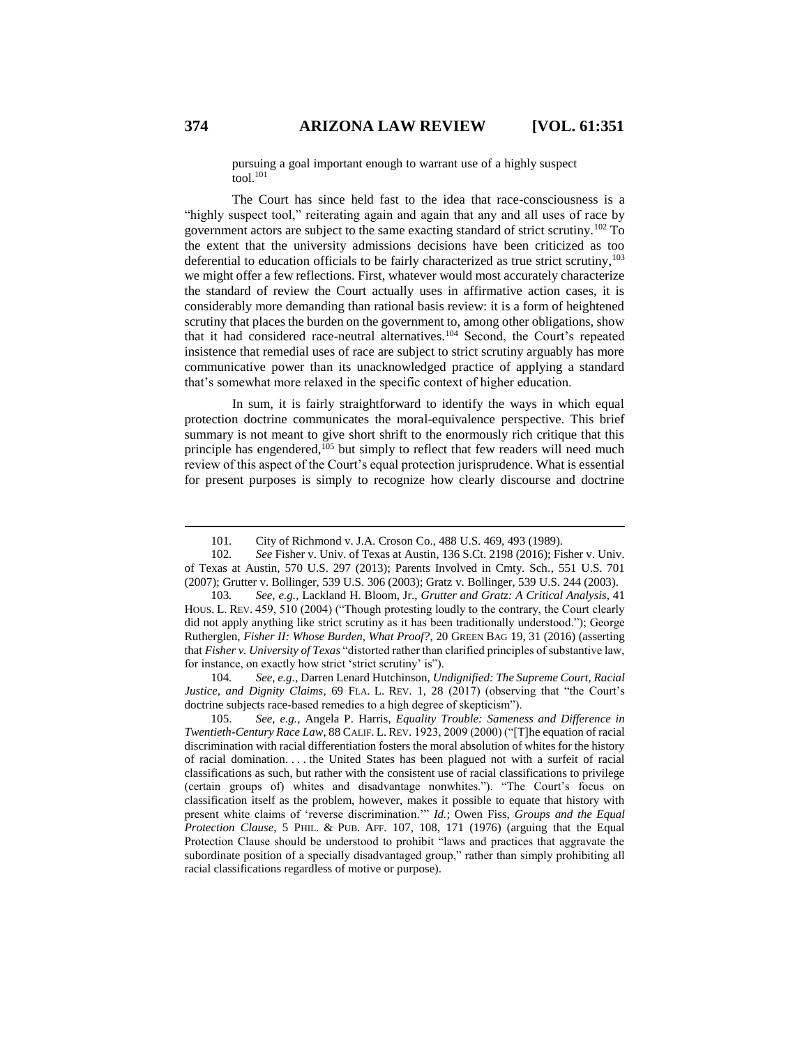pursuing a goal important enough to warrant use of a highly suspect tool.[101]

The Court has since held fast to the idea that race-consciousness is a "highly suspect tool," reiterating again and again that any and all uses of race by government actors are subject to the same exacting standard of strict scrutiny.[102] To the extent that the university admissions decisions have been criticized as too deferential to education officials to be fairly characterized as true strict scrutiny,[103] we might offer a few reflections. First, whatever would most accurately characterize the standard of review the Court actually uses in affirmative action cases, it is considerably more demanding than rational basis review: it is a form of heightened scrutiny that places the burden on the government to, among other obligations, show that it had considered race-neutral alternatives.[104] Second, the Court's repeated insistence that remedial uses of race are subject to strict scrutiny arguably has more communicative power than its unacknowledged practice of applying a standard that's somewhat more relaxed in the specific context of higher education.

In sum, it is fairly straightforward to identify the ways in which equal protection doctrine communicates the moral-equivalence perspective. This brief summary is not meant to give short shrift to the enormously rich critique that this principle has engendered,[105] but simply to reflect that few readers will need much review of this aspect of the Court's equal protection jurisprudence. What is essential for present purposes is simply to recognize how clearly discourse and doctrine

---

101. City of Richmond v. J.A. Croson Co., 488 U.S. 469, 493 (1989).

102. *See* Fisher v. Univ. of Texas at Austin, 136 S.Ct. 2198 (2016); Fisher v. Univ. of Texas at Austin, 570 U.S. 297 (2013); Parents Involved in Cmty. Sch., 551 U.S. 701 (2007); Grutter v. Bollinger, 539 U.S. 306 (2003); Gratz v. Bollinger, 539 U.S. 244 (2003).

103. *See, e.g.*, Lackland H. Bloom, Jr., *Grutter and Gratz: A Critical Analysis*, 41 HOUS. L. REV. 459, 510 (2004) ("Though protesting loudly to the contrary, the Court clearly did not apply anything like strict scrutiny as it has been traditionally understood."); George Rutherglen, *Fisher II: Whose Burden, What Proof?*, 20 GREEN BAG 19, 31 (2016) (asserting that *Fisher v. University of Texas* "distorted rather than clarified principles of substantive law, for instance, on exactly how strict 'strict scrutiny' is").

104. *See, e.g.*, Darren Lenard Hutchinson, *Undignified: The Supreme Court, Racial Justice, and Dignity Claims*, 69 FLA. L. REV. 1, 28 (2017) (observing that "the Court's doctrine subjects race-based remedies to a high degree of skepticism").

105. *See, e.g.*, Angela P. Harris, *Equality Trouble: Sameness and Difference in Twentieth-Century Race Law*, 88 CALIF. L. REV. 1923, 2009 (2000) ("[T]he equation of racial discrimination with racial differentiation fosters the moral absolution of whites for the history of racial domination. . . . the United States has been plagued not with a surfeit of racial classifications as such, but rather with the consistent use of racial classifications to privilege (certain groups of) whites and disadvantage nonwhites."). "The Court's focus on classification itself as the problem, however, makes it possible to equate that history with present white claims of 'reverse discrimination.'" *Id.*; Owen Fiss, *Groups and the Equal Protection Clause*, 5 PHIL. & PUB. AFF. 107, 108, 171 (1976) (arguing that the Equal Protection Clause should be understood to prohibit "laws and practices that aggravate the subordinate position of a specially disadvantaged group," rather than simply prohibiting all racial classifications regardless of motive or purpose).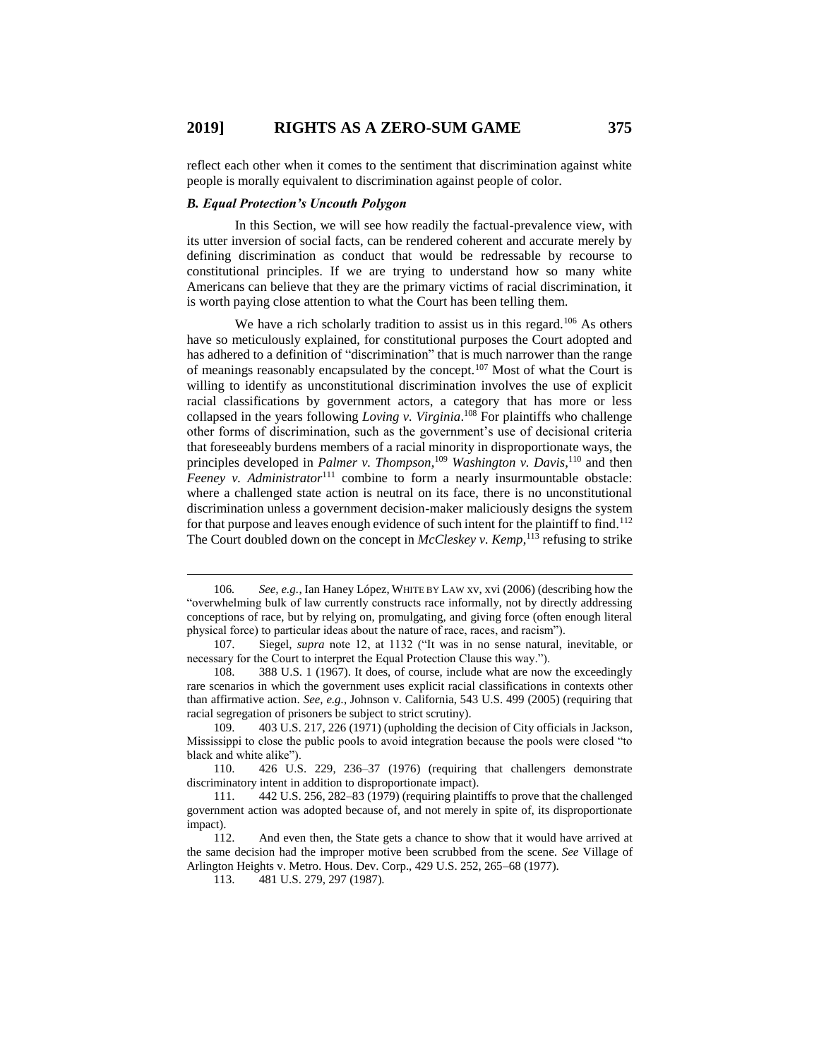reflect each other when it comes to the sentiment that discrimination against white people is morally equivalent to discrimination against people of color.

### *B. Equal Protection's Uncouth Polygon*

In this Section, we will see how readily the factual-prevalence view, with its utter inversion of social facts, can be rendered coherent and accurate merely by defining discrimination as conduct that would be redressable by recourse to constitutional principles. If we are trying to understand how so many white Americans can believe that they are the primary victims of racial discrimination, it is worth paying close attention to what the Court has been telling them.

We have a rich scholarly tradition to assist us in this regard.[106] As others have so meticulously explained, for constitutional purposes the Court adopted and has adhered to a definition of "discrimination" that is much narrower than the range of meanings reasonably encapsulated by the concept.[107] Most of what the Court is willing to identify as unconstitutional discrimination involves the use of explicit racial classifications by government actors, a category that has more or less collapsed in the years following *Loving v. Virginia*.[108] For plaintiffs who challenge other forms of discrimination, such as the government's use of decisional criteria that foreseeably burdens members of a racial minority in disproportionate ways, the principles developed in *Palmer v. Thompson*,[109] *Washington v. Davis*,[110] and then *Feeney v. Administrator*[111] combine to form a nearly insurmountable obstacle: where a challenged state action is neutral on its face, there is no unconstitutional discrimination unless a government decision-maker maliciously designs the system for that purpose and leaves enough evidence of such intent for the plaintiff to find.[112] The Court doubled down on the concept in *McCleskey v. Kemp*,[113] refusing to strike

---

106. *See, e.g.*, Ian Haney López, WHITE BY LAW xv, xvi (2006) (describing how the "overwhelming bulk of law currently constructs race informally, not by directly addressing conceptions of race, but by relying on, promulgating, and giving force (often enough literal physical force) to particular ideas about the nature of race, races, and racism").

107. Siegel, *supra* note 12, at 1132 ("It was in no sense natural, inevitable, or necessary for the Court to interpret the Equal Protection Clause this way.").

108. 388 U.S. 1 (1967). It does, of course, include what are now the exceedingly rare scenarios in which the government uses explicit racial classifications in contexts other than affirmative action. *See, e.g.*, Johnson v. California, 543 U.S. 499 (2005) (requiring that racial segregation of prisoners be subject to strict scrutiny).

109. 403 U.S. 217, 226 (1971) (upholding the decision of City officials in Jackson, Mississippi to close the public pools to avoid integration because the pools were closed "to black and white alike").

110. 426 U.S. 229, 236–37 (1976) (requiring that challengers demonstrate discriminatory intent in addition to disproportionate impact).

111. 442 U.S. 256, 282–83 (1979) (requiring plaintiffs to prove that the challenged government action was adopted because of, and not merely in spite of, its disproportionate impact).

112. And even then, the State gets a chance to show that it would have arrived at the same decision had the improper motive been scrubbed from the scene. *See* Village of Arlington Heights v. Metro. Hous. Dev. Corp., 429 U.S. 252, 265–68 (1977).

113. 481 U.S. 279, 297 (1987).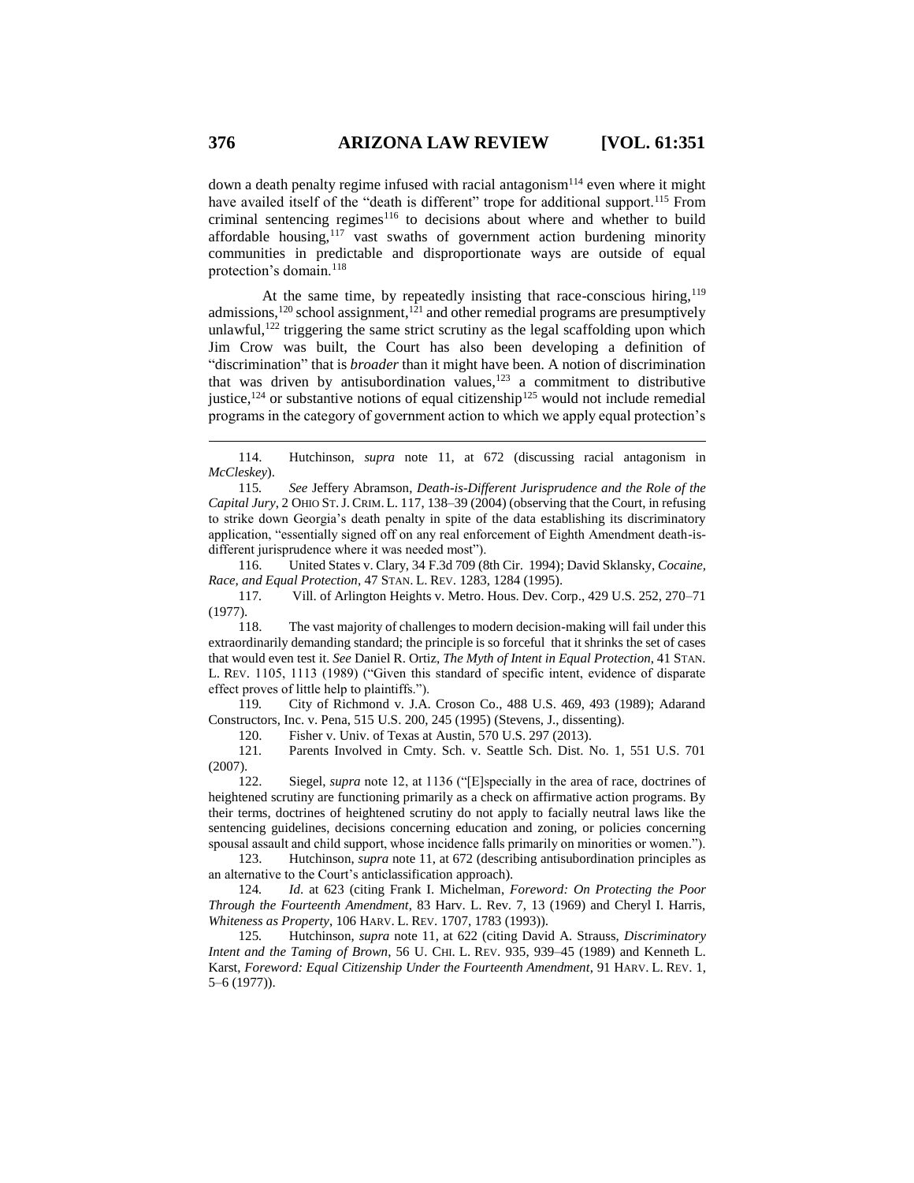down a death penalty regime infused with racial antagonism[114] even where it might have availed itself of the "death is different" trope for additional support.[115] From criminal sentencing regimes[116] to decisions about where and whether to build affordable housing,[117] vast swaths of government action burdening minority communities in predictable and disproportionate ways are outside of equal protection's domain.[118]

At the same time, by repeatedly insisting that race-conscious hiring,[119] admissions,[120] school assignment,[121] and other remedial programs are presumptively unlawful,[122] triggering the same strict scrutiny as the legal scaffolding upon which Jim Crow was built, the Court has also been developing a definition of "discrimination" that is *broader* than it might have been. A notion of discrimination that was driven by antisubordination values,[123] a commitment to distributive justice,[124] or substantive notions of equal citizenship[125] would not include remedial programs in the category of government action to which we apply equal protection's

---

114. Hutchinson, *supra* note 11, at 672 (discussing racial antagonism in *McCleskey*).

115. *See* Jeffery Abramson, *Death-is-Different Jurisprudence and the Role of the Capital Jury*, 2 OHIO ST. J. CRIM. L. 117, 138–39 (2004) (observing that the Court, in refusing to strike down Georgia's death penalty in spite of the data establishing its discriminatory application, "essentially signed off on any real enforcement of Eighth Amendment death-is-different jurisprudence where it was needed most").

116. United States v. Clary, 34 F.3d 709 (8th Cir. 1994); David Sklansky, *Cocaine, Race, and Equal Protection*, 47 STAN. L. REV. 1283, 1284 (1995).

117. Vill. of Arlington Heights v. Metro. Hous. Dev. Corp., 429 U.S. 252, 270–71 (1977).

118. The vast majority of challenges to modern decision-making will fail under this extraordinarily demanding standard; the principle is so forceful that it shrinks the set of cases that would even test it. *See* Daniel R. Ortiz, *The Myth of Intent in Equal Protection*, 41 STAN. L. REV. 1105, 1113 (1989) ("Given this standard of specific intent, evidence of disparate effect proves of little help to plaintiffs.").

119. City of Richmond v. J.A. Croson Co., 488 U.S. 469, 493 (1989); Adarand Constructors, Inc. v. Pena, 515 U.S. 200, 245 (1995) (Stevens, J., dissenting).

120. Fisher v. Univ. of Texas at Austin, 570 U.S. 297 (2013).

121. Parents Involved in Cmty. Sch. v. Seattle Sch. Dist. No. 1, 551 U.S. 701 (2007).

122. Siegel, *supra* note 12, at 1136 ("[E]specially in the area of race, doctrines of heightened scrutiny are functioning primarily as a check on affirmative action programs. By their terms, doctrines of heightened scrutiny do not apply to facially neutral laws like the sentencing guidelines, decisions concerning education and zoning, or policies concerning spousal assault and child support, whose incidence falls primarily on minorities or women.").

123. Hutchinson, *supra* note 11, at 672 (describing antisubordination principles as an alternative to the Court's anticlassification approach).

124. *Id.* at 623 (citing Frank I. Michelman, *Foreword: On Protecting the Poor Through the Fourteenth Amendment*, 83 Harv. L. Rev. 7, 13 (1969) and Cheryl I. Harris, *Whiteness as Property*, 106 HARV. L. REV. 1707, 1783 (1993)).

125. Hutchinson, *supra* note 11, at 622 (citing David A. Strauss, *Discriminatory Intent and the Taming of Brown*, 56 U. CHI. L. REV. 935, 939–45 (1989) and Kenneth L. Karst, *Foreword: Equal Citizenship Under the Fourteenth Amendment*, 91 HARV. L. REV. 1, 5–6 (1977)).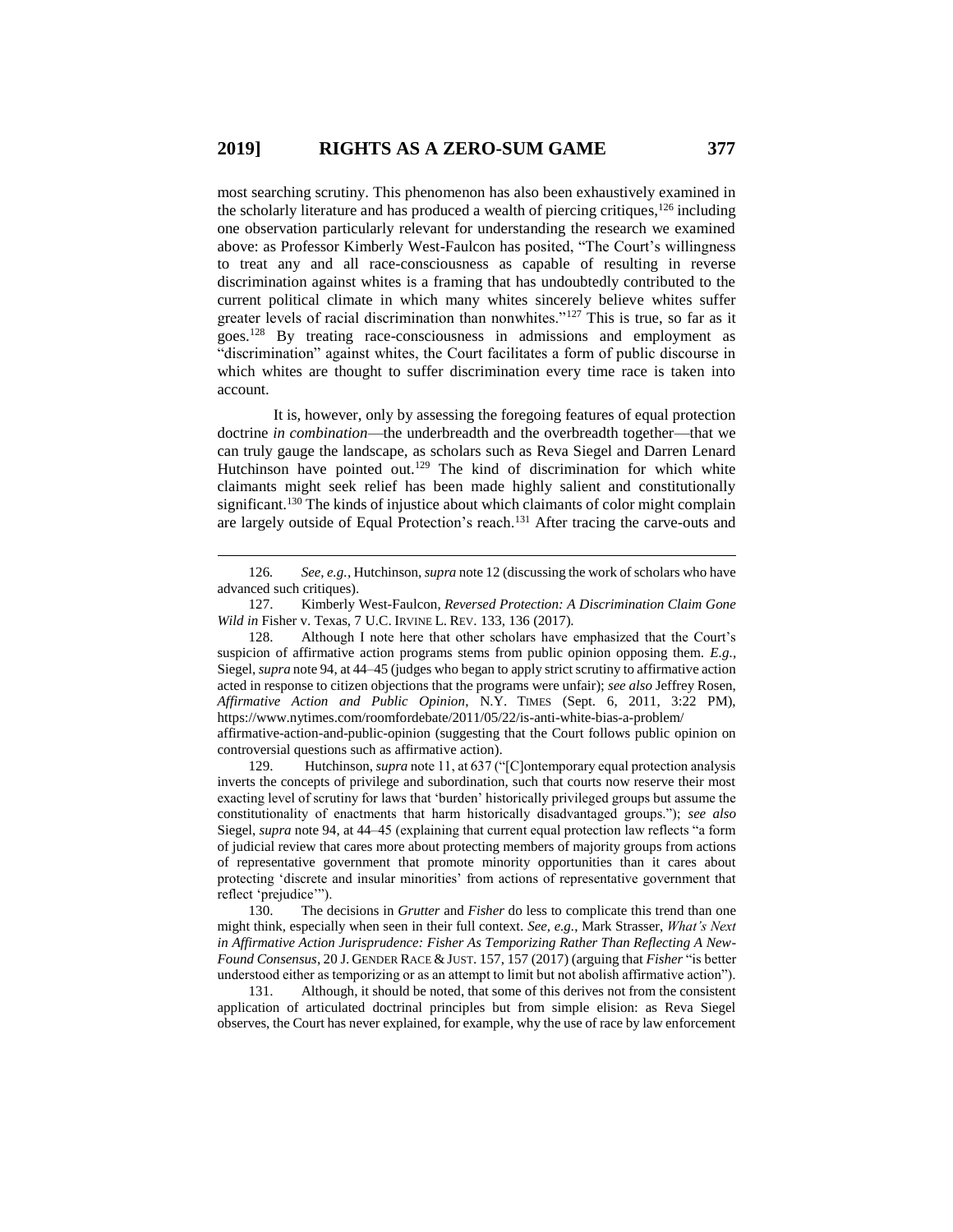most searching scrutiny. This phenomenon has also been exhaustively examined in the scholarly literature and has produced a wealth of piercing critiques,[126] including one observation particularly relevant for understanding the research we examined above: as Professor Kimberly West-Faulcon has posited, "The Court's willingness to treat any and all race-consciousness as capable of resulting in reverse discrimination against whites is a framing that has undoubtedly contributed to the current political climate in which many whites sincerely believe whites suffer greater levels of racial discrimination than nonwhites."[127] This is true, so far as it goes.[128] By treating race-consciousness in admissions and employment as "discrimination" against whites, the Court facilitates a form of public discourse in which whites are thought to suffer discrimination every time race is taken into account.

It is, however, only by assessing the foregoing features of equal protection doctrine *in combination*—the underbreadth and the overbreadth together—that we can truly gauge the landscape, as scholars such as Reva Siegel and Darren Lenard Hutchinson have pointed out.[129] The kind of discrimination for which white claimants might seek relief has been made highly salient and constitutionally significant.[130] The kinds of injustice about which claimants of color might complain are largely outside of Equal Protection's reach.[131] After tracing the carve-outs and

---

126. *See, e.g.*, Hutchinson, *supra* note 12 (discussing the work of scholars who have advanced such critiques).

127. Kimberly West-Faulcon, *Reversed Protection: A Discrimination Claim Gone Wild in* Fisher v. Texas, 7 U.C. IRVINE L. REV. 133, 136 (2017).

128. Although I note here that other scholars have emphasized that the Court's suspicion of affirmative action programs stems from public opinion opposing them. *E.g.*, Siegel, *supra* note 94, at 44–45 (judges who began to apply strict scrutiny to affirmative action acted in response to citizen objections that the programs were unfair); *see also* Jeffrey Rosen, *Affirmative Action and Public Opinion*, N.Y. TIMES (Sept. 6, 2011, 3:22 PM), https://www.nytimes.com/roomfordebate/2011/05/22/is-anti-white-bias-a-problem/affirmative-action-and-public-opinion (suggesting that the Court follows public opinion on controversial questions such as affirmative action).

129. Hutchinson, *supra* note 11, at 637 ("[C]ontemporary equal protection analysis inverts the concepts of privilege and subordination, such that courts now reserve their most exacting level of scrutiny for laws that 'burden' historically privileged groups but assume the constitutionality of enactments that harm historically disadvantaged groups."); *see also* Siegel, *supra* note 94, at 44–45 (explaining that current equal protection law reflects "a form of judicial review that cares more about protecting members of majority groups from actions of representative government that promote minority opportunities than it cares about protecting 'discrete and insular minorities' from actions of representative government that reflect 'prejudice'").

130. The decisions in *Grutter* and *Fisher* do less to complicate this trend than one might think, especially when seen in their full context. *See, e.g.*, Mark Strasser, *What's Next in Affirmative Action Jurisprudence: Fisher As Temporizing Rather Than Reflecting A New-Found Consensus*, 20 J. GENDER RACE & JUST. 157, 157 (2017) (arguing that *Fisher* "is better understood either as temporizing or as an attempt to limit but not abolish affirmative action").

131. Although, it should be noted, that some of this derives not from the consistent application of articulated doctrinal principles but from simple elision: as Reva Siegel observes, the Court has never explained, for example, why the use of race by law enforcement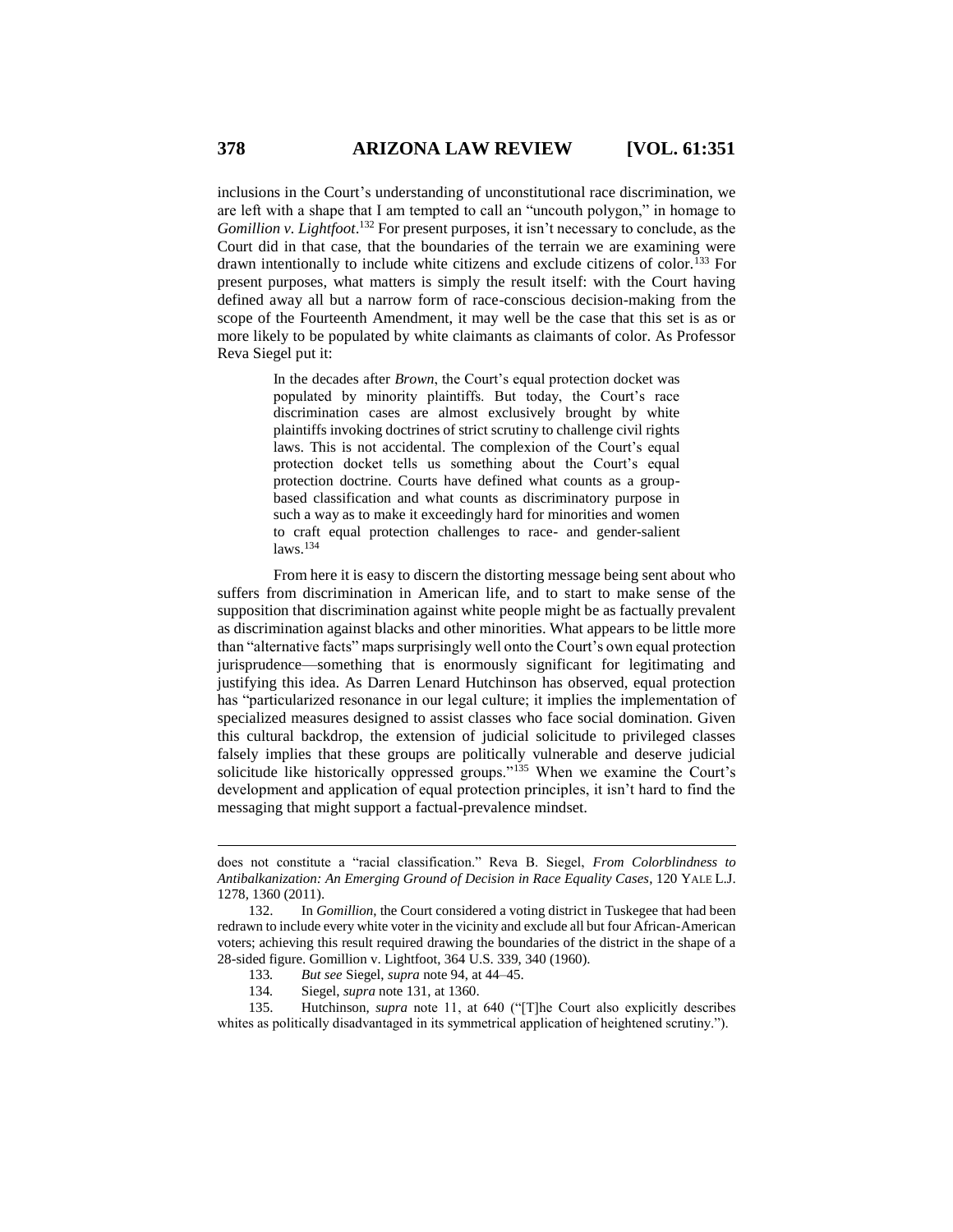inclusions in the Court's understanding of unconstitutional race discrimination, we are left with a shape that I am tempted to call an "uncouth polygon," in homage to *Gomillion v. Lightfoot*.[132] For present purposes, it isn't necessary to conclude, as the Court did in that case, that the boundaries of the terrain we are examining were drawn intentionally to include white citizens and exclude citizens of color.[133] For present purposes, what matters is simply the result itself: with the Court having defined away all but a narrow form of race-conscious decision-making from the scope of the Fourteenth Amendment, it may well be the case that this set is as or more likely to be populated by white claimants as claimants of color. As Professor Reva Siegel put it:

> In the decades after *Brown*, the Court's equal protection docket was populated by minority plaintiffs. But today, the Court's race discrimination cases are almost exclusively brought by white plaintiffs invoking doctrines of strict scrutiny to challenge civil rights laws. This is not accidental. The complexion of the Court's equal protection docket tells us something about the Court's equal protection doctrine. Courts have defined what counts as a group-based classification and what counts as discriminatory purpose in such a way as to make it exceedingly hard for minorities and women to craft equal protection challenges to race- and gender-salient laws.[134]

From here it is easy to discern the distorting message being sent about who suffers from discrimination in American life, and to start to make sense of the supposition that discrimination against white people might be as factually prevalent as discrimination against blacks and other minorities. What appears to be little more than "alternative facts" maps surprisingly well onto the Court's own equal protection jurisprudence—something that is enormously significant for legitimating and justifying this idea. As Darren Lenard Hutchinson has observed, equal protection has "particularized resonance in our legal culture; it implies the implementation of specialized measures designed to assist classes who face social domination. Given this cultural backdrop, the extension of judicial solicitude to privileged classes falsely implies that these groups are politically vulnerable and deserve judicial solicitude like historically oppressed groups."[135] When we examine the Court's development and application of equal protection principles, it isn't hard to find the messaging that might support a factual-prevalence mindset.

---

does not constitute a "racial classification." Reva B. Siegel, *From Colorblindness to Antibalkanization: An Emerging Ground of Decision in Race Equality Cases*, 120 YALE L.J. 1278, 1360 (2011).

132. In *Gomillion*, the Court considered a voting district in Tuskegee that had been redrawn to include every white voter in the vicinity and exclude all but four African-American voters; achieving this result required drawing the boundaries of the district in the shape of a 28-sided figure. Gomillion v. Lightfoot, 364 U.S. 339, 340 (1960).

133. *But see* Siegel, *supra* note 94, at 44–45.

134. Siegel, *supra* note 131, at 1360.

135. Hutchinson, *supra* note 11, at 640 ("[T]he Court also explicitly describes whites as politically disadvantaged in its symmetrical application of heightened scrutiny.").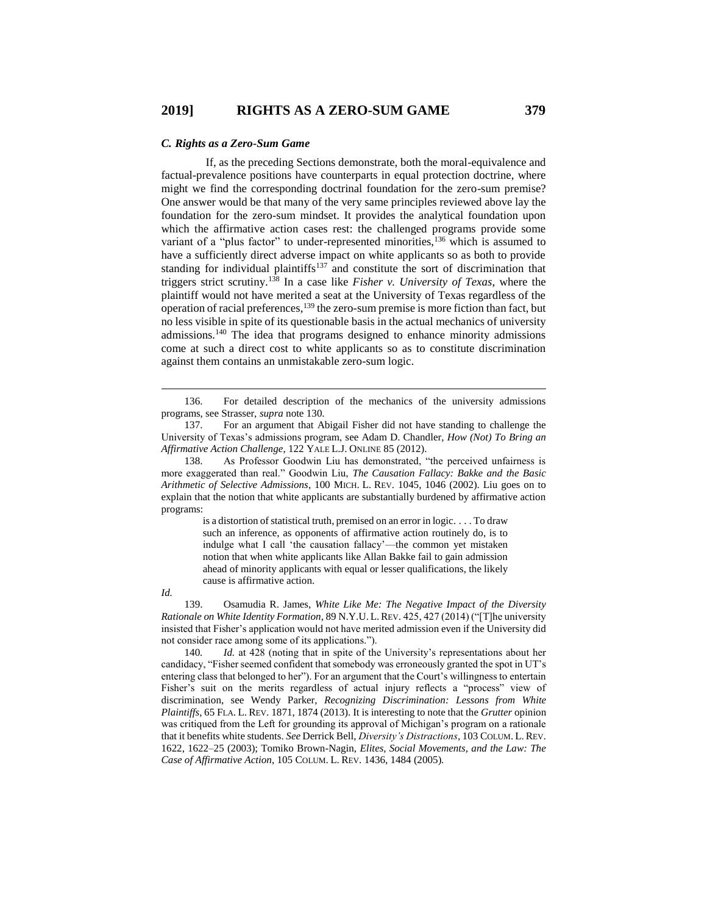### *C. Rights as a Zero-Sum Game*

If, as the preceding Sections demonstrate, both the moral-equivalence and factual-prevalence positions have counterparts in equal protection doctrine, where might we find the corresponding doctrinal foundation for the zero-sum premise? One answer would be that many of the very same principles reviewed above lay the foundation for the zero-sum mindset. It provides the analytical foundation upon which the affirmative action cases rest: the challenged programs provide some variant of a "plus factor" to under-represented minorities,[136] which is assumed to have a sufficiently direct adverse impact on white applicants so as both to provide standing for individual plaintiffs[137] and constitute the sort of discrimination that triggers strict scrutiny.[138] In a case like *Fisher v. University of Texas*, where the plaintiff would not have merited a seat at the University of Texas regardless of the operation of racial preferences,[139] the zero-sum premise is more fiction than fact, but no less visible in spite of its questionable basis in the actual mechanics of university admissions.[140] The idea that programs designed to enhance minority admissions come at such a direct cost to white applicants so as to constitute discrimination against them contains an unmistakable zero-sum logic.

---

136. For detailed description of the mechanics of the university admissions programs, see Strasser, *supra* note 130.

137. For an argument that Abigail Fisher did not have standing to challenge the University of Texas's admissions program, see Adam D. Chandler, *How (Not) To Bring an Affirmative Action Challenge*, 122 YALE L.J. ONLINE 85 (2012).

138. As Professor Goodwin Liu has demonstrated, "the perceived unfairness is more exaggerated than real." Goodwin Liu, *The Causation Fallacy: Bakke and the Basic Arithmetic of Selective Admissions*, 100 MICH. L. REV. 1045, 1046 (2002). Liu goes on to explain that the notion that white applicants are substantially burdened by affirmative action programs:

> is a distortion of statistical truth, premised on an error in logic. . . . To draw such an inference, as opponents of affirmative action routinely do, is to indulge what I call 'the causation fallacy'—the common yet mistaken notion that when white applicants like Allan Bakke fail to gain admission ahead of minority applicants with equal or lesser qualifications, the likely cause is affirmative action.

*Id.*

139. Osamudia R. James, *White Like Me: The Negative Impact of the Diversity Rationale on White Identity Formation*, 89 N.Y.U. L. REV. 425, 427 (2014) ("[T]he university insisted that Fisher's application would not have merited admission even if the University did not consider race among some of its applications.").

140. *Id.* at 428 (noting that in spite of the University's representations about her candidacy, "Fisher seemed confident that somebody was erroneously granted the spot in UT's entering class that belonged to her"). For an argument that the Court's willingness to entertain Fisher's suit on the merits regardless of actual injury reflects a "process" view of discrimination, see Wendy Parker, *Recognizing Discrimination: Lessons from White Plaintiffs*, 65 FLA. L. REV. 1871, 1874 (2013). It is interesting to note that the *Grutter* opinion was critiqued from the Left for grounding its approval of Michigan's program on a rationale that it benefits white students. *See* Derrick Bell, *Diversity's Distractions*, 103 COLUM. L. REV. 1622, 1622–25 (2003); Tomiko Brown-Nagin, *Elites, Social Movements, and the Law: The Case of Affirmative Action*, 105 COLUM. L. REV. 1436, 1484 (2005).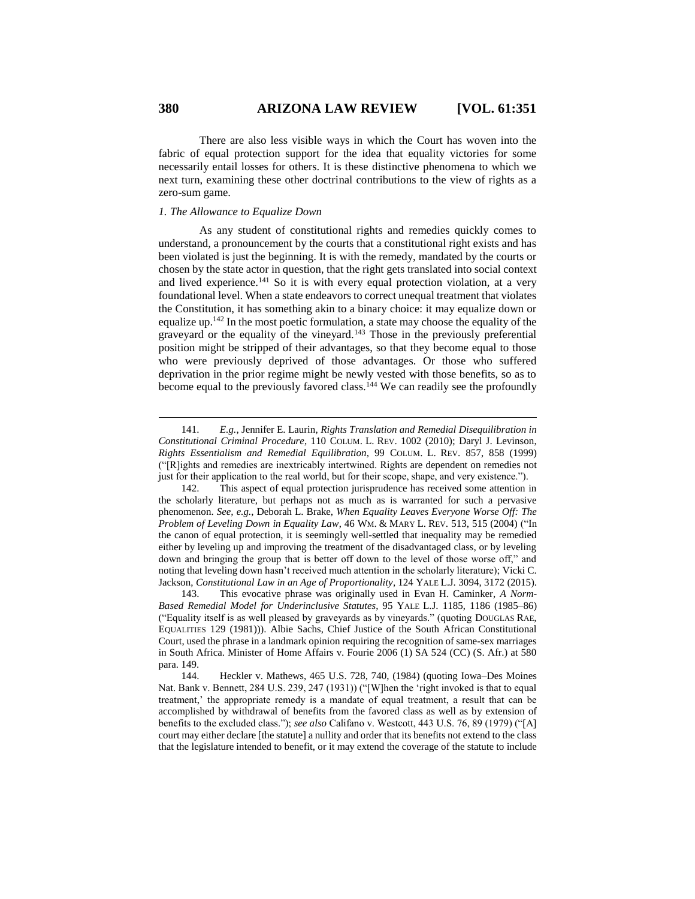There are also less visible ways in which the Court has woven into the fabric of equal protection support for the idea that equality victories for some necessarily entail losses for others. It is these distinctive phenomena to which we next turn, examining these other doctrinal contributions to the view of rights as a zero-sum game.

*1. The Allowance to Equalize Down*

As any student of constitutional rights and remedies quickly comes to understand, a pronouncement by the courts that a constitutional right exists and has been violated is just the beginning. It is with the remedy, mandated by the courts or chosen by the state actor in question, that the right gets translated into social context and lived experience.[141] So it is with every equal protection violation, at a very foundational level. When a state endeavors to correct unequal treatment that violates the Constitution, it has something akin to a binary choice: it may equalize down or equalize up.[142] In the most poetic formulation, a state may choose the equality of the graveyard or the equality of the vineyard.[143] Those in the previously preferential position might be stripped of their advantages, so that they become equal to those who were previously deprived of those advantages. Or those who suffered deprivation in the prior regime might be newly vested with those benefits, so as to become equal to the previously favored class.[144] We can readily see the profoundly

---

141. *E.g.*, Jennifer E. Laurin, *Rights Translation and Remedial Disequilibration in Constitutional Criminal Procedure*, 110 COLUM. L. REV. 1002 (2010); Daryl J. Levinson, *Rights Essentialism and Remedial Equilibration*, 99 COLUM. L. REV. 857, 858 (1999) ("[R]ights and remedies are inextricably intertwined. Rights are dependent on remedies not just for their application to the real world, but for their scope, shape, and very existence.").

142. This aspect of equal protection jurisprudence has received some attention in the scholarly literature, but perhaps not as much as is warranted for such a pervasive phenomenon. *See, e.g.*, Deborah L. Brake, *When Equality Leaves Everyone Worse Off: The Problem of Leveling Down in Equality Law*, 46 WM. & MARY L. REV. 513, 515 (2004) ("In the canon of equal protection, it is seemingly well-settled that inequality may be remedied either by leveling up and improving the treatment of the disadvantaged class, or by leveling down and bringing the group that is better off down to the level of those worse off," and noting that leveling down hasn't received much attention in the scholarly literature); Vicki C. Jackson, *Constitutional Law in an Age of Proportionality*, 124 YALE L.J. 3094, 3172 (2015).

143. This evocative phrase was originally used in Evan H. Caminker, *A Norm-Based Remedial Model for Underinclusive Statutes*, 95 YALE L.J. 1185, 1186 (1985–86) ("Equality itself is as well pleased by graveyards as by vineyards." (quoting DOUGLAS RAE, EQUALITIES 129 (1981))). Albie Sachs, Chief Justice of the South African Constitutional Court, used the phrase in a landmark opinion requiring the recognition of same-sex marriages in South Africa. Minister of Home Affairs v. Fourie 2006 (1) SA 524 (CC) (S. Afr.) at 580 para. 149.

144. Heckler v. Mathews, 465 U.S. 728, 740, (1984) (quoting Iowa–Des Moines Nat. Bank v. Bennett, 284 U.S. 239, 247 (1931)) ("[W]hen the 'right invoked is that to equal treatment,' the appropriate remedy is a mandate of equal treatment, a result that can be accomplished by withdrawal of benefits from the favored class as well as by extension of benefits to the excluded class."); *see also* Califano v. Westcott, 443 U.S. 76, 89 (1979) ("[A] court may either declare [the statute] a nullity and order that its benefits not extend to the class that the legislature intended to benefit, or it may extend the coverage of the statute to include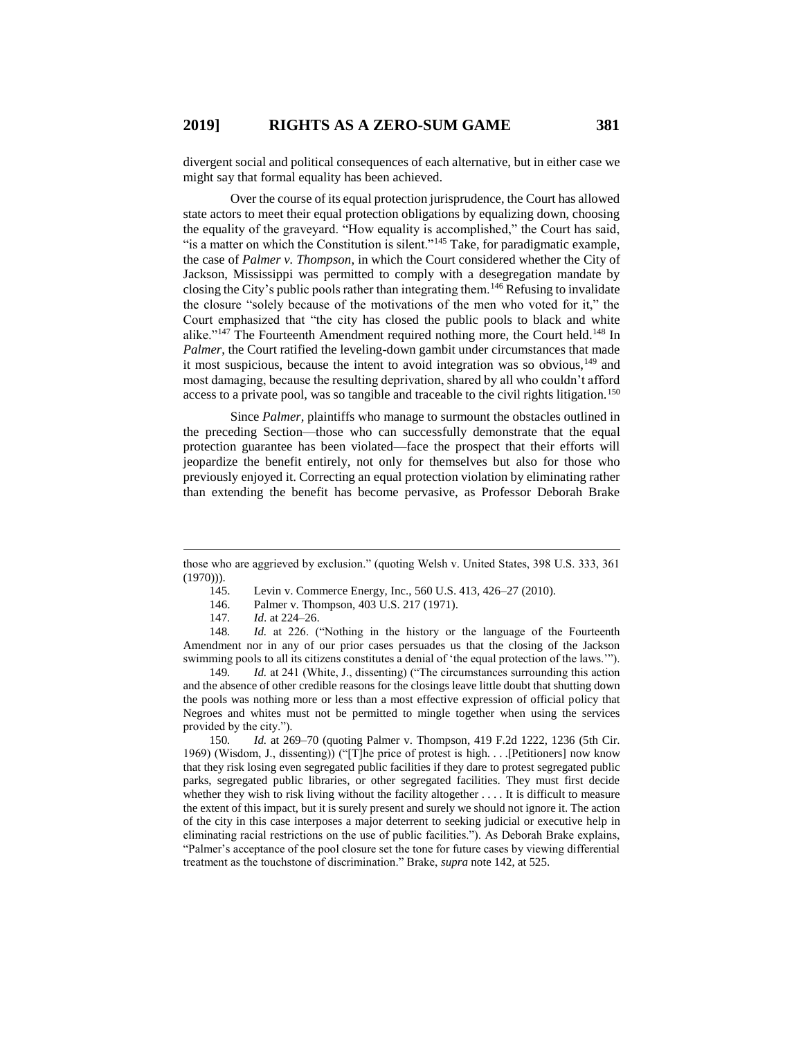divergent social and political consequences of each alternative, but in either case we might say that formal equality has been achieved.

Over the course of its equal protection jurisprudence, the Court has allowed state actors to meet their equal protection obligations by equalizing down, choosing the equality of the graveyard. "How equality is accomplished," the Court has said, "is a matter on which the Constitution is silent."[145] Take, for paradigmatic example, the case of *Palmer v. Thompson*, in which the Court considered whether the City of Jackson, Mississippi was permitted to comply with a desegregation mandate by closing the City's public pools rather than integrating them.[146] Refusing to invalidate the closure "solely because of the motivations of the men who voted for it," the Court emphasized that "the city has closed the public pools to black and white alike."[147] The Fourteenth Amendment required nothing more, the Court held.[148] In *Palmer*, the Court ratified the leveling-down gambit under circumstances that made it most suspicious, because the intent to avoid integration was so obvious,[149] and most damaging, because the resulting deprivation, shared by all who couldn't afford access to a private pool, was so tangible and traceable to the civil rights litigation.[150]

Since *Palmer*, plaintiffs who manage to surmount the obstacles outlined in the preceding Section—those who can successfully demonstrate that the equal protection guarantee has been violated—face the prospect that their efforts will jeopardize the benefit entirely, not only for themselves but also for those who previously enjoyed it. Correcting an equal protection violation by eliminating rather than extending the benefit has become pervasive, as Professor Deborah Brake

---

those who are aggrieved by exclusion." (quoting Welsh v. United States, 398 U.S. 333, 361 (1970))).

145. Levin v. Commerce Energy, Inc., 560 U.S. 413, 426–27 (2010).

146. Palmer v. Thompson, 403 U.S. 217 (1971).

147. *Id.* at 224–26.

148. *Id.* at 226. ("Nothing in the history or the language of the Fourteenth Amendment nor in any of our prior cases persuades us that the closing of the Jackson swimming pools to all its citizens constitutes a denial of 'the equal protection of the laws.'").

149. *Id.* at 241 (White, J., dissenting) ("The circumstances surrounding this action and the absence of other credible reasons for the closings leave little doubt that shutting down the pools was nothing more or less than a most effective expression of official policy that Negroes and whites must not be permitted to mingle together when using the services provided by the city.").

150. *Id.* at 269–70 (quoting Palmer v. Thompson, 419 F.2d 1222, 1236 (5th Cir. 1969) (Wisdom, J., dissenting)) ("[T]he price of protest is high. . . .[Petitioners] now know that they risk losing even segregated public facilities if they dare to protest segregated public parks, segregated public libraries, or other segregated facilities. They must first decide whether they wish to risk living without the facility altogether . . . . It is difficult to measure the extent of this impact, but it is surely present and surely we should not ignore it. The action of the city in this case interposes a major deterrent to seeking judicial or executive help in eliminating racial restrictions on the use of public facilities."). As Deborah Brake explains, "Palmer's acceptance of the pool closure set the tone for future cases by viewing differential treatment as the touchstone of discrimination." Brake, *supra* note 142, at 525.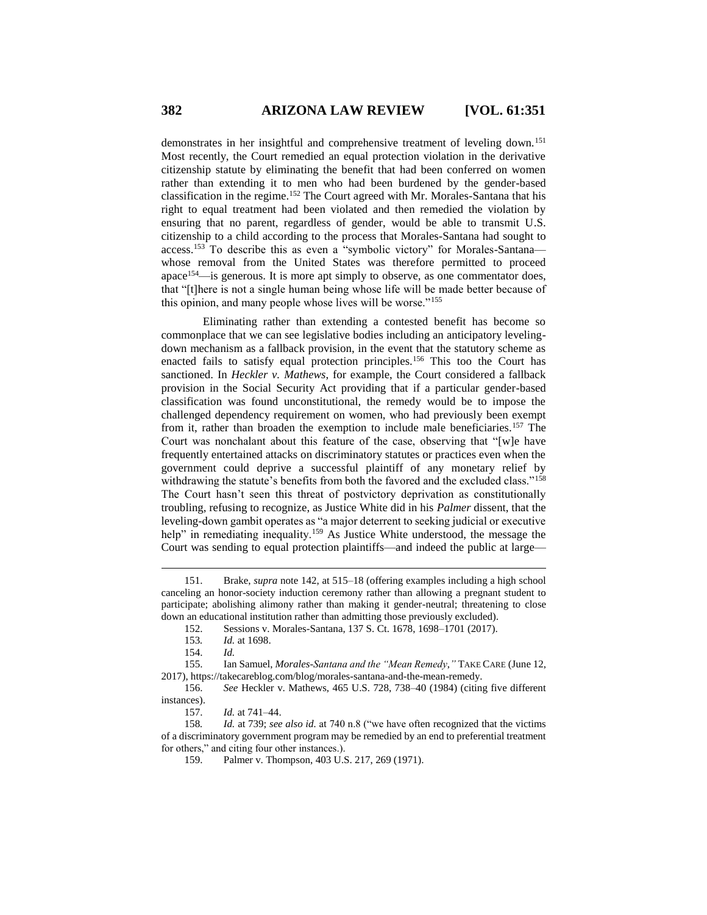demonstrates in her insightful and comprehensive treatment of leveling down.[151] Most recently, the Court remedied an equal protection violation in the derivative citizenship statute by eliminating the benefit that had been conferred on women rather than extending it to men who had been burdened by the gender-based classification in the regime.[152] The Court agreed with Mr. Morales-Santana that his right to equal treatment had been violated and then remedied the violation by ensuring that no parent, regardless of gender, would be able to transmit U.S. citizenship to a child according to the process that Morales-Santana had sought to access.[153] To describe this as even a "symbolic victory" for Morales-Santana—whose removal from the United States was therefore permitted to proceed apace[154]—is generous. It is more apt simply to observe, as one commentator does, that "[t]here is not a single human being whose life will be made better because of this opinion, and many people whose lives will be worse."[155]

Eliminating rather than extending a contested benefit has become so commonplace that we can see legislative bodies including an anticipatory leveling-down mechanism as a fallback provision, in the event that the statutory scheme as enacted fails to satisfy equal protection principles.[156] This too the Court has sanctioned. In *Heckler v. Mathews*, for example, the Court considered a fallback provision in the Social Security Act providing that if a particular gender-based classification was found unconstitutional, the remedy would be to impose the challenged dependency requirement on women, who had previously been exempt from it, rather than broaden the exemption to include male beneficiaries.[157] The Court was nonchalant about this feature of the case, observing that "[w]e have frequently entertained attacks on discriminatory statutes or practices even when the government could deprive a successful plaintiff of any monetary relief by withdrawing the statute's benefits from both the favored and the excluded class."[158] The Court hasn't seen this threat of postvictory deprivation as constitutionally troubling, refusing to recognize, as Justice White did in his *Palmer* dissent, that the leveling-down gambit operates as "a major deterrent to seeking judicial or executive help" in remediating inequality.[159] As Justice White understood, the message the Court was sending to equal protection plaintiffs—and indeed the public at large—

---

151. Brake, *supra* note 142, at 515–18 (offering examples including a high school canceling an honor-society induction ceremony rather than allowing a pregnant student to participate; abolishing alimony rather than making it gender-neutral; threatening to close down an educational institution rather than admitting those previously excluded).

152. Sessions v. Morales-Santana, 137 S. Ct. 1678, 1698–1701 (2017).

153. *Id.* at 1698.

154. *Id.*

155. Ian Samuel, *Morales-Santana and the "Mean Remedy*,*"* TAKE CARE (June 12, 2017), https://takecareblog.com/blog/morales-santana-and-the-mean-remedy.

156. *See* Heckler v. Mathews, 465 U.S. 728, 738–40 (1984) (citing five different instances).

157. *Id.* at 741–44.

158. *Id.* at 739; *see also id.* at 740 n.8 ("we have often recognized that the victims of a discriminatory government program may be remedied by an end to preferential treatment for others," and citing four other instances.).

159. Palmer v. Thompson, 403 U.S. 217, 269 (1971).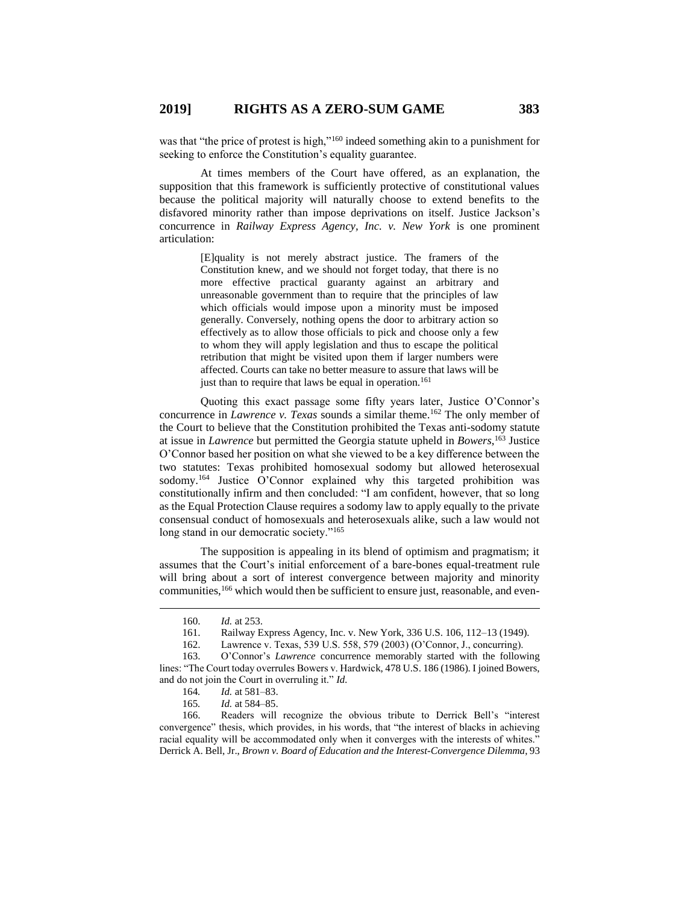was that "the price of protest is high,"[160] indeed something akin to a punishment for seeking to enforce the Constitution's equality guarantee.

At times members of the Court have offered, as an explanation, the supposition that this framework is sufficiently protective of constitutional values because the political majority will naturally choose to extend benefits to the disfavored minority rather than impose deprivations on itself. Justice Jackson's concurrence in *Railway Express Agency, Inc. v. New York* is one prominent articulation:

> [E]quality is not merely abstract justice. The framers of the Constitution knew, and we should not forget today, that there is no more effective practical guaranty against an arbitrary and unreasonable government than to require that the principles of law which officials would impose upon a minority must be imposed generally. Conversely, nothing opens the door to arbitrary action so effectively as to allow those officials to pick and choose only a few to whom they will apply legislation and thus to escape the political retribution that might be visited upon them if larger numbers were affected. Courts can take no better measure to assure that laws will be just than to require that laws be equal in operation.[161]

Quoting this exact passage some fifty years later, Justice O'Connor's concurrence in *Lawrence v. Texas* sounds a similar theme.[162] The only member of the Court to believe that the Constitution prohibited the Texas anti-sodomy statute at issue in *Lawrence* but permitted the Georgia statute upheld in *Bowers*,[163] Justice O'Connor based her position on what she viewed to be a key difference between the two statutes: Texas prohibited homosexual sodomy but allowed heterosexual sodomy.[164] Justice O'Connor explained why this targeted prohibition was constitutionally infirm and then concluded: "I am confident, however, that so long as the Equal Protection Clause requires a sodomy law to apply equally to the private consensual conduct of homosexuals and heterosexuals alike, such a law would not long stand in our democratic society."[165]

The supposition is appealing in its blend of optimism and pragmatism; it assumes that the Court's initial enforcement of a bare-bones equal-treatment rule will bring about a sort of interest convergence between majority and minority communities,[166] which would then be sufficient to ensure just, reasonable, and even-

---

160. *Id.* at 253.

161. Railway Express Agency, Inc. v. New York, 336 U.S. 106, 112–13 (1949).

162. Lawrence v. Texas, 539 U.S. 558, 579 (2003) (O'Connor, J., concurring).

163. O'Connor's *Lawrence* concurrence memorably started with the following lines: "The Court today overrules Bowers v. Hardwick, 478 U.S. 186 (1986). I joined Bowers, and do not join the Court in overruling it." *Id.*

164. *Id.* at 581–83.

165. *Id.* at 584–85.

166. Readers will recognize the obvious tribute to Derrick Bell's "interest convergence" thesis, which provides, in his words, that "the interest of blacks in achieving racial equality will be accommodated only when it converges with the interests of whites." Derrick A. Bell, Jr., *Brown v. Board of Education and the Interest-Convergence Dilemma*, 93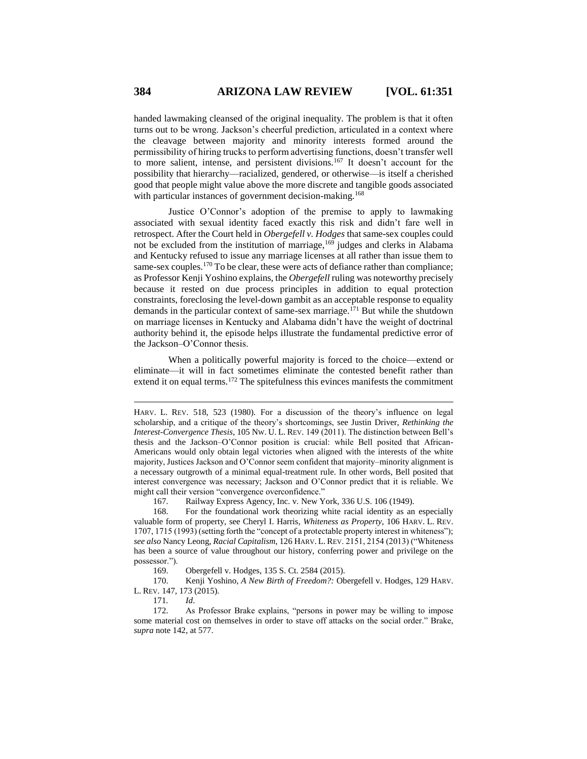handed lawmaking cleansed of the original inequality. The problem is that it often turns out to be wrong. Jackson's cheerful prediction, articulated in a context where the cleavage between majority and minority interests formed around the permissibility of hiring trucks to perform advertising functions, doesn't transfer well to more salient, intense, and persistent divisions.[167] It doesn't account for the possibility that hierarchy—racialized, gendered, or otherwise—is itself a cherished good that people might value above the more discrete and tangible goods associated with particular instances of government decision-making.[168]

Justice O'Connor's adoption of the premise to apply to lawmaking associated with sexual identity faced exactly this risk and didn't fare well in retrospect. After the Court held in *Obergefell v. Hodges* that same-sex couples could not be excluded from the institution of marriage,[169] judges and clerks in Alabama and Kentucky refused to issue any marriage licenses at all rather than issue them to same-sex couples.[170] To be clear, these were acts of defiance rather than compliance; as Professor Kenji Yoshino explains, the *Obergefell* ruling was noteworthy precisely because it rested on due process principles in addition to equal protection constraints, foreclosing the level-down gambit as an acceptable response to equality demands in the particular context of same-sex marriage.[171] But while the shutdown on marriage licenses in Kentucky and Alabama didn't have the weight of doctrinal authority behind it, the episode helps illustrate the fundamental predictive error of the Jackson–O'Connor thesis.

When a politically powerful majority is forced to the choice—extend or eliminate—it will in fact sometimes eliminate the contested benefit rather than extend it on equal terms.[172] The spitefulness this evinces manifests the commitment

---

HARV. L. REV. 518, 523 (1980). For a discussion of the theory's influence on legal scholarship, and a critique of the theory's shortcomings, see Justin Driver, *Rethinking the Interest-Convergence Thesis*, 105 NW. U. L. REV. 149 (2011). The distinction between Bell's thesis and the Jackson–O'Connor position is crucial: while Bell posited that African-Americans would only obtain legal victories when aligned with the interests of the white majority, Justices Jackson and O'Connor seem confident that majority–minority alignment is a necessary outgrowth of a minimal equal-treatment rule. In other words, Bell posited that interest convergence was necessary; Jackson and O'Connor predict that it is reliable. We might call their version "convergence overconfidence."

167. Railway Express Agency, Inc. v. New York, 336 U.S. 106 (1949).

168. For the foundational work theorizing white racial identity as an especially valuable form of property, see Cheryl I. Harris, *Whiteness as Property*, 106 HARV. L. REV. 1707, 1715 (1993) (setting forth the "concept of a protectable property interest in whiteness"); *see also* Nancy Leong, *Racial Capitalism*, 126 HARV. L. REV. 2151, 2154 (2013) ("Whiteness has been a source of value throughout our history, conferring power and privilege on the possessor.").

169. Obergefell v. Hodges, 135 S. Ct. 2584 (2015).

170. Kenji Yoshino, *A New Birth of Freedom?:* Obergefell v. Hodges, 129 HARV. L. REV. 147, 173 (2015).

171. *Id*.

172. As Professor Brake explains, "persons in power may be willing to impose some material cost on themselves in order to stave off attacks on the social order." Brake, *supra* note 142, at 577.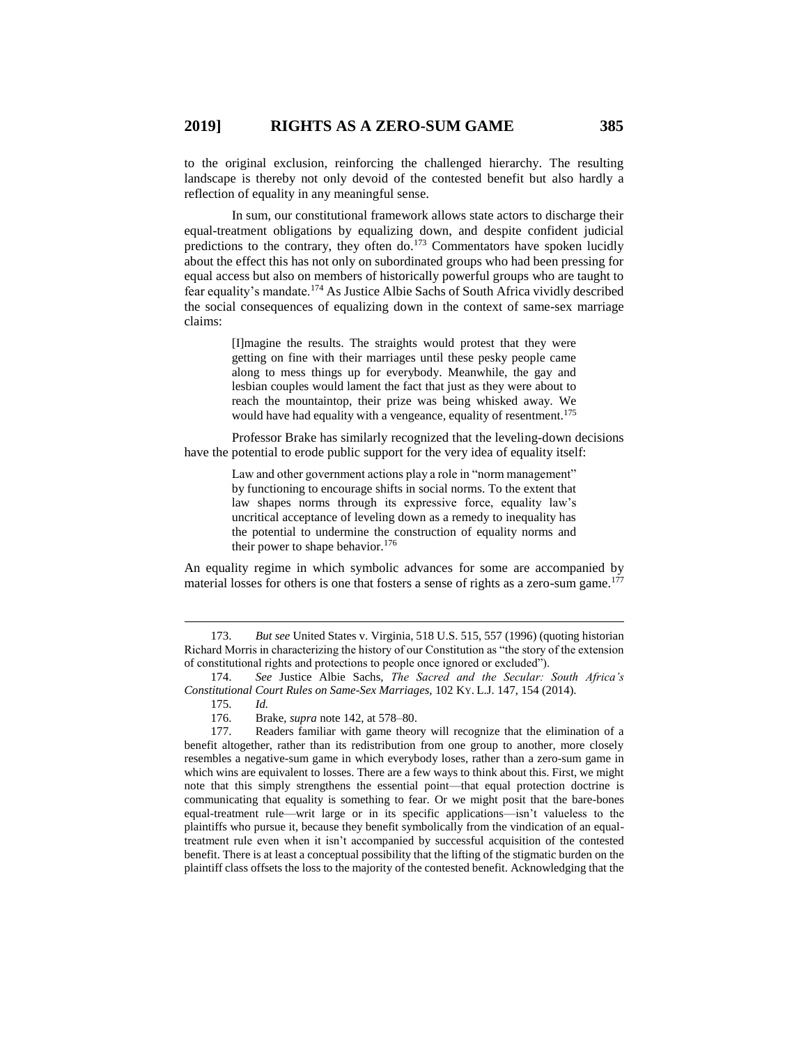to the original exclusion, reinforcing the challenged hierarchy. The resulting landscape is thereby not only devoid of the contested benefit but also hardly a reflection of equality in any meaningful sense.

In sum, our constitutional framework allows state actors to discharge their equal-treatment obligations by equalizing down, and despite confident judicial predictions to the contrary, they often do.[173] Commentators have spoken lucidly about the effect this has not only on subordinated groups who had been pressing for equal access but also on members of historically powerful groups who are taught to fear equality's mandate.[174] As Justice Albie Sachs of South Africa vividly described the social consequences of equalizing down in the context of same-sex marriage claims:

> [I]magine the results. The straights would protest that they were getting on fine with their marriages until these pesky people came along to mess things up for everybody. Meanwhile, the gay and lesbian couples would lament the fact that just as they were about to reach the mountaintop, their prize was being whisked away. We would have had equality with a vengeance, equality of resentment.[175]

Professor Brake has similarly recognized that the leveling-down decisions have the potential to erode public support for the very idea of equality itself:

> Law and other government actions play a role in "norm management" by functioning to encourage shifts in social norms. To the extent that law shapes norms through its expressive force, equality law's uncritical acceptance of leveling down as a remedy to inequality has the potential to undermine the construction of equality norms and their power to shape behavior.[176]

An equality regime in which symbolic advances for some are accompanied by material losses for others is one that fosters a sense of rights as a zero-sum game.[177]

---

173. *But see* United States v. Virginia, 518 U.S. 515, 557 (1996) (quoting historian Richard Morris in characterizing the history of our Constitution as "the story of the extension of constitutional rights and protections to people once ignored or excluded").

174. *See* Justice Albie Sachs, *The Sacred and the Secular: South Africa's Constitutional Court Rules on Same-Sex Marriages*, 102 KY. L.J. 147, 154 (2014).

175. *Id.*

176. Brake, *supra* note 142, at 578–80.

177. Readers familiar with game theory will recognize that the elimination of a benefit altogether, rather than its redistribution from one group to another, more closely resembles a negative-sum game in which everybody loses, rather than a zero-sum game in which wins are equivalent to losses. There are a few ways to think about this. First, we might note that this simply strengthens the essential point—that equal protection doctrine is communicating that equality is something to fear. Or we might posit that the bare-bones equal-treatment rule—writ large or in its specific applications—isn't valueless to the plaintiffs who pursue it, because they benefit symbolically from the vindication of an equal-treatment rule even when it isn't accompanied by successful acquisition of the contested benefit. There is at least a conceptual possibility that the lifting of the stigmatic burden on the plaintiff class offsets the loss to the majority of the contested benefit. Acknowledging that the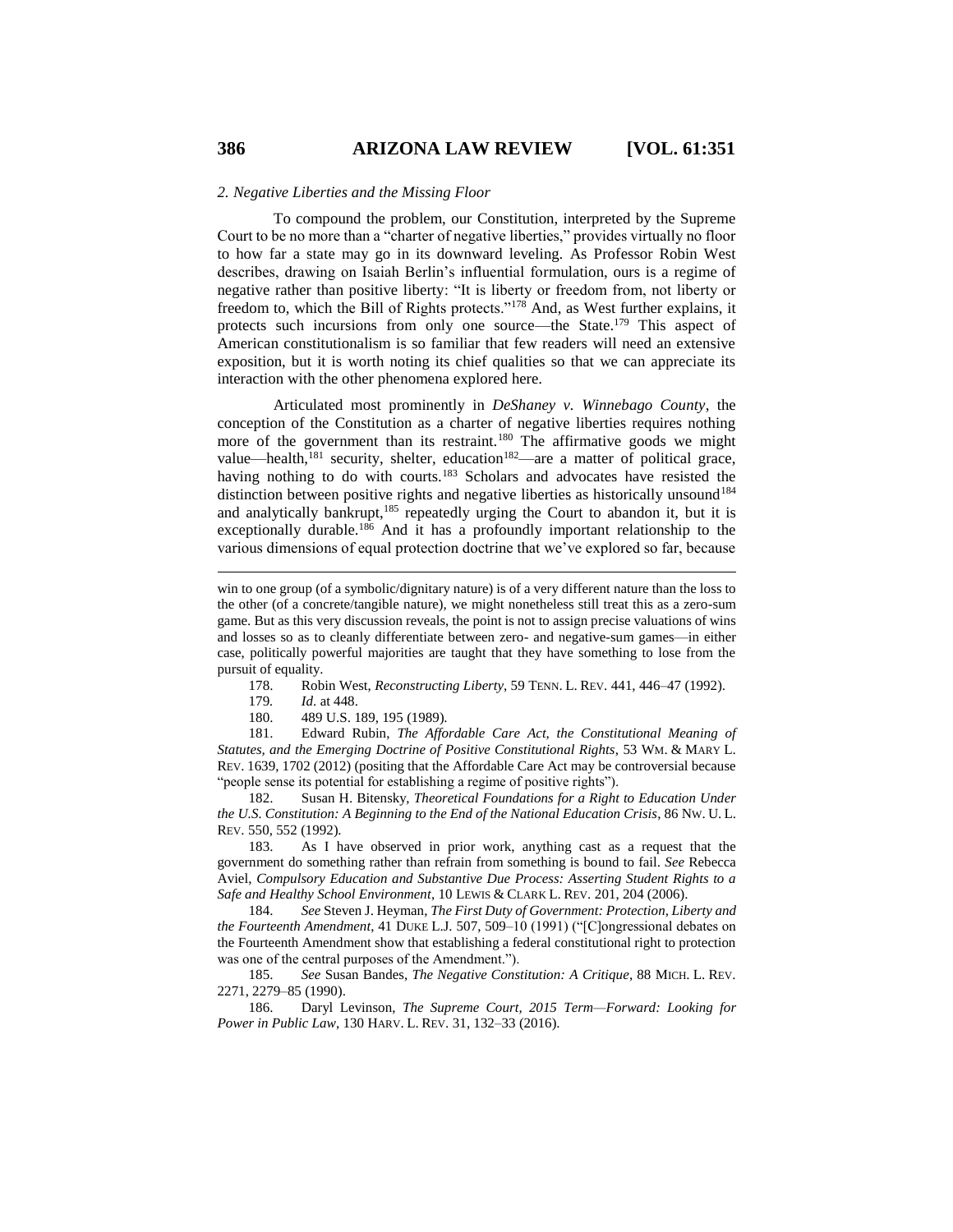### *2. Negative Liberties and the Missing Floor*

To compound the problem, our Constitution, interpreted by the Supreme Court to be no more than a "charter of negative liberties," provides virtually no floor to how far a state may go in its downward leveling. As Professor Robin West describes, drawing on Isaiah Berlin's influential formulation, ours is a regime of negative rather than positive liberty: "It is liberty or freedom from, not liberty or freedom to, which the Bill of Rights protects."[178] And, as West further explains, it protects such incursions from only one source—the State.[179] This aspect of American constitutionalism is so familiar that few readers will need an extensive exposition, but it is worth noting its chief qualities so that we can appreciate its interaction with the other phenomena explored here.

Articulated most prominently in *DeShaney v. Winnebago County*, the conception of the Constitution as a charter of negative liberties requires nothing more of the government than its restraint.[180] The affirmative goods we might value—health,[181] security, shelter, education[182]—are a matter of political grace, having nothing to do with courts.[183] Scholars and advocates have resisted the distinction between positive rights and negative liberties as historically unsound[184] and analytically bankrupt,[185] repeatedly urging the Court to abandon it, but it is exceptionally durable.[186] And it has a profoundly important relationship to the various dimensions of equal protection doctrine that we've explored so far, because

---

win to one group (of a symbolic/dignitary nature) is of a very different nature than the loss to the other (of a concrete/tangible nature), we might nonetheless still treat this as a zero-sum game. But as this very discussion reveals, the point is not to assign precise valuations of wins and losses so as to cleanly differentiate between zero- and negative-sum games—in either case, politically powerful majorities are taught that they have something to lose from the pursuit of equality.

178. Robin West, *Reconstructing Liberty*, 59 TENN. L. REV. 441, 446–47 (1992).

179. *Id.* at 448.

180. 489 U.S. 189, 195 (1989).

181. Edward Rubin, *The Affordable Care Act, the Constitutional Meaning of Statutes, and the Emerging Doctrine of Positive Constitutional Rights*, 53 WM. & MARY L. REV. 1639, 1702 (2012) (positing that the Affordable Care Act may be controversial because "people sense its potential for establishing a regime of positive rights").

182. Susan H. Bitensky, *Theoretical Foundations for a Right to Education Under the U.S. Constitution: A Beginning to the End of the National Education Crisis*, 86 NW. U. L. REV. 550, 552 (1992).

183. As I have observed in prior work, anything cast as a request that the government do something rather than refrain from something is bound to fail. *See* Rebecca Aviel, *Compulsory Education and Substantive Due Process: Asserting Student Rights to a Safe and Healthy School Environment*, 10 LEWIS & CLARK L. REV. 201, 204 (2006).

184. *See* Steven J. Heyman, *The First Duty of Government: Protection, Liberty and the Fourteenth Amendment*, 41 DUKE L.J. 507, 509–10 (1991) ("[C]ongressional debates on the Fourteenth Amendment show that establishing a federal constitutional right to protection was one of the central purposes of the Amendment.").

185. *See* Susan Bandes, *The Negative Constitution: A Critique*, 88 MICH. L. REV. 2271, 2279–85 (1990).

186. Daryl Levinson, *The Supreme Court, 2015 Term—Forward: Looking for Power in Public Law*, 130 HARV. L. REV. 31, 132–33 (2016).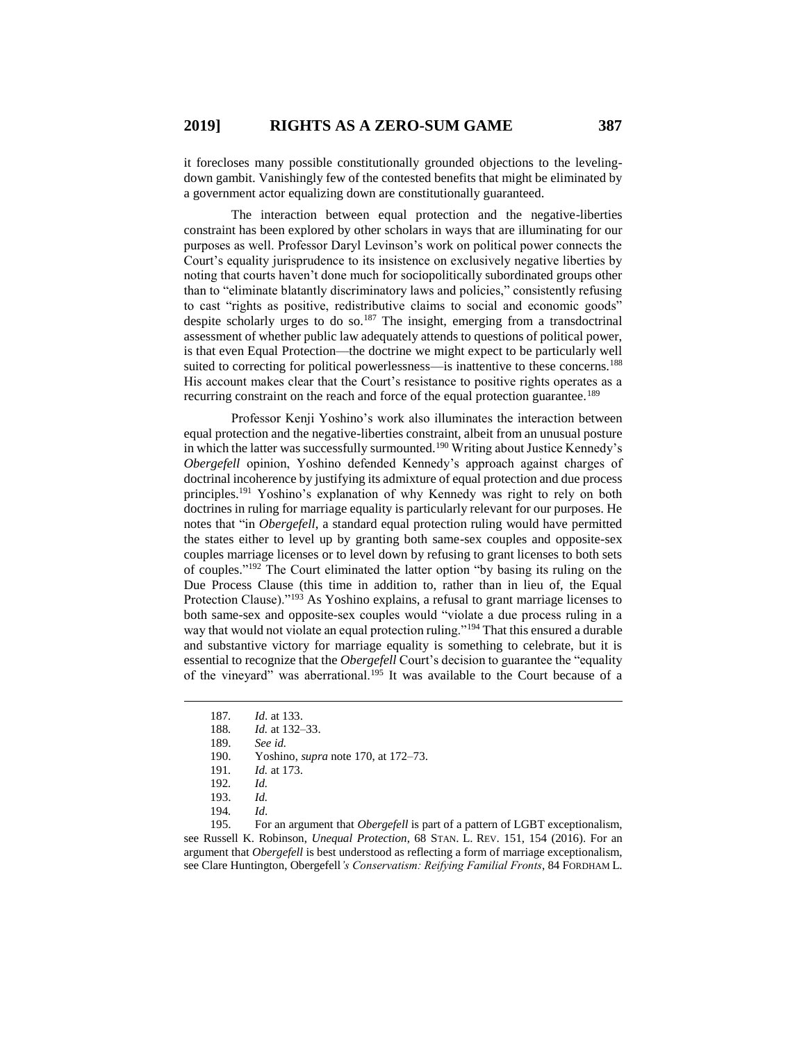it forecloses many possible constitutionally grounded objections to the leveling-down gambit. Vanishingly few of the contested benefits that might be eliminated by a government actor equalizing down are constitutionally guaranteed.

The interaction between equal protection and the negative-liberties constraint has been explored by other scholars in ways that are illuminating for our purposes as well. Professor Daryl Levinson's work on political power connects the Court's equality jurisprudence to its insistence on exclusively negative liberties by noting that courts haven't done much for sociopolitically subordinated groups other than to "eliminate blatantly discriminatory laws and policies," consistently refusing to cast "rights as positive, redistributive claims to social and economic goods" despite scholarly urges to do so.[187] The insight, emerging from a transdoctrinal assessment of whether public law adequately attends to questions of political power, is that even Equal Protection—the doctrine we might expect to be particularly well suited to correcting for political powerlessness—is inattentive to these concerns.[188] His account makes clear that the Court's resistance to positive rights operates as a recurring constraint on the reach and force of the equal protection guarantee.[189]

Professor Kenji Yoshino's work also illuminates the interaction between equal protection and the negative-liberties constraint, albeit from an unusual posture in which the latter was successfully surmounted.[190] Writing about Justice Kennedy's *Obergefell* opinion, Yoshino defended Kennedy's approach against charges of doctrinal incoherence by justifying its admixture of equal protection and due process principles.[191] Yoshino's explanation of why Kennedy was right to rely on both doctrines in ruling for marriage equality is particularly relevant for our purposes. He notes that "in *Obergefell*, a standard equal protection ruling would have permitted the states either to level up by granting both same-sex couples and opposite-sex couples marriage licenses or to level down by refusing to grant licenses to both sets of couples."[192] The Court eliminated the latter option "by basing its ruling on the Due Process Clause (this time in addition to, rather than in lieu of, the Equal Protection Clause)."[193] As Yoshino explains, a refusal to grant marriage licenses to both same-sex and opposite-sex couples would "violate a due process ruling in a way that would not violate an equal protection ruling."[194] That this ensured a durable and substantive victory for marriage equality is something to celebrate, but it is essential to recognize that the *Obergefell* Court's decision to guarantee the "equality of the vineyard" was aberrational.[195] It was available to the Court because of a

---

187. *Id.* at 133.

188. *Id.* at 132–33.

189. *See id.*

190. Yoshino, *supra* note 170, at 172–73.

191. *Id.* at 173.

192. *Id.*

193. *Id.*

194. *Id*.

195. For an argument that *Obergefell* is part of a pattern of LGBT exceptionalism, see Russell K. Robinson, *Unequal Protection*, 68 STAN. L. REV. 151, 154 (2016). For an argument that *Obergefell* is best understood as reflecting a form of marriage exceptionalism, see Clare Huntington, Obergefell*'s Conservatism: Reifying Familial Fronts*, 84 FORDHAM L.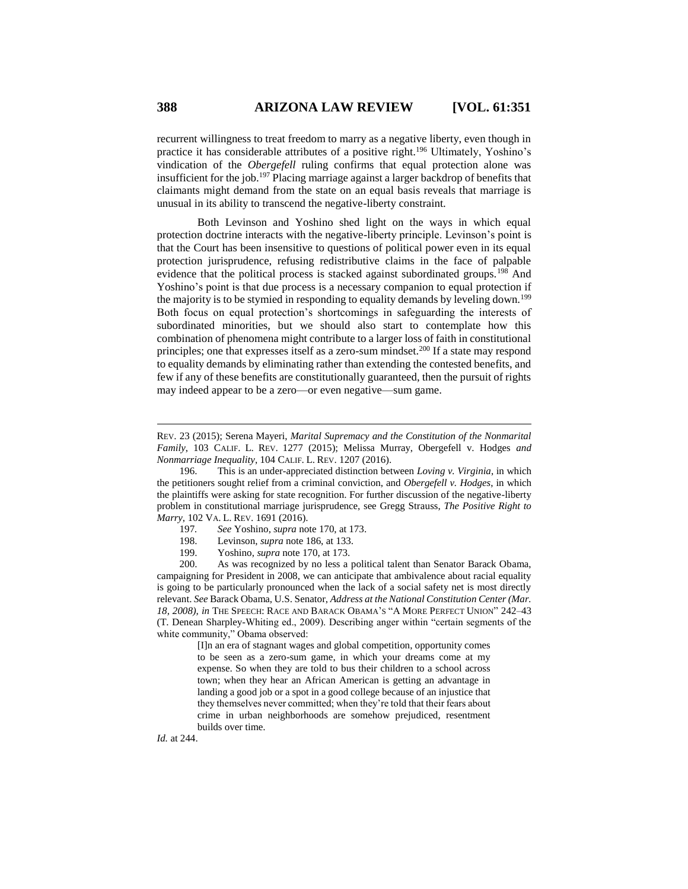recurrent willingness to treat freedom to marry as a negative liberty, even though in practice it has considerable attributes of a positive right.[196] Ultimately, Yoshino's vindication of the *Obergefell* ruling confirms that equal protection alone was insufficient for the job.[197] Placing marriage against a larger backdrop of benefits that claimants might demand from the state on an equal basis reveals that marriage is unusual in its ability to transcend the negative-liberty constraint.

Both Levinson and Yoshino shed light on the ways in which equal protection doctrine interacts with the negative-liberty principle. Levinson's point is that the Court has been insensitive to questions of political power even in its equal protection jurisprudence, refusing redistributive claims in the face of palpable evidence that the political process is stacked against subordinated groups.[198] And Yoshino's point is that due process is a necessary companion to equal protection if the majority is to be stymied in responding to equality demands by leveling down.[199] Both focus on equal protection's shortcomings in safeguarding the interests of subordinated minorities, but we should also start to contemplate how this combination of phenomena might contribute to a larger loss of faith in constitutional principles; one that expresses itself as a zero-sum mindset.[200] If a state may respond to equality demands by eliminating rather than extending the contested benefits, and few if any of these benefits are constitutionally guaranteed, then the pursuit of rights may indeed appear to be a zero—or even negative—sum game.

---

REV. 23 (2015); Serena Mayeri, *Marital Supremacy and the Constitution of the Nonmarital Family*, 103 CALIF. L. REV. 1277 (2015); Melissa Murray, Obergefell v. Hodges *and Nonmarriage Inequality*, 104 CALIF. L. REV. 1207 (2016).

196. This is an under-appreciated distinction between *Loving v. Virginia*, in which the petitioners sought relief from a criminal conviction, and *Obergefell v. Hodges*, in which the plaintiffs were asking for state recognition. For further discussion of the negative-liberty problem in constitutional marriage jurisprudence, see Gregg Strauss, *The Positive Right to Marry*, 102 VA. L. REV. 1691 (2016).

197. *See* Yoshino, *supra* note 170, at 173.

198. Levinson, *supra* note 186, at 133.

199. Yoshino, *supra* note 170, at 173.

200. As was recognized by no less a political talent than Senator Barack Obama, campaigning for President in 2008, we can anticipate that ambivalence about racial equality is going to be particularly pronounced when the lack of a social safety net is most directly relevant. *See* Barack Obama, U.S. Senator, *Address at the National Constitution Center (Mar. 18, 2008)*, *in* THE SPEECH: RACE AND BARACK OBAMA'S "A MORE PERFECT UNION" 242–43 (T. Denean Sharpley-Whiting ed., 2009). Describing anger within "certain segments of the white community," Obama observed:

> [I]n an era of stagnant wages and global competition, opportunity comes to be seen as a zero-sum game, in which your dreams come at my expense. So when they are told to bus their children to a school across town; when they hear an African American is getting an advantage in landing a good job or a spot in a good college because of an injustice that they themselves never committed; when they're told that their fears about crime in urban neighborhoods are somehow prejudiced, resentment builds over time.

*Id.* at 244.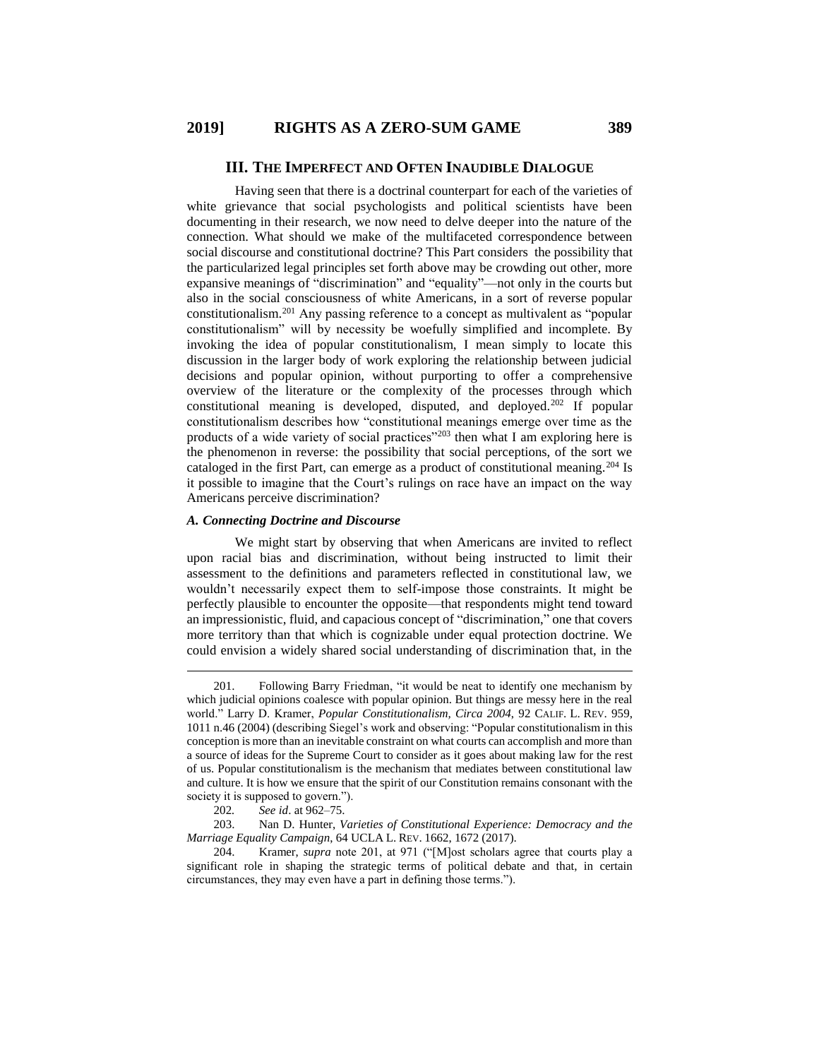## III. The Imperfect and Often Inaudible Dialogue

Having seen that there is a doctrinal counterpart for each of the varieties of white grievance that social psychologists and political scientists have been documenting in their research, we now need to delve deeper into the nature of the connection. What should we make of the multifaceted correspondence between social discourse and constitutional doctrine? This Part considers the possibility that the particularized legal principles set forth above may be crowding out other, more expansive meanings of "discrimination" and "equality"—not only in the courts but also in the social consciousness of white Americans, in a sort of reverse popular constitutionalism.[201] Any passing reference to a concept as multivalent as "popular constitutionalism" will by necessity be woefully simplified and incomplete. By invoking the idea of popular constitutionalism, I mean simply to locate this discussion in the larger body of work exploring the relationship between judicial decisions and popular opinion, without purporting to offer a comprehensive overview of the literature or the complexity of the processes through which constitutional meaning is developed, disputed, and deployed.[202] If popular constitutionalism describes how "constitutional meanings emerge over time as the products of a wide variety of social practices"[203] then what I am exploring here is the phenomenon in reverse: the possibility that social perceptions, of the sort we cataloged in the first Part, can emerge as a product of constitutional meaning.[204] Is it possible to imagine that the Court's rulings on race have an impact on the way Americans perceive discrimination?

### *A. Connecting Doctrine and Discourse*

We might start by observing that when Americans are invited to reflect upon racial bias and discrimination, without being instructed to limit their assessment to the definitions and parameters reflected in constitutional law, we wouldn't necessarily expect them to self-impose those constraints. It might be perfectly plausible to encounter the opposite—that respondents might tend toward an impressionistic, fluid, and capacious concept of "discrimination," one that covers more territory than that which is cognizable under equal protection doctrine. We could envision a widely shared social understanding of discrimination that, in the

---

201. Following Barry Friedman, "it would be neat to identify one mechanism by which judicial opinions coalesce with popular opinion. But things are messy here in the real world." Larry D. Kramer, *Popular Constitutionalism, Circa 2004*, 92 CALIF. L. REV. 959, 1011 n.46 (2004) (describing Siegel's work and observing: "Popular constitutionalism in this conception is more than an inevitable constraint on what courts can accomplish and more than a source of ideas for the Supreme Court to consider as it goes about making law for the rest of us. Popular constitutionalism is the mechanism that mediates between constitutional law and culture. It is how we ensure that the spirit of our Constitution remains consonant with the society it is supposed to govern.").

202. *See id*. at 962–75.

203. Nan D. Hunter, *Varieties of Constitutional Experience: Democracy and the Marriage Equality Campaign*, 64 UCLA L. REV. 1662, 1672 (2017).

204. Kramer, *supra* note 201, at 971 ("[M]ost scholars agree that courts play a significant role in shaping the strategic terms of political debate and that, in certain circumstances, they may even have a part in defining those terms.").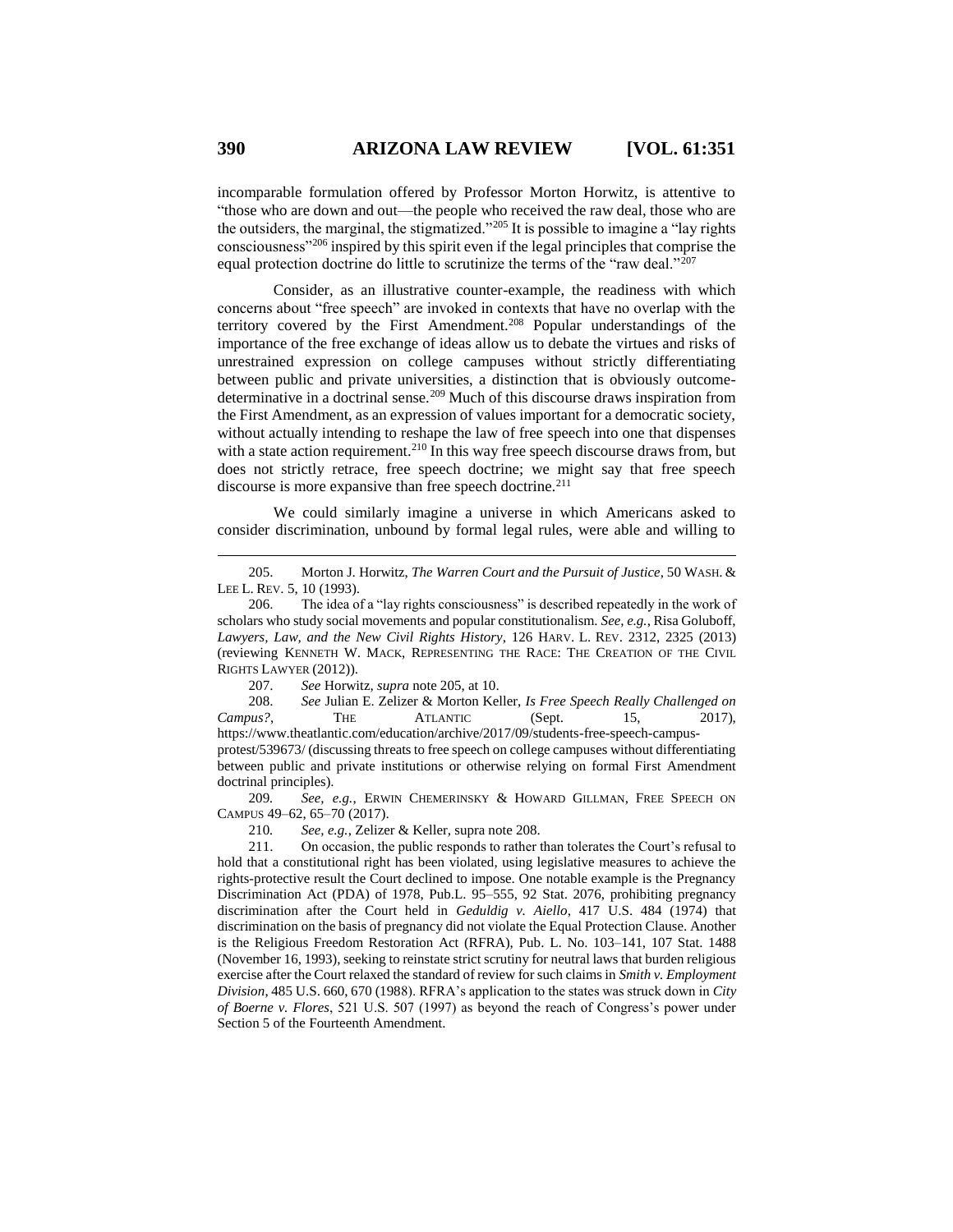incomparable formulation offered by Professor Morton Horwitz, is attentive to "those who are down and out—the people who received the raw deal, those who are the outsiders, the marginal, the stigmatized."[205] It is possible to imagine a "lay rights consciousness"[206] inspired by this spirit even if the legal principles that comprise the equal protection doctrine do little to scrutinize the terms of the "raw deal."[207]

Consider, as an illustrative counter-example, the readiness with which concerns about "free speech" are invoked in contexts that have no overlap with the territory covered by the First Amendment.[208] Popular understandings of the importance of the free exchange of ideas allow us to debate the virtues and risks of unrestrained expression on college campuses without strictly differentiating between public and private universities, a distinction that is obviously outcome-determinative in a doctrinal sense.[209] Much of this discourse draws inspiration from the First Amendment, as an expression of values important for a democratic society, without actually intending to reshape the law of free speech into one that dispenses with a state action requirement.[210] In this way free speech discourse draws from, but does not strictly retrace, free speech doctrine; we might say that free speech discourse is more expansive than free speech doctrine.[211]

We could similarly imagine a universe in which Americans asked to consider discrimination, unbound by formal legal rules, were able and willing to

---

205. Morton J. Horwitz, *The Warren Court and the Pursuit of Justice*, 50 WASH. & LEE L. REV. 5, 10 (1993).

206. The idea of a "lay rights consciousness" is described repeatedly in the work of scholars who study social movements and popular constitutionalism. *See, e.g.*, Risa Goluboff, *Lawyers, Law, and the New Civil Rights History*, 126 HARV. L. REV. 2312, 2325 (2013) (reviewing KENNETH W. MACK, REPRESENTING THE RACE: THE CREATION OF THE CIVIL RIGHTS LAWYER (2012)).

207. *See* Horwitz, *supra* note 205, at 10.

208. *See* Julian E. Zelizer & Morton Keller, *Is Free Speech Really Challenged on Campus?*, THE ATLANTIC (Sept. 15, 2017), https://www.theatlantic.com/education/archive/2017/09/students-free-speech-campus-protest/539673/ (discussing threats to free speech on college campuses without differentiating between public and private institutions or otherwise relying on formal First Amendment doctrinal principles).

209. *See, e.g.*, ERWIN CHEMERINSKY & HOWARD GILLMAN, FREE SPEECH ON CAMPUS 49–62, 65–70 (2017).

210. *See, e.g.*, Zelizer & Keller, supra note 208.

211. On occasion, the public responds to rather than tolerates the Court's refusal to hold that a constitutional right has been violated, using legislative measures to achieve the rights-protective result the Court declined to impose. One notable example is the Pregnancy Discrimination Act (PDA) of 1978, Pub.L. 95–555, 92 Stat. 2076, prohibiting pregnancy discrimination after the Court held in *Geduldig v. Aiello*, 417 U.S. 484 (1974) that discrimination on the basis of pregnancy did not violate the Equal Protection Clause. Another is the Religious Freedom Restoration Act (RFRA), Pub. L. No. 103–141, 107 Stat. 1488 (November 16, 1993), seeking to reinstate strict scrutiny for neutral laws that burden religious exercise after the Court relaxed the standard of review for such claims in *Smith v. Employment Division*, 485 U.S. 660, 670 (1988). RFRA's application to the states was struck down in *City of Boerne v. Flores*, 521 U.S. 507 (1997) as beyond the reach of Congress's power under Section 5 of the Fourteenth Amendment.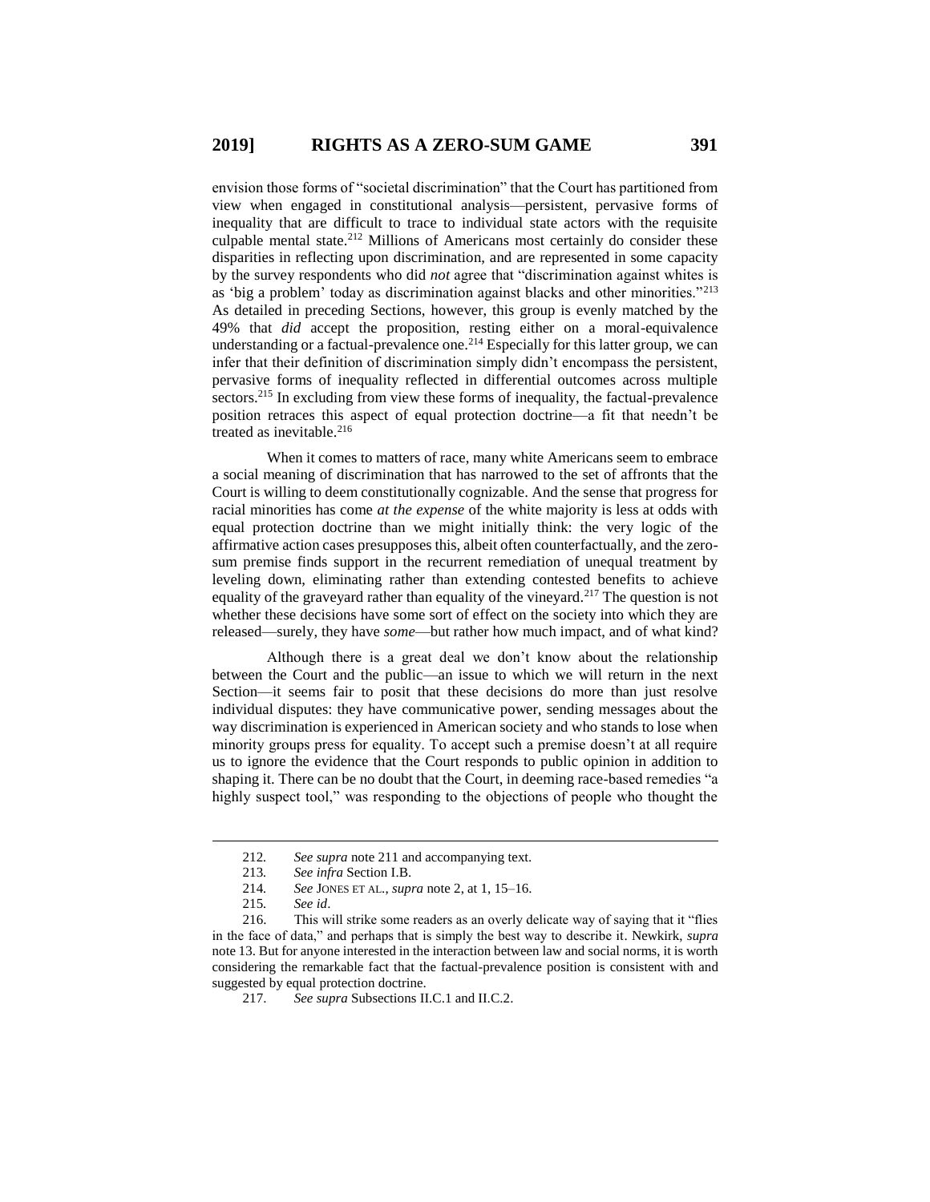envision those forms of "societal discrimination" that the Court has partitioned from view when engaged in constitutional analysis—persistent, pervasive forms of inequality that are difficult to trace to individual state actors with the requisite culpable mental state.[212] Millions of Americans most certainly do consider these disparities in reflecting upon discrimination, and are represented in some capacity by the survey respondents who did *not* agree that "discrimination against whites is as 'big a problem' today as discrimination against blacks and other minorities."[213] As detailed in preceding Sections, however, this group is evenly matched by the 49% that *did* accept the proposition, resting either on a moral-equivalence understanding or a factual-prevalence one.[214] Especially for this latter group, we can infer that their definition of discrimination simply didn't encompass the persistent, pervasive forms of inequality reflected in differential outcomes across multiple sectors.[215] In excluding from view these forms of inequality, the factual-prevalence position retraces this aspect of equal protection doctrine—a fit that needn't be treated as inevitable.[216]

When it comes to matters of race, many white Americans seem to embrace a social meaning of discrimination that has narrowed to the set of affronts that the Court is willing to deem constitutionally cognizable. And the sense that progress for racial minorities has come *at the expense* of the white majority is less at odds with equal protection doctrine than we might initially think: the very logic of the affirmative action cases presupposes this, albeit often counterfactually, and the zero-sum premise finds support in the recurrent remediation of unequal treatment by leveling down, eliminating rather than extending contested benefits to achieve equality of the graveyard rather than equality of the vineyard.[217] The question is not whether these decisions have some sort of effect on the society into which they are released—surely, they have *some*—but rather how much impact, and of what kind?

Although there is a great deal we don't know about the relationship between the Court and the public—an issue to which we will return in the next Section—it seems fair to posit that these decisions do more than just resolve individual disputes: they have communicative power, sending messages about the way discrimination is experienced in American society and who stands to lose when minority groups press for equality. To accept such a premise doesn't at all require us to ignore the evidence that the Court responds to public opinion in addition to shaping it. There can be no doubt that the Court, in deeming race-based remedies "a highly suspect tool," was responding to the objections of people who thought the

---

212. *See supra* note 211 and accompanying text.

213. *See infra* Section I.B.

214. *See* JONES ET AL., *supra* note 2, at 1, 15–16.

215. *See id*.

216. This will strike some readers as an overly delicate way of saying that it "flies in the face of data," and perhaps that is simply the best way to describe it. Newkirk, *supra* note 13. But for anyone interested in the interaction between law and social norms, it is worth considering the remarkable fact that the factual-prevalence position is consistent with and suggested by equal protection doctrine.

217. *See supra* Subsections II.C.1 and II.C.2.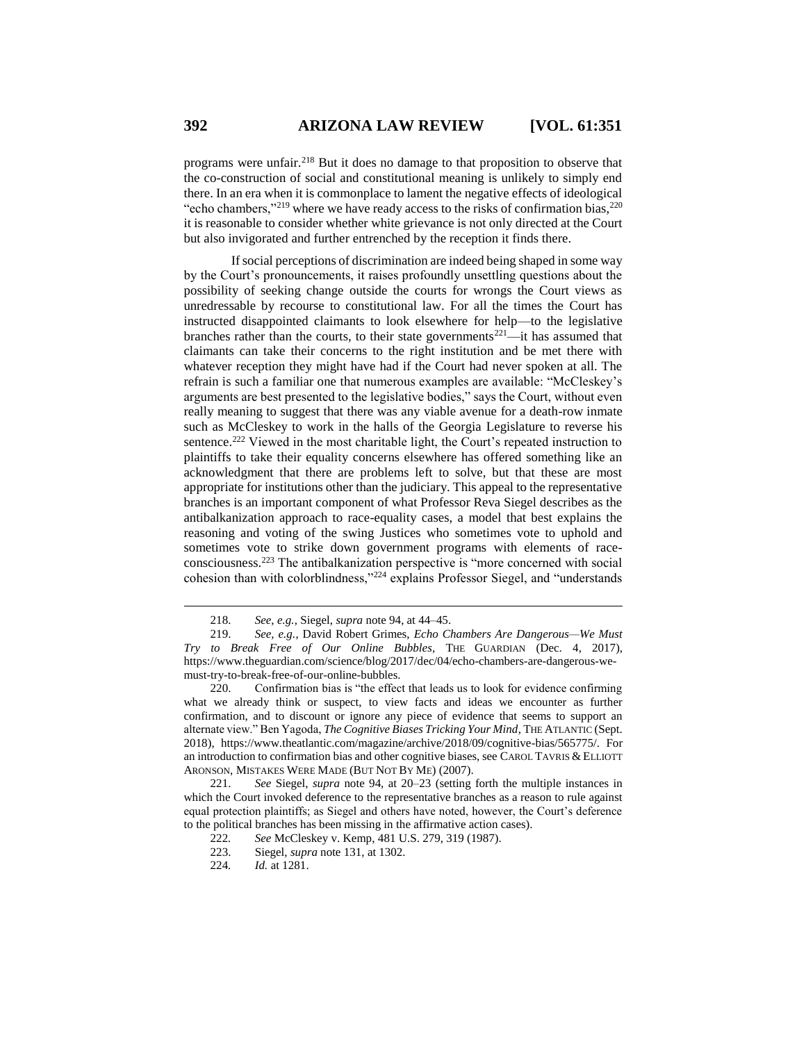programs were unfair.[218] But it does no damage to that proposition to observe that the co-construction of social and constitutional meaning is unlikely to simply end there. In an era when it is commonplace to lament the negative effects of ideological "echo chambers,"[219] where we have ready access to the risks of confirmation bias,[220] it is reasonable to consider whether white grievance is not only directed at the Court but also invigorated and further entrenched by the reception it finds there.

If social perceptions of discrimination are indeed being shaped in some way by the Court's pronouncements, it raises profoundly unsettling questions about the possibility of seeking change outside the courts for wrongs the Court views as unredressable by recourse to constitutional law. For all the times the Court has instructed disappointed claimants to look elsewhere for help—to the legislative branches rather than the courts, to their state governments[221]—it has assumed that claimants can take their concerns to the right institution and be met there with whatever reception they might have had if the Court had never spoken at all. The refrain is such a familiar one that numerous examples are available: "McCleskey's arguments are best presented to the legislative bodies," says the Court, without even really meaning to suggest that there was any viable avenue for a death-row inmate such as McCleskey to work in the halls of the Georgia Legislature to reverse his sentence.[222] Viewed in the most charitable light, the Court's repeated instruction to plaintiffs to take their equality concerns elsewhere has offered something like an acknowledgment that there are problems left to solve, but that these are most appropriate for institutions other than the judiciary. This appeal to the representative branches is an important component of what Professor Reva Siegel describes as the antibalkanization approach to race-equality cases, a model that best explains the reasoning and voting of the swing Justices who sometimes vote to uphold and sometimes vote to strike down government programs with elements of race-consciousness.[223] The antibalkanization perspective is "more concerned with social cohesion than with colorblindness,"[224] explains Professor Siegel, and "understands

---

218. *See, e.g.*, Siegel, *supra* note 94, at 44–45.

219. *See, e.g.*, David Robert Grimes, *Echo Chambers Are Dangerous—We Must Try to Break Free of Our Online Bubbles*, THE GUARDIAN (Dec. 4, 2017), https://www.theguardian.com/science/blog/2017/dec/04/echo-chambers-are-dangerous-we-must-try-to-break-free-of-our-online-bubbles.

220. Confirmation bias is "the effect that leads us to look for evidence confirming what we already think or suspect, to view facts and ideas we encounter as further confirmation, and to discount or ignore any piece of evidence that seems to support an alternate view." Ben Yagoda, *The Cognitive Biases Tricking Your Mind*, THE ATLANTIC (Sept. 2018), https://www.theatlantic.com/magazine/archive/2018/09/cognitive-bias/565775/. For an introduction to confirmation bias and other cognitive biases, see CAROL TAVRIS & ELLIOTT ARONSON, MISTAKES WERE MADE (BUT NOT BY ME) (2007).

221. *See* Siegel, *supra* note 94, at 20–23 (setting forth the multiple instances in which the Court invoked deference to the representative branches as a reason to rule against equal protection plaintiffs; as Siegel and others have noted, however, the Court's deference to the political branches has been missing in the affirmative action cases).

222. *See* McCleskey v. Kemp, 481 U.S. 279, 319 (1987).

223. Siegel, *supra* note 131, at 1302.

224. *Id.* at 1281.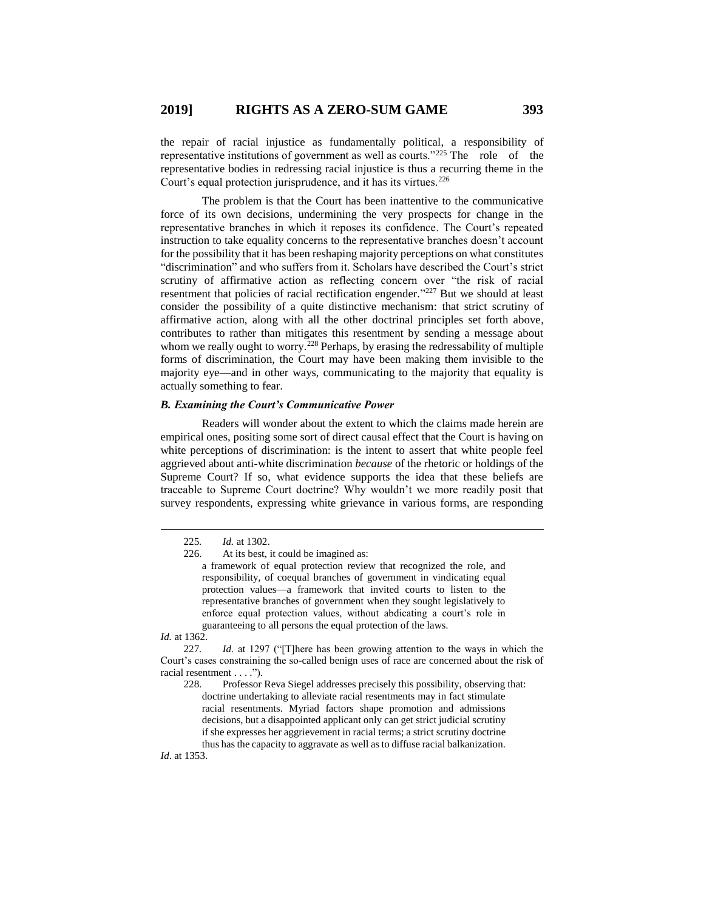the repair of racial injustice as fundamentally political, a responsibility of representative institutions of government as well as courts."[225] The role of the representative bodies in redressing racial injustice is thus a recurring theme in the Court's equal protection jurisprudence, and it has its virtues.[226]

The problem is that the Court has been inattentive to the communicative force of its own decisions, undermining the very prospects for change in the representative branches in which it reposes its confidence. The Court's repeated instruction to take equality concerns to the representative branches doesn't account for the possibility that it has been reshaping majority perceptions on what constitutes "discrimination" and who suffers from it. Scholars have described the Court's strict scrutiny of affirmative action as reflecting concern over "the risk of racial resentment that policies of racial rectification engender."[227] But we should at least consider the possibility of a quite distinctive mechanism: that strict scrutiny of affirmative action, along with all the other doctrinal principles set forth above, contributes to rather than mitigates this resentment by sending a message about whom we really ought to worry.[228] Perhaps, by erasing the redressability of multiple forms of discrimination, the Court may have been making them invisible to the majority eye—and in other ways, communicating to the majority that equality is actually something to fear.

### *B. Examining the Court's Communicative Power*

Readers will wonder about the extent to which the claims made herein are empirical ones, positing some sort of direct causal effect that the Court is having on white perceptions of discrimination: is the intent to assert that white people feel aggrieved about anti-white discrimination *because* of the rhetoric or holdings of the Supreme Court? If so, what evidence supports the idea that these beliefs are traceable to Supreme Court doctrine? Why wouldn't we more readily posit that survey respondents, expressing white grievance in various forms, are responding

---

225. *Id.* at 1302.

226. At its best, it could be imagined as:

> a framework of equal protection review that recognized the role, and responsibility, of coequal branches of government in vindicating equal protection values—a framework that invited courts to listen to the representative branches of government when they sought legislatively to enforce equal protection values, without abdicating a court's role in guaranteeing to all persons the equal protection of the laws.

*Id.* at 1362.

227. *Id*. at 1297 ("[T]here has been growing attention to the ways in which the Court's cases constraining the so-called benign uses of race are concerned about the risk of racial resentment . . . .").

228. Professor Reva Siegel addresses precisely this possibility, observing that:

> doctrine undertaking to alleviate racial resentments may in fact stimulate racial resentments. Myriad factors shape promotion and admissions decisions, but a disappointed applicant only can get strict judicial scrutiny if she expresses her aggrievement in racial terms; a strict scrutiny doctrine thus has the capacity to aggravate as well as to diffuse racial balkanization.

*Id*. at 1353.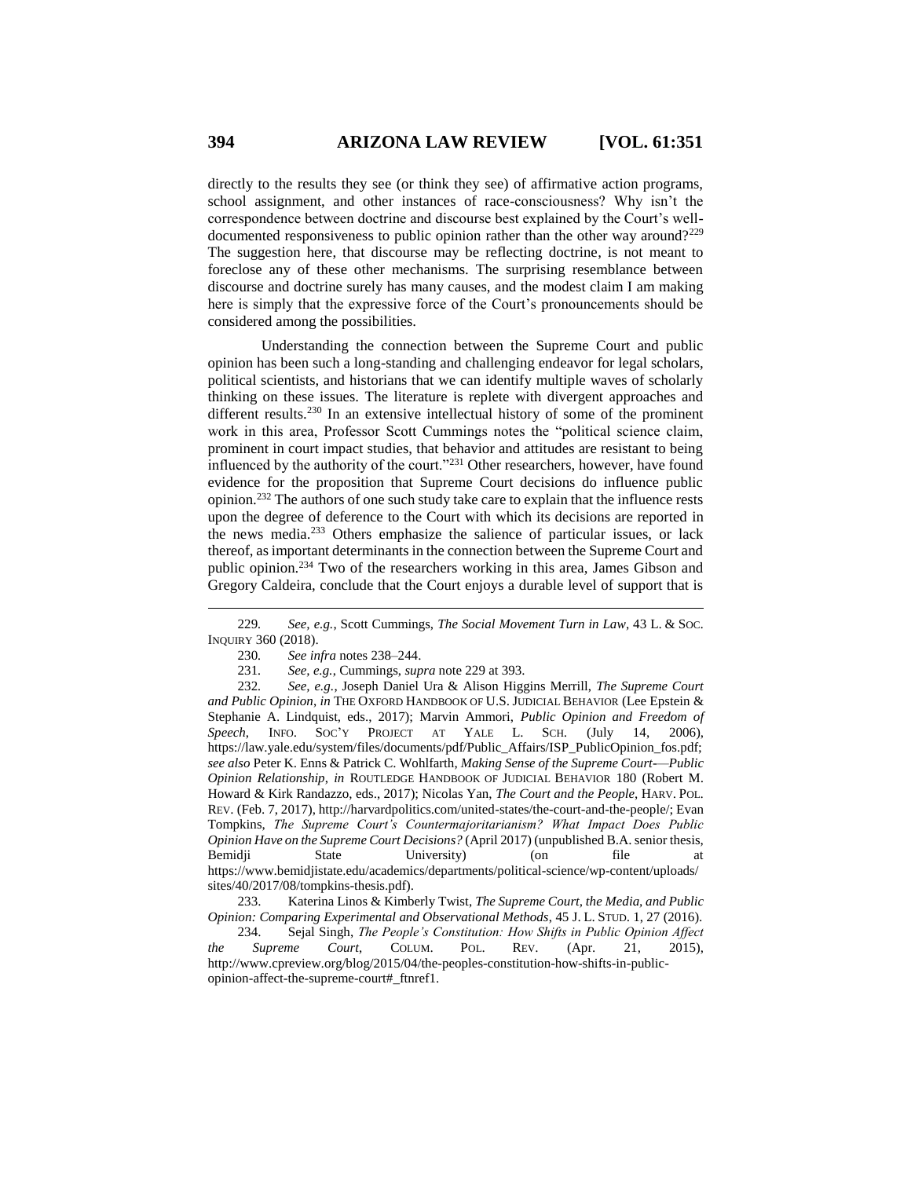directly to the results they see (or think they see) of affirmative action programs, school assignment, and other instances of race-consciousness? Why isn't the correspondence between doctrine and discourse best explained by the Court's well-documented responsiveness to public opinion rather than the other way around?[229] The suggestion here, that discourse may be reflecting doctrine, is not meant to foreclose any of these other mechanisms. The surprising resemblance between discourse and doctrine surely has many causes, and the modest claim I am making here is simply that the expressive force of the Court's pronouncements should be considered among the possibilities.

Understanding the connection between the Supreme Court and public opinion has been such a long-standing and challenging endeavor for legal scholars, political scientists, and historians that we can identify multiple waves of scholarly thinking on these issues. The literature is replete with divergent approaches and different results.[230] In an extensive intellectual history of some of the prominent work in this area, Professor Scott Cummings notes the "political science claim, prominent in court impact studies, that behavior and attitudes are resistant to being influenced by the authority of the court."[231] Other researchers, however, have found evidence for the proposition that Supreme Court decisions do influence public opinion.[232] The authors of one such study take care to explain that the influence rests upon the degree of deference to the Court with which its decisions are reported in the news media.[233] Others emphasize the salience of particular issues, or lack thereof, as important determinants in the connection between the Supreme Court and public opinion.[234] Two of the researchers working in this area, James Gibson and Gregory Caldeira, conclude that the Court enjoys a durable level of support that is

---

229. *See, e.g.*, Scott Cummings, *The Social Movement Turn in Law*, 43 L. & SOC. INQUIRY 360 (2018).

230. *See infra* notes 238–244.

231. *See, e.g.*, Cummings, *supra* note 229 at 393.

232. *See, e.g.*, Joseph Daniel Ura & Alison Higgins Merrill, *The Supreme Court and Public Opinion*, *in* THE OXFORD HANDBOOK OF U.S. JUDICIAL BEHAVIOR (Lee Epstein & Stephanie A. Lindquist, eds., 2017); Marvin Ammori, *Public Opinion and Freedom of Speech*, INFO. SOC'Y PROJECT AT YALE L. SCH. (July 14, 2006), https://law.yale.edu/system/files/documents/pdf/Public_Affairs/ISP_PublicOpinion_fos.pdf; *see also* Peter K. Enns & Patrick C. Wohlfarth, *Making Sense of the Supreme Court-—Public Opinion Relationship*, *in* ROUTLEDGE HANDBOOK OF JUDICIAL BEHAVIOR 180 (Robert M. Howard & Kirk Randazzo, eds., 2017); Nicolas Yan, *The Court and the People*, HARV. POL. REV. (Feb. 7, 2017), http://harvardpolitics.com/united-states/the-court-and-the-people/; Evan Tompkins, *The Supreme Court's Countermajoritarianism? What Impact Does Public Opinion Have on the Supreme Court Decisions?* (April 2017) (unpublished B.A. senior thesis, Bemidji State University) (on file at https://www.bemidjistate.edu/academics/departments/political-science/wp-content/uploads/sites/40/2017/08/tompkins-thesis.pdf).

233. Katerina Linos & Kimberly Twist, *The Supreme Court, the Media, and Public Opinion: Comparing Experimental and Observational Methods*, 45 J. L. STUD. 1, 27 (2016).

234. Sejal Singh, *The People's Constitution: How Shifts in Public Opinion Affect the Supreme Court*, COLUM. POL. REV. (Apr. 21, 2015), http://www.cpreview.org/blog/2015/04/the-peoples-constitution-how-shifts-in-public-opinion-affect-the-supreme-court#_ftnref1.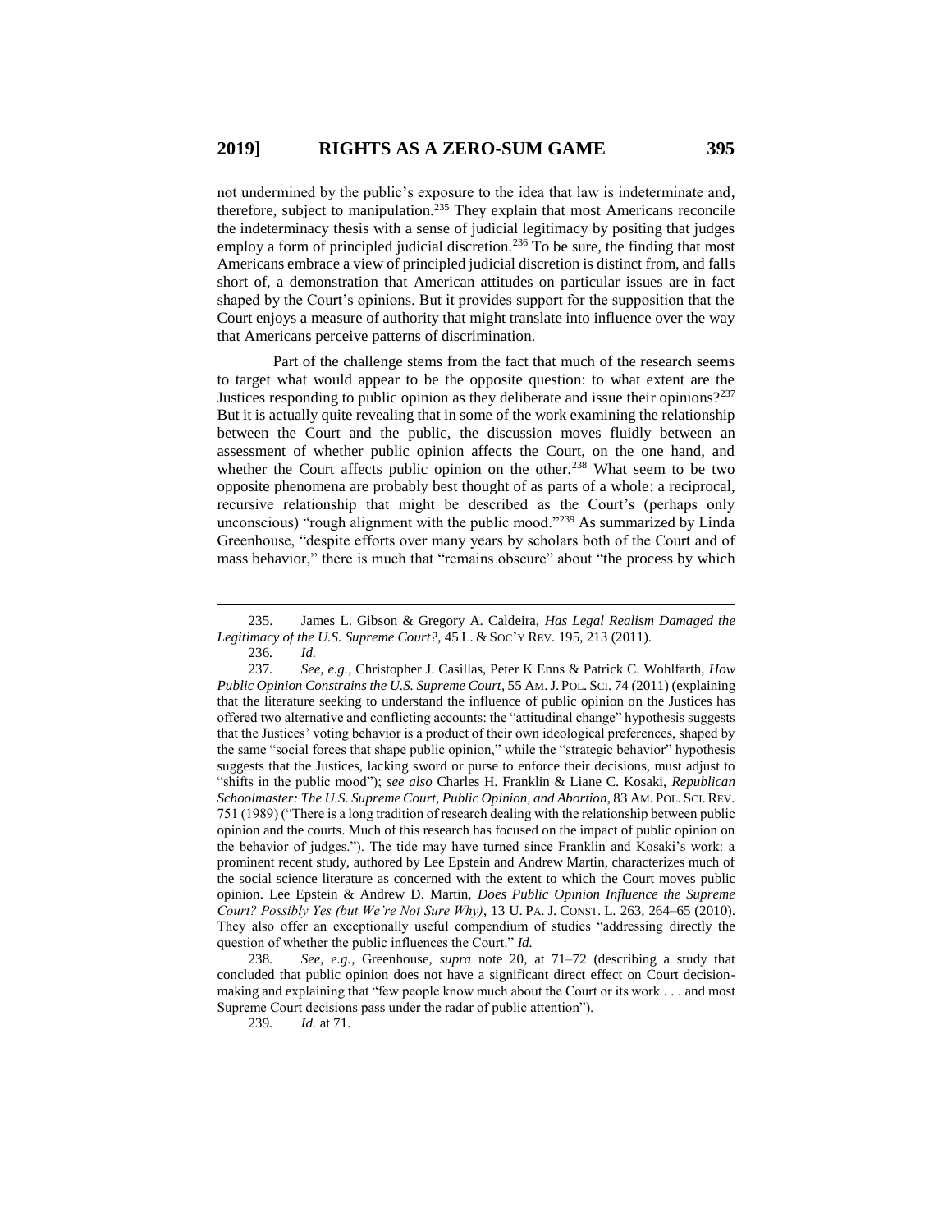not undermined by the public's exposure to the idea that law is indeterminate and, therefore, subject to manipulation.[235] They explain that most Americans reconcile the indeterminacy thesis with a sense of judicial legitimacy by positing that judges employ a form of principled judicial discretion.[236] To be sure, the finding that most Americans embrace a view of principled judicial discretion is distinct from, and falls short of, a demonstration that American attitudes on particular issues are in fact shaped by the Court's opinions. But it provides support for the supposition that the Court enjoys a measure of authority that might translate into influence over the way that Americans perceive patterns of discrimination.

Part of the challenge stems from the fact that much of the research seems to target what would appear to be the opposite question: to what extent are the Justices responding to public opinion as they deliberate and issue their opinions?[237] But it is actually quite revealing that in some of the work examining the relationship between the Court and the public, the discussion moves fluidly between an assessment of whether public opinion affects the Court, on the one hand, and whether the Court affects public opinion on the other.[238] What seem to be two opposite phenomena are probably best thought of as parts of a whole: a reciprocal, recursive relationship that might be described as the Court's (perhaps only unconscious) "rough alignment with the public mood."[239] As summarized by Linda Greenhouse, "despite efforts over many years by scholars both of the Court and of mass behavior," there is much that "remains obscure" about "the process by which

---

235. James L. Gibson & Gregory A. Caldeira, *Has Legal Realism Damaged the Legitimacy of the U.S. Supreme Court?*, 45 L. & SOC'Y REV. 195, 213 (2011).

236. *Id.*

237. *See, e.g.*, Christopher J. Casillas, Peter K Enns & Patrick C. Wohlfarth, *How Public Opinion Constrains the U.S. Supreme Court*, 55 AM. J. POL. SCI. 74 (2011) (explaining that the literature seeking to understand the influence of public opinion on the Justices has offered two alternative and conflicting accounts: the "attitudinal change" hypothesis suggests that the Justices' voting behavior is a product of their own ideological preferences, shaped by the same "social forces that shape public opinion," while the "strategic behavior" hypothesis suggests that the Justices, lacking sword or purse to enforce their decisions, must adjust to "shifts in the public mood"); *see also* Charles H. Franklin & Liane C. Kosaki, *Republican Schoolmaster: The U.S. Supreme Court, Public Opinion, and Abortion*, 83 AM. POL. SCI. REV. 751 (1989) ("There is a long tradition of research dealing with the relationship between public opinion and the courts. Much of this research has focused on the impact of public opinion on the behavior of judges."). The tide may have turned since Franklin and Kosaki's work: a prominent recent study, authored by Lee Epstein and Andrew Martin, characterizes much of the social science literature as concerned with the extent to which the Court moves public opinion. Lee Epstein & Andrew D. Martin, *Does Public Opinion Influence the Supreme Court? Possibly Yes (but We're Not Sure Why)*, 13 U. PA. J. CONST. L. 263, 264–65 (2010). They also offer an exceptionally useful compendium of studies "addressing directly the question of whether the public influences the Court." *Id.*

238. *See, e.g.*, Greenhouse, *supra* note 20, at 71–72 (describing a study that concluded that public opinion does not have a significant direct effect on Court decision-making and explaining that "few people know much about the Court or its work . . . and most Supreme Court decisions pass under the radar of public attention").

239. *Id.* at 71.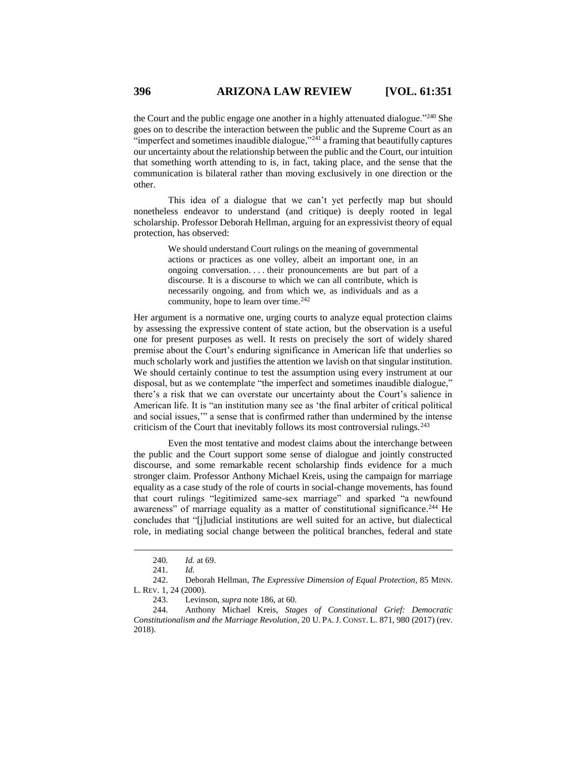the Court and the public engage one another in a highly attenuated dialogue."[240] She goes on to describe the interaction between the public and the Supreme Court as an "imperfect and sometimes inaudible dialogue,"[241] a framing that beautifully captures our uncertainty about the relationship between the public and the Court, our intuition that something worth attending to is, in fact, taking place, and the sense that the communication is bilateral rather than moving exclusively in one direction or the other.

This idea of a dialogue that we can't yet perfectly map but should nonetheless endeavor to understand (and critique) is deeply rooted in legal scholarship. Professor Deborah Hellman, arguing for an expressivist theory of equal protection, has observed:

> We should understand Court rulings on the meaning of governmental actions or practices as one volley, albeit an important one, in an ongoing conversation. . . . their pronouncements are but part of a discourse. It is a discourse to which we can all contribute, which is necessarily ongoing, and from which we, as individuals and as a community, hope to learn over time.[242]

Her argument is a normative one, urging courts to analyze equal protection claims by assessing the expressive content of state action, but the observation is a useful one for present purposes as well. It rests on precisely the sort of widely shared premise about the Court's enduring significance in American life that underlies so much scholarly work and justifies the attention we lavish on that singular institution. We should certainly continue to test the assumption using every instrument at our disposal, but as we contemplate "the imperfect and sometimes inaudible dialogue," there's a risk that we can overstate our uncertainty about the Court's salience in American life. It is "an institution many see as 'the final arbiter of critical political and social issues,'" a sense that is confirmed rather than undermined by the intense criticism of the Court that inevitably follows its most controversial rulings.[243]

Even the most tentative and modest claims about the interchange between the public and the Court support some sense of dialogue and jointly constructed discourse, and some remarkable recent scholarship finds evidence for a much stronger claim. Professor Anthony Michael Kreis, using the campaign for marriage equality as a case study of the role of courts in social-change movements, has found that court rulings "legitimized same-sex marriage" and sparked "a newfound awareness" of marriage equality as a matter of constitutional significance.[244] He concludes that "[j]udicial institutions are well suited for an active, but dialectical role, in mediating social change between the political branches, federal and state

---

240. *Id.* at 69.

241. *Id.*

242. Deborah Hellman, *The Expressive Dimension of Equal Protection*, 85 MINN. L. REV. 1, 24 (2000).

243. Levinson, *supra* note 186, at 60.

244. Anthony Michael Kreis, *Stages of Constitutional Grief: Democratic Constitutionalism and the Marriage Revolution*, 20 U. PA. J. CONST. L. 871, 980 (2017) (rev. 2018).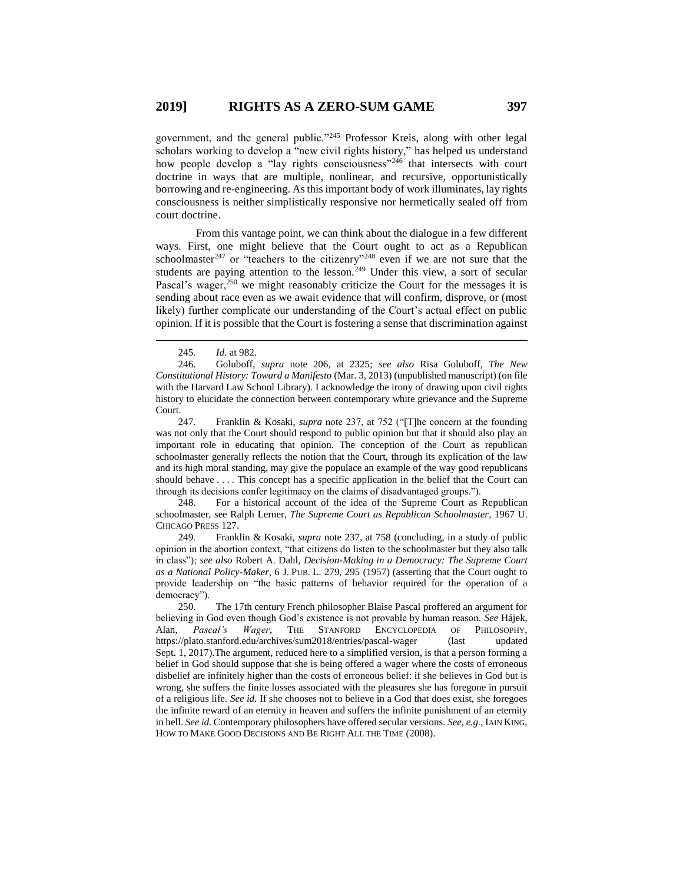government, and the general public."[245] Professor Kreis, along with other legal scholars working to develop a "new civil rights history," has helped us understand how people develop a "lay rights consciousness"[246] that intersects with court doctrine in ways that are multiple, nonlinear, and recursive, opportunistically borrowing and re-engineering. As this important body of work illuminates, lay rights consciousness is neither simplistically responsive nor hermetically sealed off from court doctrine.

From this vantage point, we can think about the dialogue in a few different ways. First, one might believe that the Court ought to act as a Republican schoolmaster[247] or "teachers to the citizenry"[248] even if we are not sure that the students are paying attention to the lesson.[249] Under this view, a sort of secular Pascal's wager,[250] we might reasonably criticize the Court for the messages it is sending about race even as we await evidence that will confirm, disprove, or (most likely) further complicate our understanding of the Court's actual effect on public opinion. If it is possible that the Court is fostering a sense that discrimination against

---

245. *Id.* at 982.

246. Goluboff, *supra* note 206, at 2325; *see also* Risa Goluboff, *The New Constitutional History: Toward a Manifesto* (Mar. 3, 2013) (unpublished manuscript) (on file with the Harvard Law School Library). I acknowledge the irony of drawing upon civil rights history to elucidate the connection between contemporary white grievance and the Supreme Court.

247. Franklin & Kosaki, *supra* note 237, at 752 ("[T]he concern at the founding was not only that the Court should respond to public opinion but that it should also play an important role in educating that opinion. The conception of the Court as republican schoolmaster generally reflects the notion that the Court, through its explication of the law and its high moral standing, may give the populace an example of the way good republicans should behave . . . . This concept has a specific application in the belief that the Court can through its decisions confer legitimacy on the claims of disadvantaged groups.").

248. For a historical account of the idea of the Supreme Court as Republican schoolmaster, see Ralph Lerner, *The Supreme Court as Republican Schoolmaster*, 1967 U. CHICAGO PRESS 127.

249. Franklin & Kosaki, *supra* note 237, at 758 (concluding, in a study of public opinion in the abortion context, "that citizens do listen to the schoolmaster but they also talk in class"); *see also* Robert A. Dahl, *Decision-Making in a Democracy: The Supreme Court as a National Policy-Maker*, 6 J. PUB. L. 279, 295 (1957) (asserting that the Court ought to provide leadership on "the basic patterns of behavior required for the operation of a democracy").

250. The 17th century French philosopher Blaise Pascal proffered an argument for believing in God even though God's existence is not provable by human reason. *See* Hájek, Alan, *Pascal's Wager*, THE STANFORD ENCYCLOPEDIA OF PHILOSOPHY, https://plato.stanford.edu/archives/sum2018/entries/pascal-wager (last updated Sept. 1, 2017).The argument, reduced here to a simplified version, is that a person forming a belief in God should suppose that she is being offered a wager where the costs of erroneous disbelief are infinitely higher than the costs of erroneous belief: if she believes in God but is wrong, she suffers the finite losses associated with the pleasures she has foregone in pursuit of a religious life. *See id.* If she chooses not to believe in a God that does exist, she foregoes the infinite reward of an eternity in heaven and suffers the infinite punishment of an eternity in hell. *See id.* Contemporary philosophers have offered secular versions. *See, e.g.*, IAIN KING, HOW TO MAKE GOOD DECISIONS AND BE RIGHT ALL THE TIME (2008).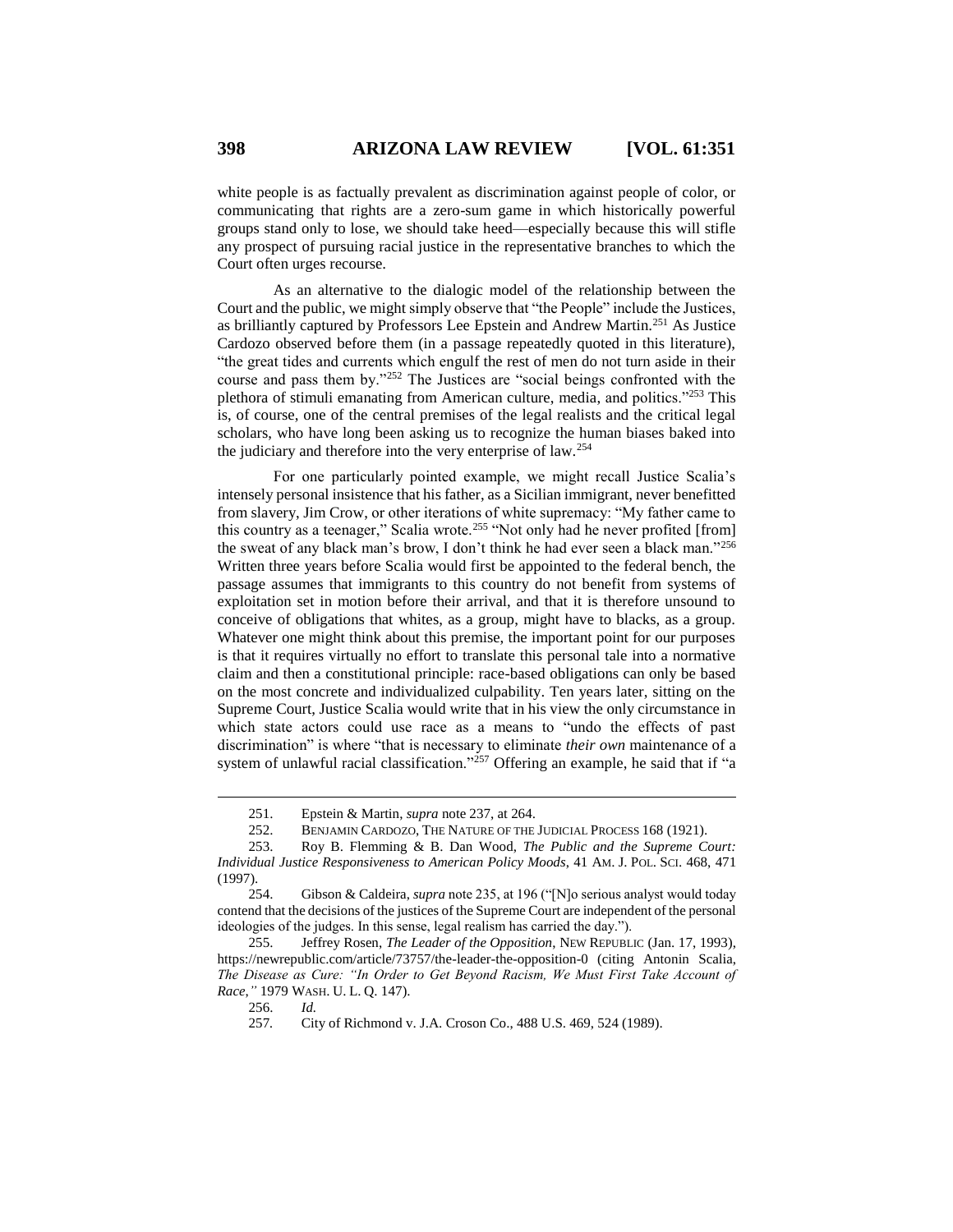white people is as factually prevalent as discrimination against people of color, or communicating that rights are a zero-sum game in which historically powerful groups stand only to lose, we should take heed—especially because this will stifle any prospect of pursuing racial justice in the representative branches to which the Court often urges recourse.

As an alternative to the dialogic model of the relationship between the Court and the public, we might simply observe that "the People" include the Justices, as brilliantly captured by Professors Lee Epstein and Andrew Martin.[251] As Justice Cardozo observed before them (in a passage repeatedly quoted in this literature), "the great tides and currents which engulf the rest of men do not turn aside in their course and pass them by."[252] The Justices are "social beings confronted with the plethora of stimuli emanating from American culture, media, and politics."[253] This is, of course, one of the central premises of the legal realists and the critical legal scholars, who have long been asking us to recognize the human biases baked into the judiciary and therefore into the very enterprise of law.[254]

For one particularly pointed example, we might recall Justice Scalia's intensely personal insistence that his father, as a Sicilian immigrant, never benefitted from slavery, Jim Crow, or other iterations of white supremacy: "My father came to this country as a teenager," Scalia wrote.[255] "Not only had he never profited [from] the sweat of any black man's brow, I don't think he had ever seen a black man."[256] Written three years before Scalia would first be appointed to the federal bench, the passage assumes that immigrants to this country do not benefit from systems of exploitation set in motion before their arrival, and that it is therefore unsound to conceive of obligations that whites, as a group, might have to blacks, as a group. Whatever one might think about this premise, the important point for our purposes is that it requires virtually no effort to translate this personal tale into a normative claim and then a constitutional principle: race-based obligations can only be based on the most concrete and individualized culpability. Ten years later, sitting on the Supreme Court, Justice Scalia would write that in his view the only circumstance in which state actors could use race as a means to "undo the effects of past discrimination" is where "that is necessary to eliminate *their own* maintenance of a system of unlawful racial classification."[257] Offering an example, he said that if "a

---

251. Epstein & Martin, *supra* note 237, at 264.

252. BENJAMIN CARDOZO, THE NATURE OF THE JUDICIAL PROCESS 168 (1921).

253. Roy B. Flemming & B. Dan Wood, *The Public and the Supreme Court: Individual Justice Responsiveness to American Policy Moods*, 41 AM. J. POL. SCI. 468, 471 (1997).

254. Gibson & Caldeira, *supra* note 235, at 196 ("[N]o serious analyst would today contend that the decisions of the justices of the Supreme Court are independent of the personal ideologies of the judges. In this sense, legal realism has carried the day.").

255. Jeffrey Rosen, *The Leader of the Opposition*, NEW REPUBLIC (Jan. 17, 1993), https://newrepublic.com/article/73757/the-leader-the-opposition-0 (citing Antonin Scalia, *The Disease as Cure: "In Order to Get Beyond Racism, We Must First Take Account of Race*,*"* 1979 WASH. U. L. Q. 147).

256. *Id.*

257. City of Richmond v. J.A. Croson Co., 488 U.S. 469, 524 (1989).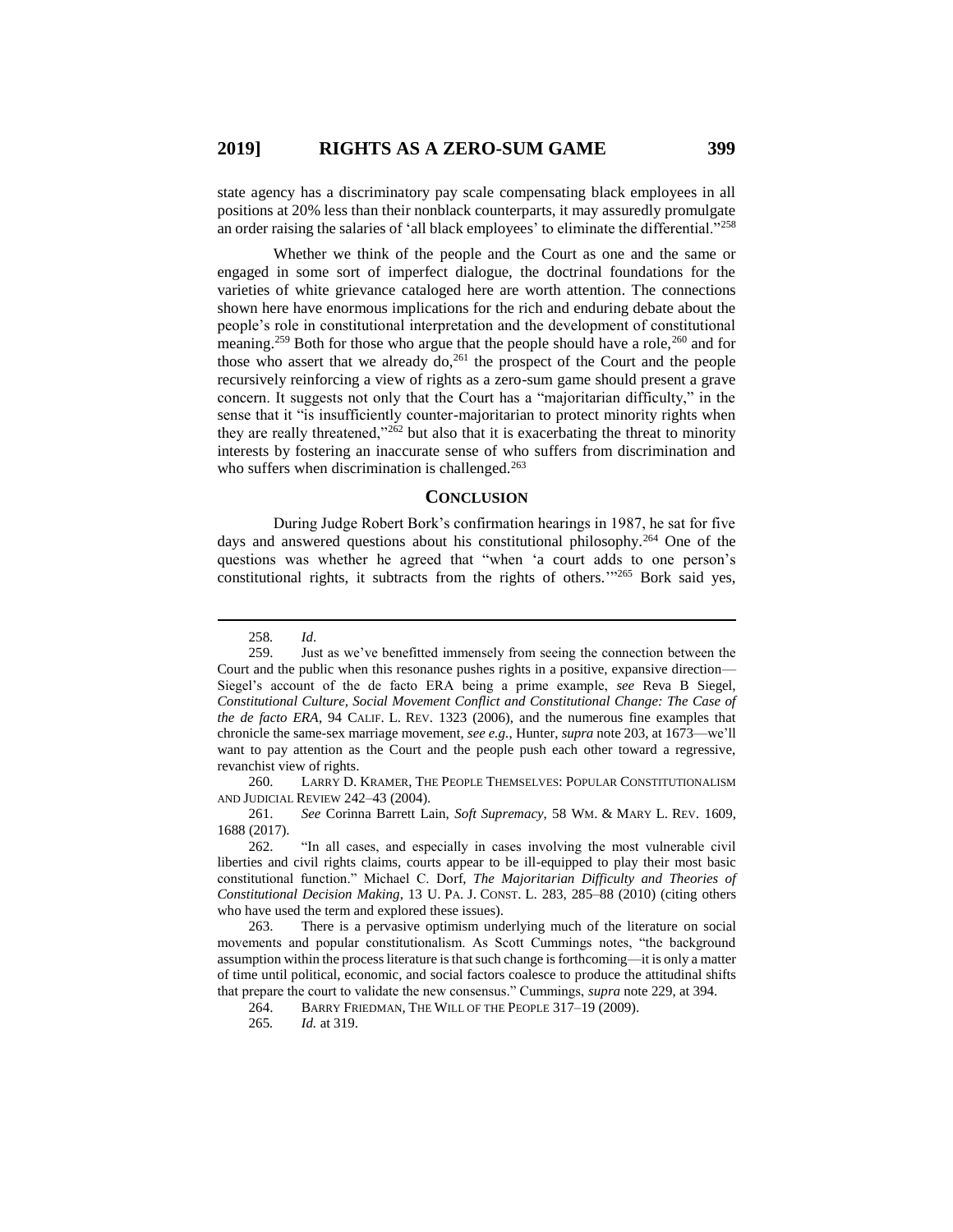state agency has a discriminatory pay scale compensating black employees in all positions at 20% less than their nonblack counterparts, it may assuredly promulgate an order raising the salaries of 'all black employees' to eliminate the differential."[258]

Whether we think of the people and the Court as one and the same or engaged in some sort of imperfect dialogue, the doctrinal foundations for the varieties of white grievance cataloged here are worth attention. The connections shown here have enormous implications for the rich and enduring debate about the people's role in constitutional interpretation and the development of constitutional meaning.[259] Both for those who argue that the people should have a role,[260] and for those who assert that we already do,[261] the prospect of the Court and the people recursively reinforcing a view of rights as a zero-sum game should present a grave concern. It suggests not only that the Court has a "majoritarian difficulty," in the sense that it "is insufficiently counter-majoritarian to protect minority rights when they are really threatened,"[262] but also that it is exacerbating the threat to minority interests by fostering an inaccurate sense of who suffers from discrimination and who suffers when discrimination is challenged.[263]

## CONCLUSION

During Judge Robert Bork's confirmation hearings in 1987, he sat for five days and answered questions about his constitutional philosophy.[264] One of the questions was whether he agreed that "when 'a court adds to one person's constitutional rights, it subtracts from the rights of others.'"[265] Bork said yes,

---

258. *Id*.

259. Just as we've benefitted immensely from seeing the connection between the Court and the public when this resonance pushes rights in a positive, expansive direction—Siegel's account of the de facto ERA being a prime example, *see* Reva B Siegel, *Constitutional Culture, Social Movement Conflict and Constitutional Change: The Case of the de facto ERA*, 94 CALIF. L. REV. 1323 (2006), and the numerous fine examples that chronicle the same-sex marriage movement, *see e.g.*, Hunter, *supra* note 203, at 1673—we'll want to pay attention as the Court and the people push each other toward a regressive, revanchist view of rights.

260. LARRY D. KRAMER, THE PEOPLE THEMSELVES: POPULAR CONSTITUTIONALISM AND JUDICIAL REVIEW 242–43 (2004).

261. *See* Corinna Barrett Lain, *Soft Supremacy*, 58 WM. & MARY L. REV. 1609, 1688 (2017).

262. "In all cases, and especially in cases involving the most vulnerable civil liberties and civil rights claims, courts appear to be ill-equipped to play their most basic constitutional function." Michael C. Dorf, *The Majoritarian Difficulty and Theories of Constitutional Decision Making*, 13 U. PA. J. CONST. L. 283, 285–88 (2010) (citing others who have used the term and explored these issues).

263. There is a pervasive optimism underlying much of the literature on social movements and popular constitutionalism. As Scott Cummings notes, "the background assumption within the process literature is that such change is forthcoming—it is only a matter of time until political, economic, and social factors coalesce to produce the attitudinal shifts that prepare the court to validate the new consensus." Cummings, *supra* note 229, at 394.

264. BARRY FRIEDMAN, THE WILL OF THE PEOPLE 317–19 (2009).

265. *Id.* at 319.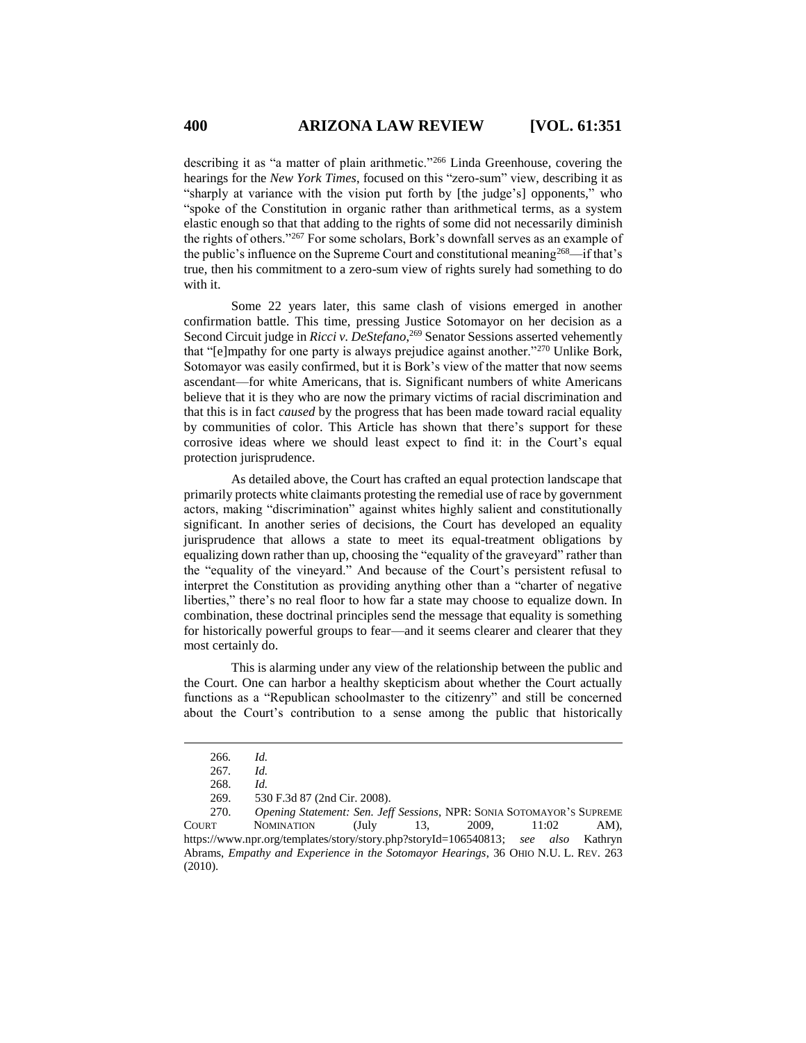describing it as "a matter of plain arithmetic."[266] Linda Greenhouse, covering the hearings for the *New York Times*, focused on this "zero-sum" view, describing it as "sharply at variance with the vision put forth by [the judge's] opponents," who "spoke of the Constitution in organic rather than arithmetical terms, as a system elastic enough so that that adding to the rights of some did not necessarily diminish the rights of others."[267] For some scholars, Bork's downfall serves as an example of the public's influence on the Supreme Court and constitutional meaning[268]—if that's true, then his commitment to a zero-sum view of rights surely had something to do with it.

Some 22 years later, this same clash of visions emerged in another confirmation battle. This time, pressing Justice Sotomayor on her decision as a Second Circuit judge in *Ricci v. DeStefano*,[269] Senator Sessions asserted vehemently that "[e]mpathy for one party is always prejudice against another."[270] Unlike Bork, Sotomayor was easily confirmed, but it is Bork's view of the matter that now seems ascendant—for white Americans, that is. Significant numbers of white Americans believe that it is they who are now the primary victims of racial discrimination and that this is in fact *caused* by the progress that has been made toward racial equality by communities of color. This Article has shown that there's support for these corrosive ideas where we should least expect to find it: in the Court's equal protection jurisprudence.

As detailed above, the Court has crafted an equal protection landscape that primarily protects white claimants protesting the remedial use of race by government actors, making "discrimination" against whites highly salient and constitutionally significant. In another series of decisions, the Court has developed an equality jurisprudence that allows a state to meet its equal-treatment obligations by equalizing down rather than up, choosing the "equality of the graveyard" rather than the "equality of the vineyard." And because of the Court's persistent refusal to interpret the Constitution as providing anything other than a "charter of negative liberties," there's no real floor to how far a state may choose to equalize down. In combination, these doctrinal principles send the message that equality is something for historically powerful groups to fear—and it seems clearer and clearer that they most certainly do.

This is alarming under any view of the relationship between the public and the Court. One can harbor a healthy skepticism about whether the Court actually functions as a "Republican schoolmaster to the citizenry" and still be concerned about the Court's contribution to a sense among the public that historically

---

266. *Id.*

267. *Id.*

268. *Id.*

269. 530 F.3d 87 (2nd Cir. 2008).

270. *Opening Statement: Sen. Jeff Sessions*, NPR: SONIA SOTOMAYOR'S SUPREME COURT NOMINATION (July 13, 2009, 11:02 AM), https://www.npr.org/templates/story/story.php?storyId=106540813; *see also* Kathryn Abrams, *Empathy and Experience in the Sotomayor Hearings*, 36 OHIO N.U. L. REV. 263 (2010).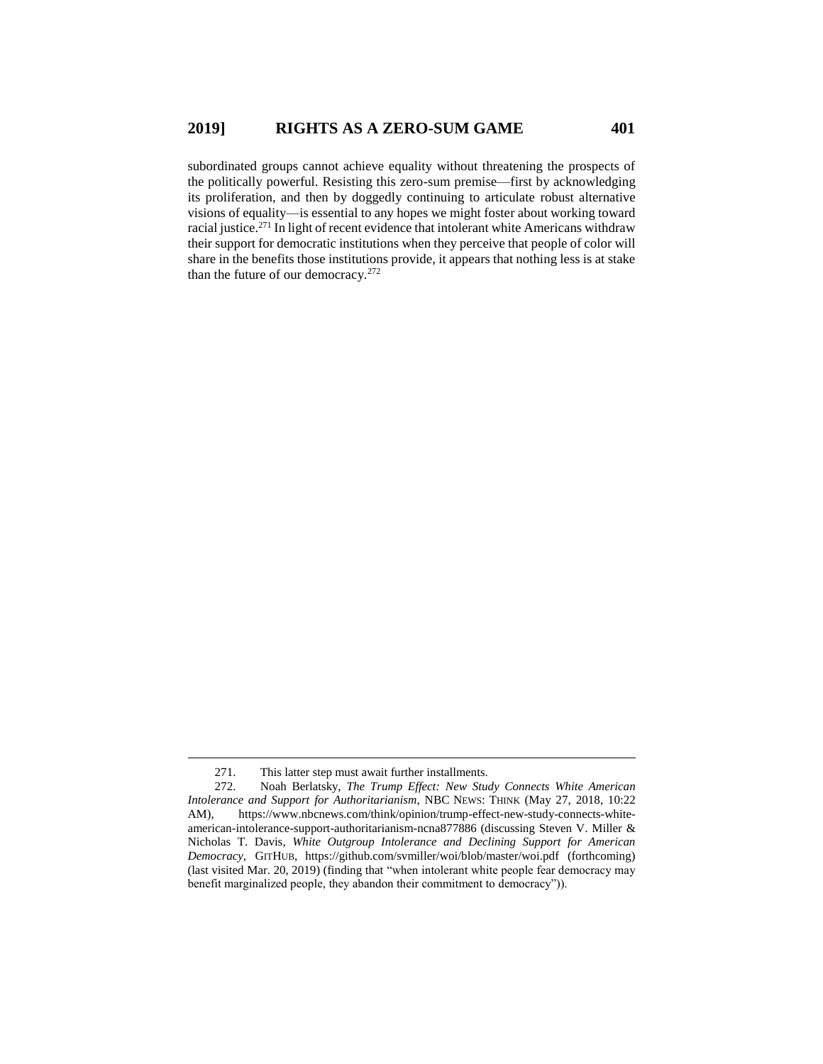subordinated groups cannot achieve equality without threatening the prospects of the politically powerful. Resisting this zero-sum premise—first by acknowledging its proliferation, and then by doggedly continuing to articulate robust alternative visions of equality—is essential to any hopes we might foster about working toward racial justice.[271] In light of recent evidence that intolerant white Americans withdraw their support for democratic institutions when they perceive that people of color will share in the benefits those institutions provide, it appears that nothing less is at stake than the future of our democracy.[272]

---

271. This latter step must await further installments.

272. Noah Berlatsky, *The Trump Effect: New Study Connects White American Intolerance and Support for Authoritarianism*, NBC NEWS: THINK (May 27, 2018, 10:22 AM), https://www.nbcnews.com/think/opinion/trump-effect-new-study-connects-white-american-intolerance-support-authoritarianism-ncna877886 (discussing Steven V. Miller & Nicholas T. Davis, *White Outgroup Intolerance and Declining Support for American Democracy*, GITHUB, https://github.com/svmiller/woi/blob/master/woi.pdf (forthcoming) (last visited Mar. 20, 2019) (finding that "when intolerant white people fear democracy may benefit marginalized people, they abandon their commitment to democracy")).